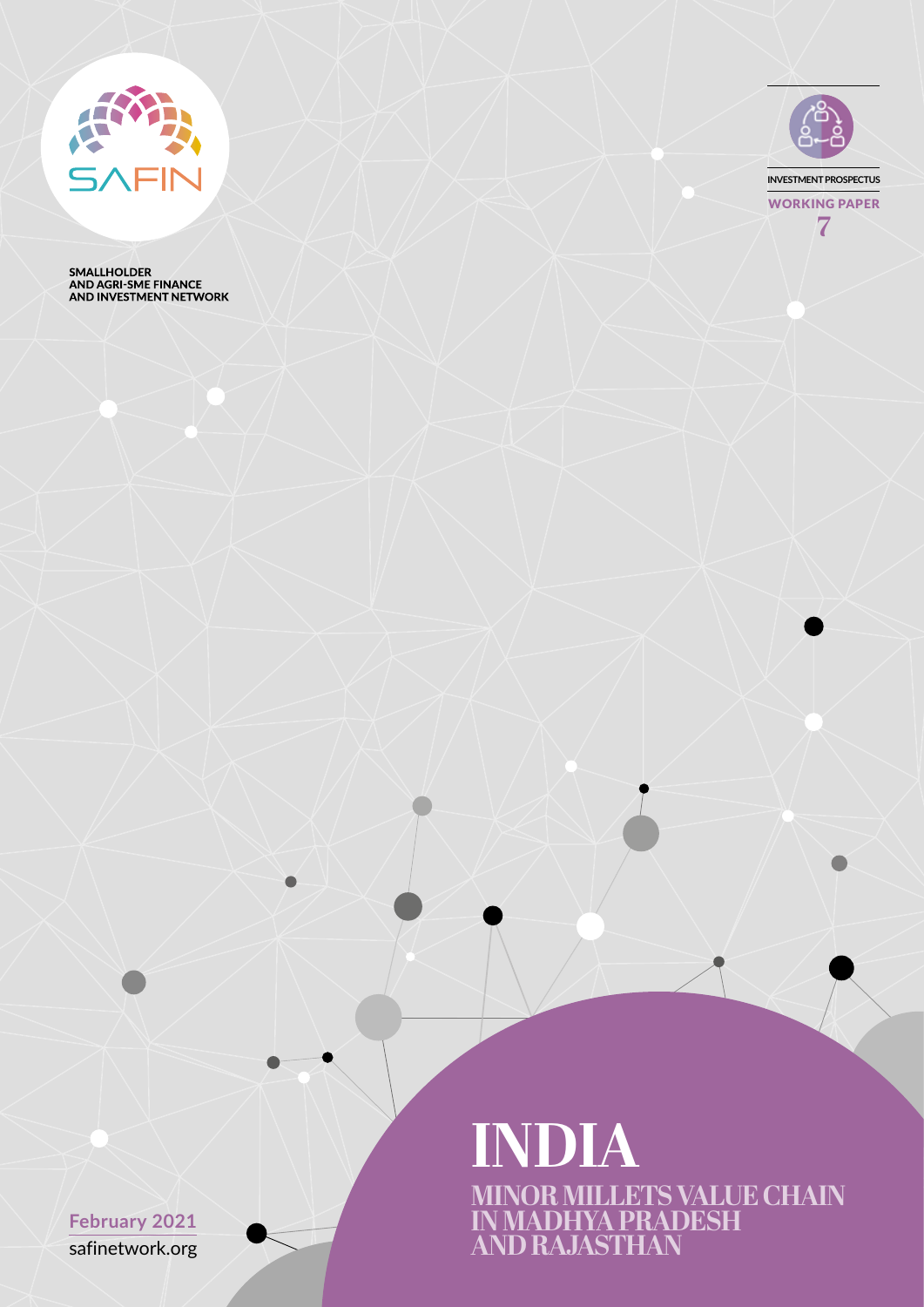SAFIN

SMALLHOLDER
AND AGRI-SME FINANCE
AND INVESTMENT NETWORK

INVESTMENT PROSPECTUS

WORKING PAPER
7

# INDIA

## MINOR MILLETS VALUE CHAIN IN MADHYA PRADESH AND RAJASTHAN

February 2021

safinetwork.org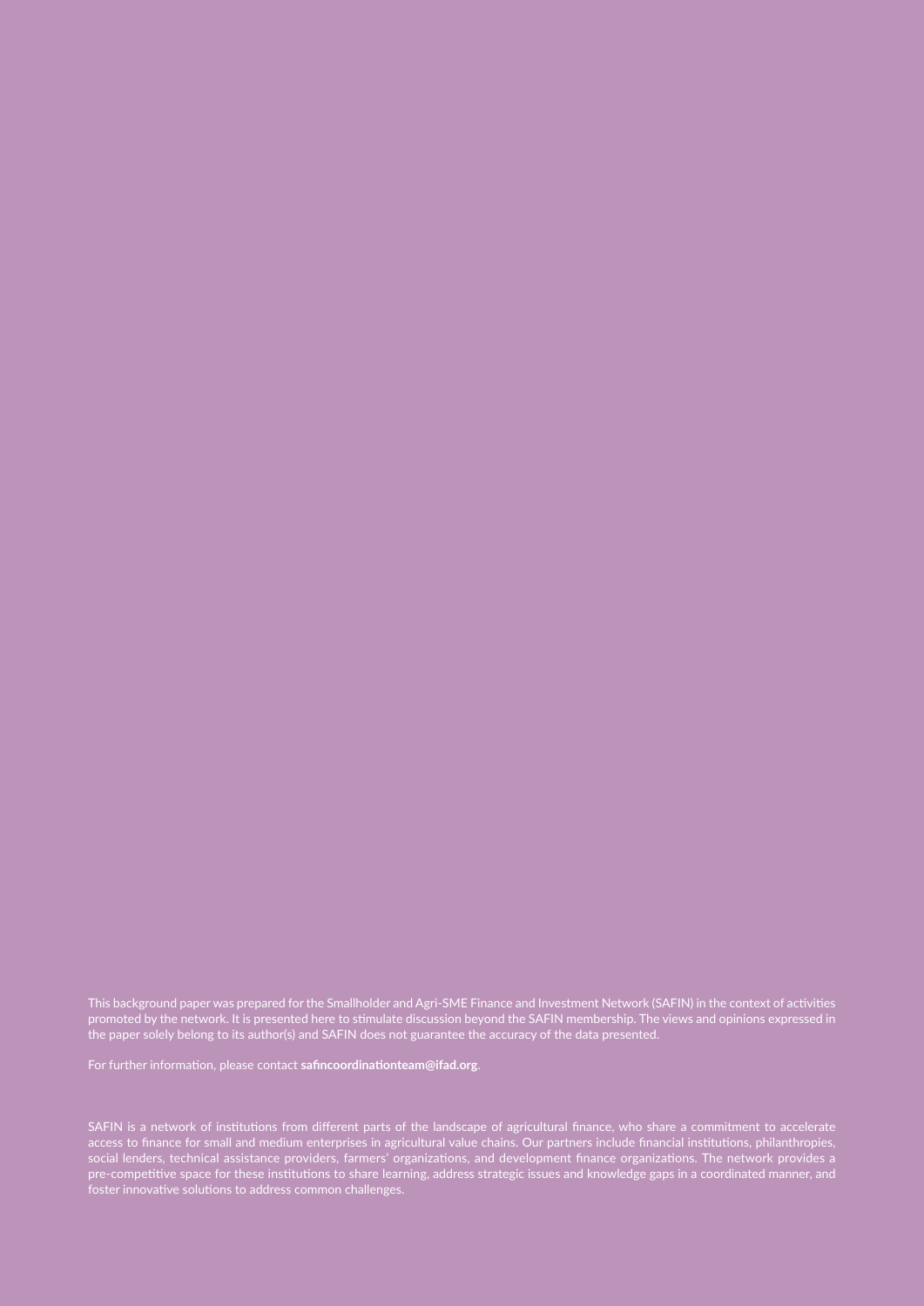This background paper was prepared for the Smallholder and Agri-SME Finance and Investment Network (SAFIN) in the context of activities promoted by the network. It is presented here to stimulate discussion beyond the SAFIN membership. The views and opinions expressed in the paper solely belong to its author(s) and SAFIN does not guarantee the accuracy of the data presented.

For further information, please contact **safincoordinationteam@ifad.org**.

SAFIN is a network of institutions from different parts of the landscape of agricultural finance, who share a commitment to accelerate access to finance for small and medium enterprises in agricultural value chains. Our partners include financial institutions, philanthropies, social lenders, technical assistance providers, farmers' organizations, and development finance organizations. The network provides a pre-competitive space for these institutions to share learning, address strategic issues and knowledge gaps in a coordinated manner, and foster innovative solutions to address common challenges.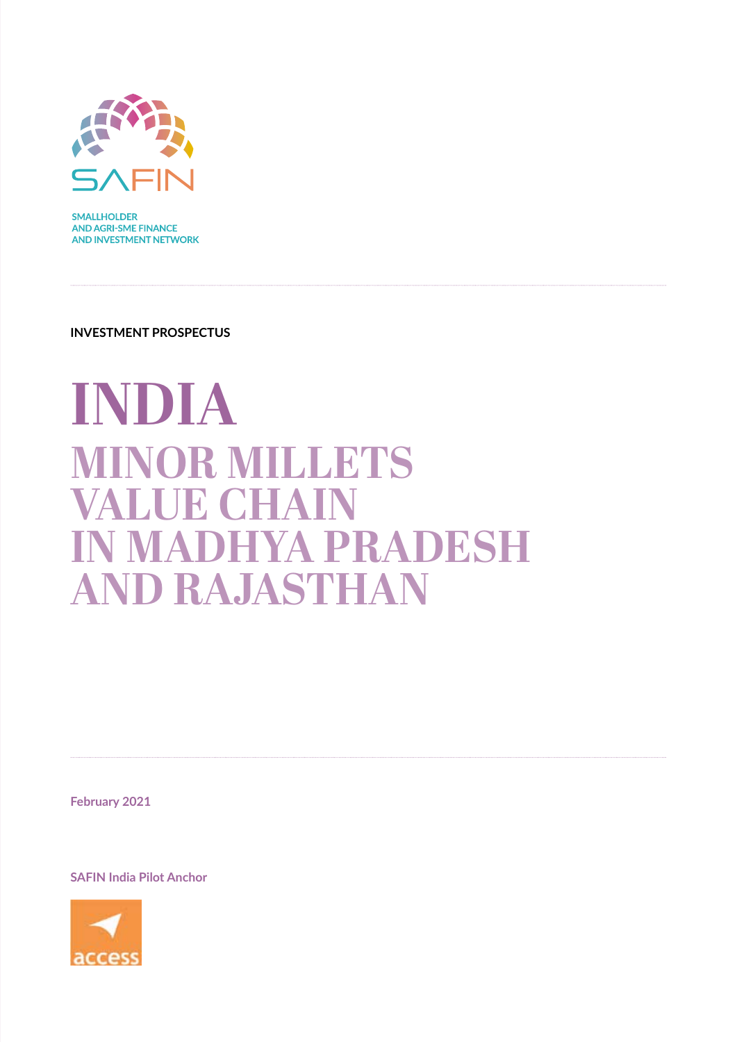SAFIN

SMALLHOLDER
AND AGRI-SME FINANCE
AND INVESTMENT NETWORK

INVESTMENT PROSPECTUS

# INDIA

## MINOR MILLETS VALUE CHAIN IN MADHYA PRADESH AND RAJASTHAN

February 2021

SAFIN India Pilot Anchor

access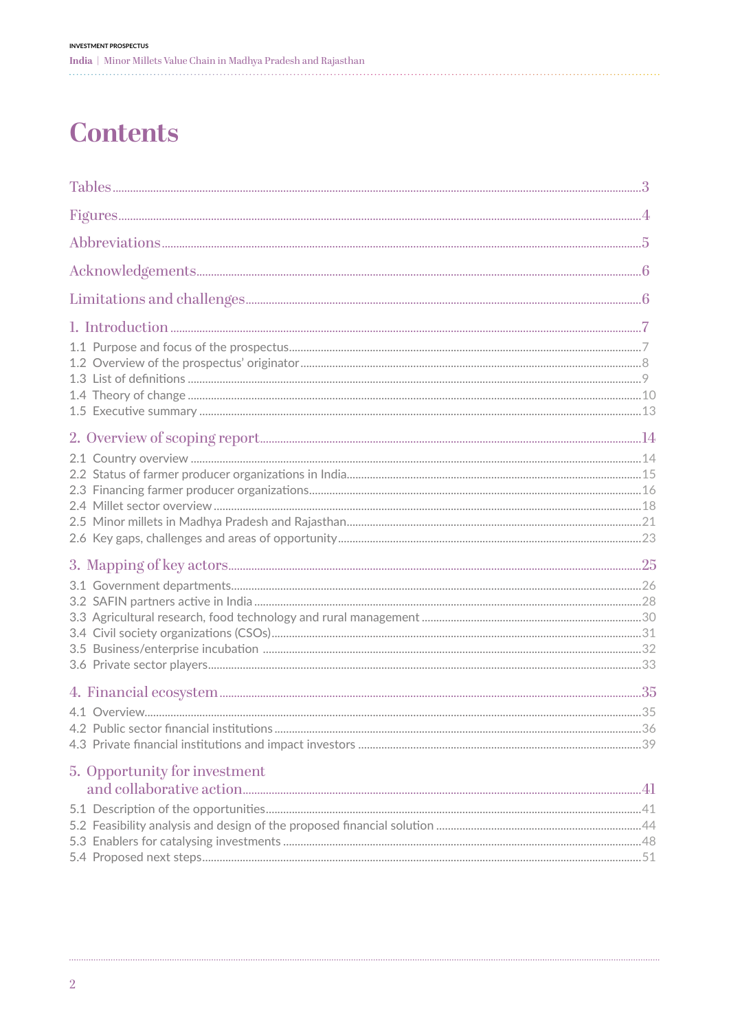# Contents

Tables ... 3

Figures ... 4

Abbreviations ... 5

Acknowledgements ... 6

Limitations and challenges ... 6

1. Introduction ... 7
   - 1.1 Purpose and focus of the prospectus ... 7
   - 1.2 Overview of the prospectus' originator ... 8
   - 1.3 List of definitions ... 9
   - 1.4 Theory of change ... 10
   - 1.5 Executive summary ... 13

2. Overview of scoping report ... 14
   - 2.1 Country overview ... 14
   - 2.2 Status of farmer producer organizations in India ... 15
   - 2.3 Financing farmer producer organizations ... 16
   - 2.4 Millet sector overview ... 18
   - 2.5 Minor millets in Madhya Pradesh and Rajasthan ... 21
   - 2.6 Key gaps, challenges and areas of opportunity ... 23

3. Mapping of key actors ... 25
   - 3.1 Government departments ... 26
   - 3.2 SAFIN partners active in India ... 28
   - 3.3 Agricultural research, food technology and rural management ... 30
   - 3.4 Civil society organizations (CSOs) ... 31
   - 3.5 Business/enterprise incubation ... 32
   - 3.6 Private sector players ... 33

4. Financial ecosystem ... 35
   - 4.1 Overview ... 35
   - 4.2 Public sector financial institutions ... 36
   - 4.3 Private financial institutions and impact investors ... 39

5. Opportunity for investment and collaborative action ... 41
   - 5.1 Description of the opportunities ... 41
   - 5.2 Feasibility analysis and design of the proposed financial solution ... 44
   - 5.3 Enablers for catalysing investments ... 48
   - 5.4 Proposed next steps ... 51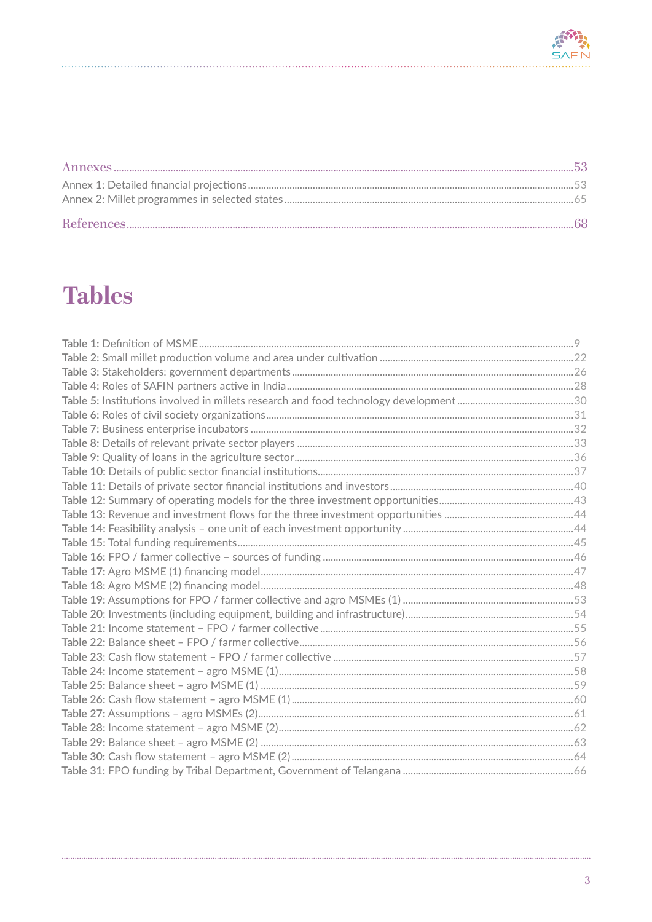Annexes ....................................................................................................................................................53

Annex 1: Detailed financial projections ..........................................................................................................53

Annex 2: Millet programmes in selected states ..............................................................................................65

References ................................................................................................................................................68

# Tables

**Table 1:** Definition of MSME ................................................................................................................9

**Table 2:** Small millet production volume and area under cultivation ....................................................22

**Table 3:** Stakeholders: government departments ...................................................................................26

**Table 4:** Roles of SAFIN partners active in India ....................................................................................28

**Table 5:** Institutions involved in millets research and food technology development ..............................30

**Table 6:** Roles of civil society organizations ...........................................................................................31

**Table 7:** Business enterprise incubators .................................................................................................32

**Table 8:** Details of relevant private sector players ..................................................................................33

**Table 9:** Quality of loans in the agriculture sector ..................................................................................36

**Table 10:** Details of public sector financial institutions ............................................................................37

**Table 11:** Details of private sector financial institutions and investors .....................................................40

**Table 12:** Summary of operating models for the three investment opportunities ......................................43

**Table 13:** Revenue and investment flows for the three investment opportunities .....................................44

**Table 14:** Feasibility analysis – one unit of each investment opportunity ...................................................44

**Table 15:** Total funding requirements .....................................................................................................45

**Table 16:** FPO / farmer collective – sources of funding ...........................................................................46

**Table 17:** Agro MSME (1) financing model ...............................................................................................47

**Table 18:** Agro MSME (2) financing model ...............................................................................................48

**Table 19:** Assumptions for FPO / farmer collective and agro MSMEs (1) ...................................................53

**Table 20:** Investments (including equipment, building and infrastructure) ..................................................54

**Table 21:** Income statement – FPO / farmer collective ..............................................................................55

**Table 22:** Balance sheet – FPO / farmer collective ....................................................................................56

**Table 23:** Cash flow statement – FPO / farmer collective ..........................................................................57

**Table 24:** Income statement – agro MSME (1) ..........................................................................................58

**Table 25:** Balance sheet – agro MSME (1) ................................................................................................59

**Table 26:** Cash flow statement – agro MSME (1) .......................................................................................60

**Table 27:** Assumptions – agro MSMEs (2) ..................................................................................................61

**Table 28:** Income statement – agro MSME (2) ..........................................................................................62

**Table 29:** Balance sheet – agro MSME (2) ................................................................................................63

**Table 30:** Cash flow statement – agro MSME (2) .......................................................................................64

**Table 31:** FPO funding by Tribal Department, Government of Telangana ...................................................66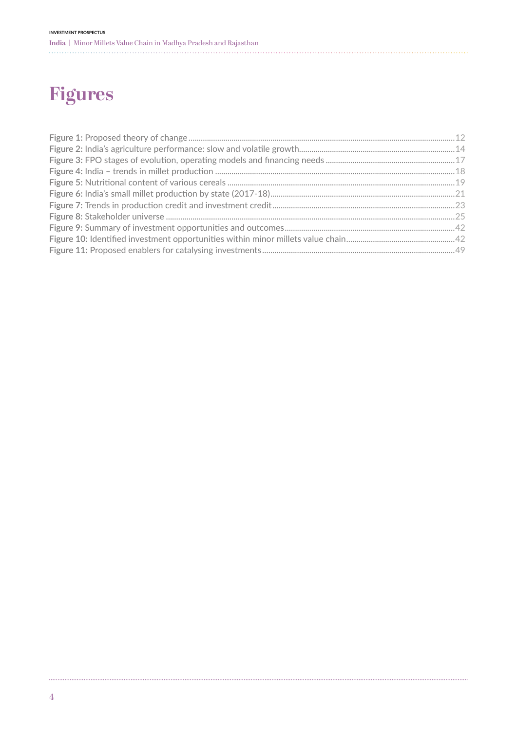# Figures

**Figure 1:** Proposed theory of change .......... 12
**Figure 2:** India's agriculture performance: slow and volatile growth .......... 14
**Figure 3:** FPO stages of evolution, operating models and financing needs .......... 17
**Figure 4:** India – trends in millet production .......... 18
**Figure 5:** Nutritional content of various cereals .......... 19
**Figure 6:** India's small millet production by state (2017-18) .......... 21
**Figure 7:** Trends in production credit and investment credit .......... 23
**Figure 8:** Stakeholder universe .......... 25
**Figure 9:** Summary of investment opportunities and outcomes .......... 42
**Figure 10:** Identified investment opportunities within minor millets value chain .......... 42
**Figure 11:** Proposed enablers for catalysing investments .......... 49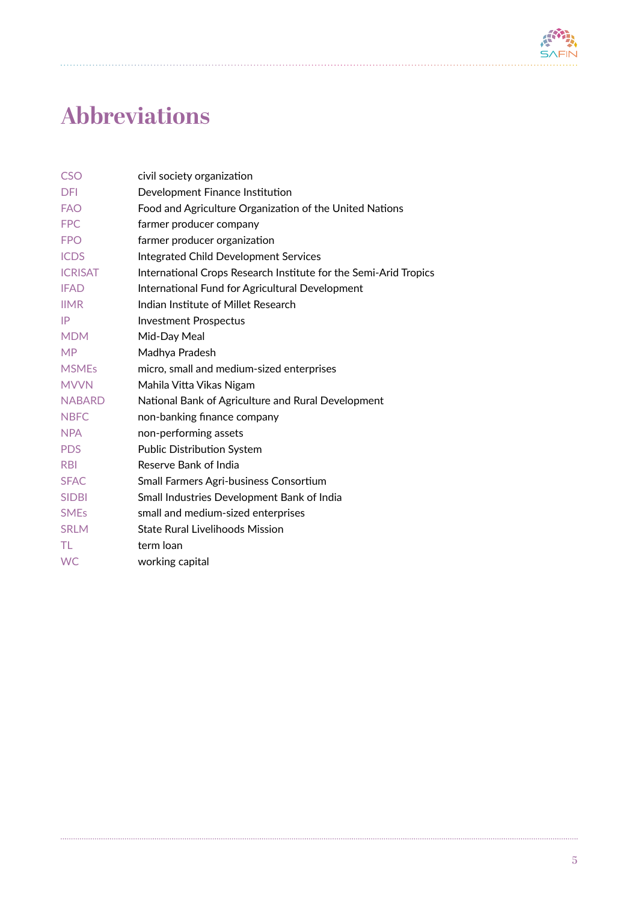# Abbreviations

| | |
|---|---|
| CSO | civil society organization |
| DFI | Development Finance Institution |
| FAO | Food and Agriculture Organization of the United Nations |
| FPC | farmer producer company |
| FPO | farmer producer organization |
| ICDS | Integrated Child Development Services |
| ICRISAT | International Crops Research Institute for the Semi-Arid Tropics |
| IFAD | International Fund for Agricultural Development |
| IIMR | Indian Institute of Millet Research |
| IP | Investment Prospectus |
| MDM | Mid-Day Meal |
| MP | Madhya Pradesh |
| MSMEs | micro, small and medium-sized enterprises |
| MVVN | Mahila Vitta Vikas Nigam |
| NABARD | National Bank of Agriculture and Rural Development |
| NBFC | non-banking finance company |
| NPA | non-performing assets |
| PDS | Public Distribution System |
| RBI | Reserve Bank of India |
| SFAC | Small Farmers Agri-business Consortium |
| SIDBI | Small Industries Development Bank of India |
| SMEs | small and medium-sized enterprises |
| SRLM | State Rural Livelihoods Mission |
| TL | term loan |
| WC | working capital |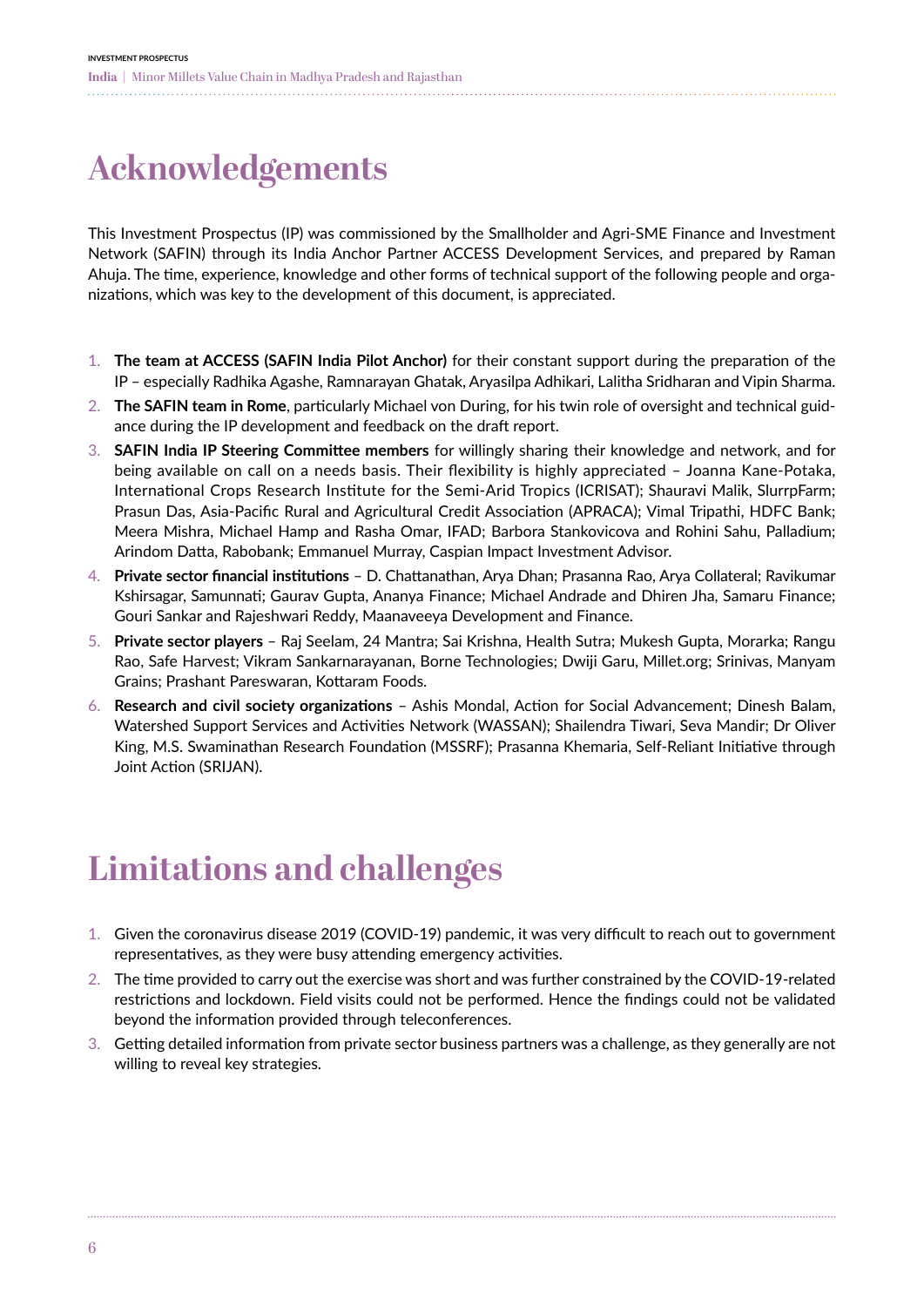# Acknowledgements

This Investment Prospectus (IP) was commissioned by the Smallholder and Agri-SME Finance and Investment Network (SAFIN) through its India Anchor Partner ACCESS Development Services, and prepared by Raman Ahuja. The time, experience, knowledge and other forms of technical support of the following people and organizations, which was key to the development of this document, is appreciated.

1. **The team at ACCESS (SAFIN India Pilot Anchor)** for their constant support during the preparation of the IP – especially Radhika Agashe, Ramnarayan Ghatak, Aryasilpa Adhikari, Lalitha Sridharan and Vipin Sharma.
2. **The SAFIN team in Rome**, particularly Michael von During, for his twin role of oversight and technical guidance during the IP development and feedback on the draft report.
3. **SAFIN India IP Steering Committee members** for willingly sharing their knowledge and network, and for being available on call on a needs basis. Their flexibility is highly appreciated – Joanna Kane-Potaka, International Crops Research Institute for the Semi-Arid Tropics (ICRISAT); Shauravi Malik, SlurrpFarm; Prasun Das, Asia-Pacific Rural and Agricultural Credit Association (APRACA); Vimal Tripathi, HDFC Bank; Meera Mishra, Michael Hamp and Rasha Omar, IFAD; Barbora Stankovicova and Rohini Sahu, Palladium; Arindom Datta, Rabobank; Emmanuel Murray, Caspian Impact Investment Advisor.
4. **Private sector financial institutions** – D. Chattanathan, Arya Dhan; Prasanna Rao, Arya Collateral; Ravikumar Kshirsagar, Samunnati; Gaurav Gupta, Ananya Finance; Michael Andrade and Dhiren Jha, Samaru Finance; Gouri Sankar and Rajeshwari Reddy, Maanaveeya Development and Finance.
5. **Private sector players** – Raj Seelam, 24 Mantra; Sai Krishna, Health Sutra; Mukesh Gupta, Morarka; Rangu Rao, Safe Harvest; Vikram Sankarnarayanan, Borne Technologies; Dwiji Garu, Millet.org; Srinivas, Manyam Grains; Prashant Pareswaran, Kottaram Foods.
6. **Research and civil society organizations** – Ashis Mondal, Action for Social Advancement; Dinesh Balam, Watershed Support Services and Activities Network (WASSAN); Shailendra Tiwari, Seva Mandir; Dr Oliver King, M.S. Swaminathan Research Foundation (MSSRF); Prasanna Khemaria, Self-Reliant Initiative through Joint Action (SRIJAN).

# Limitations and challenges

1. Given the coronavirus disease 2019 (COVID-19) pandemic, it was very difficult to reach out to government representatives, as they were busy attending emergency activities.
2. The time provided to carry out the exercise was short and was further constrained by the COVID-19-related restrictions and lockdown. Field visits could not be performed. Hence the findings could not be validated beyond the information provided through teleconferences.
3. Getting detailed information from private sector business partners was a challenge, as they generally are not willing to reveal key strategies.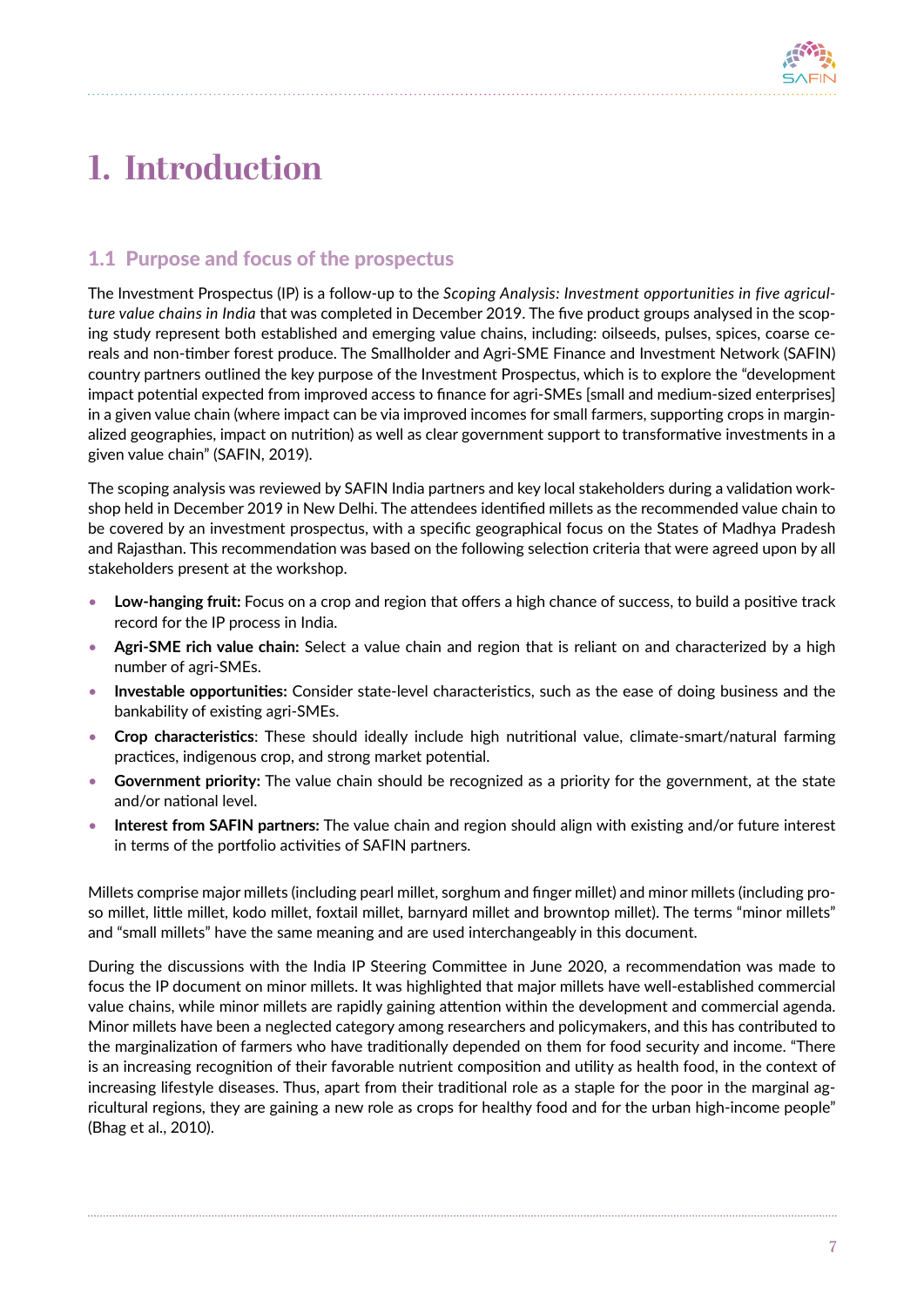# 1. Introduction

## 1.1 Purpose and focus of the prospectus

The Investment Prospectus (IP) is a follow-up to the *Scoping Analysis: Investment opportunities in five agriculture value chains in India* that was completed in December 2019. The five product groups analysed in the scoping study represent both established and emerging value chains, including: oilseeds, pulses, spices, coarse cereals and non-timber forest produce. The Smallholder and Agri-SME Finance and Investment Network (SAFIN) country partners outlined the key purpose of the Investment Prospectus, which is to explore the "development impact potential expected from improved access to finance for agri-SMEs [small and medium-sized enterprises] in a given value chain (where impact can be via improved incomes for small farmers, supporting crops in marginalized geographies, impact on nutrition) as well as clear government support to transformative investments in a given value chain" (SAFIN, 2019).

The scoping analysis was reviewed by SAFIN India partners and key local stakeholders during a validation workshop held in December 2019 in New Delhi. The attendees identified millets as the recommended value chain to be covered by an investment prospectus, with a specific geographical focus on the States of Madhya Pradesh and Rajasthan. This recommendation was based on the following selection criteria that were agreed upon by all stakeholders present at the workshop.

- **Low-hanging fruit:** Focus on a crop and region that offers a high chance of success, to build a positive track record for the IP process in India.
- **Agri-SME rich value chain:** Select a value chain and region that is reliant on and characterized by a high number of agri-SMEs.
- **Investable opportunities:** Consider state-level characteristics, such as the ease of doing business and the bankability of existing agri-SMEs.
- **Crop characteristics**: These should ideally include high nutritional value, climate-smart/natural farming practices, indigenous crop, and strong market potential.
- **Government priority:** The value chain should be recognized as a priority for the government, at the state and/or national level.
- **Interest from SAFIN partners:** The value chain and region should align with existing and/or future interest in terms of the portfolio activities of SAFIN partners.

Millets comprise major millets (including pearl millet, sorghum and finger millet) and minor millets (including proso millet, little millet, kodo millet, foxtail millet, barnyard millet and browntop millet). The terms "minor millets" and "small millets" have the same meaning and are used interchangeably in this document.

During the discussions with the India IP Steering Committee in June 2020, a recommendation was made to focus the IP document on minor millets. It was highlighted that major millets have well-established commercial value chains, while minor millets are rapidly gaining attention within the development and commercial agenda. Minor millets have been a neglected category among researchers and policymakers, and this has contributed to the marginalization of farmers who have traditionally depended on them for food security and income. "There is an increasing recognition of their favorable nutrient composition and utility as health food, in the context of increasing lifestyle diseases. Thus, apart from their traditional role as a staple for the poor in the marginal agricultural regions, they are gaining a new role as crops for healthy food and for the urban high-income people" (Bhag et al., 2010).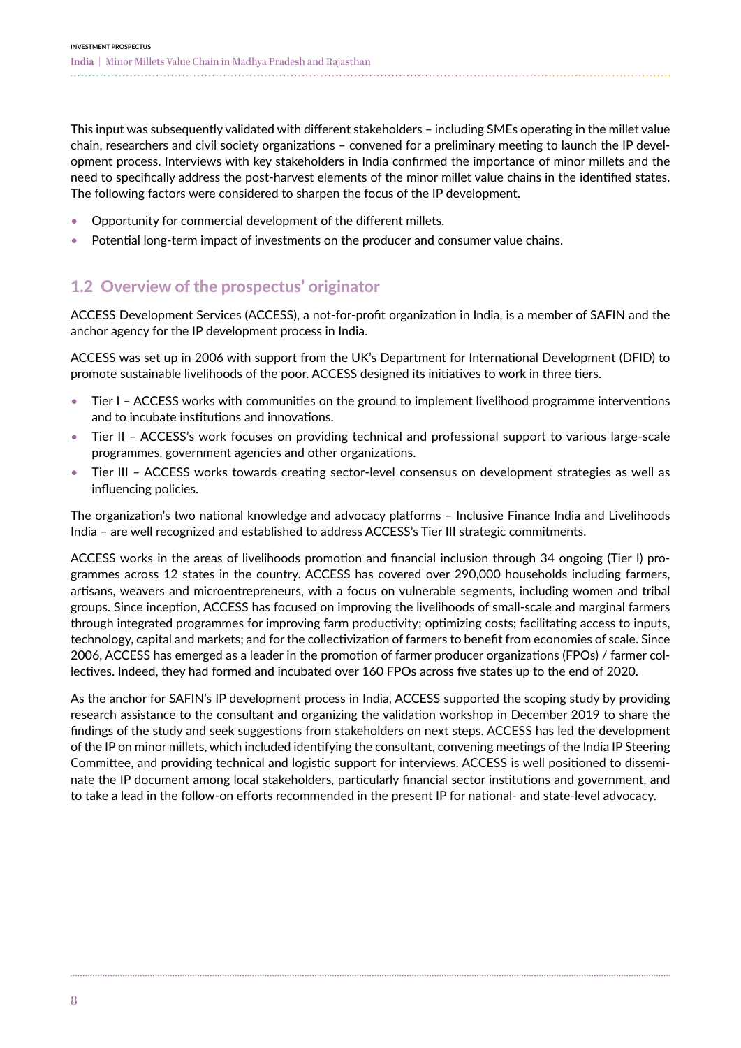This input was subsequently validated with different stakeholders – including SMEs operating in the millet value chain, researchers and civil society organizations – convened for a preliminary meeting to launch the IP development process. Interviews with key stakeholders in India confirmed the importance of minor millets and the need to specifically address the post-harvest elements of the minor millet value chains in the identified states. The following factors were considered to sharpen the focus of the IP development.

- Opportunity for commercial development of the different millets.
- Potential long-term impact of investments on the producer and consumer value chains.

## 1.2 Overview of the prospectus' originator

ACCESS Development Services (ACCESS), a not-for-profit organization in India, is a member of SAFIN and the anchor agency for the IP development process in India.

ACCESS was set up in 2006 with support from the UK's Department for International Development (DFID) to promote sustainable livelihoods of the poor. ACCESS designed its initiatives to work in three tiers.

- Tier I – ACCESS works with communities on the ground to implement livelihood programme interventions and to incubate institutions and innovations.
- Tier II – ACCESS's work focuses on providing technical and professional support to various large-scale programmes, government agencies and other organizations.
- Tier III – ACCESS works towards creating sector-level consensus on development strategies as well as influencing policies.

The organization's two national knowledge and advocacy platforms – Inclusive Finance India and Livelihoods India – are well recognized and established to address ACCESS's Tier III strategic commitments.

ACCESS works in the areas of livelihoods promotion and financial inclusion through 34 ongoing (Tier I) programmes across 12 states in the country. ACCESS has covered over 290,000 households including farmers, artisans, weavers and microentrepreneurs, with a focus on vulnerable segments, including women and tribal groups. Since inception, ACCESS has focused on improving the livelihoods of small-scale and marginal farmers through integrated programmes for improving farm productivity; optimizing costs; facilitating access to inputs, technology, capital and markets; and for the collectivization of farmers to benefit from economies of scale. Since 2006, ACCESS has emerged as a leader in the promotion of farmer producer organizations (FPOs) / farmer collectives. Indeed, they had formed and incubated over 160 FPOs across five states up to the end of 2020.

As the anchor for SAFIN's IP development process in India, ACCESS supported the scoping study by providing research assistance to the consultant and organizing the validation workshop in December 2019 to share the findings of the study and seek suggestions from stakeholders on next steps. ACCESS has led the development of the IP on minor millets, which included identifying the consultant, convening meetings of the India IP Steering Committee, and providing technical and logistic support for interviews. ACCESS is well positioned to disseminate the IP document among local stakeholders, particularly financial sector institutions and government, and to take a lead in the follow-on efforts recommended in the present IP for national- and state-level advocacy.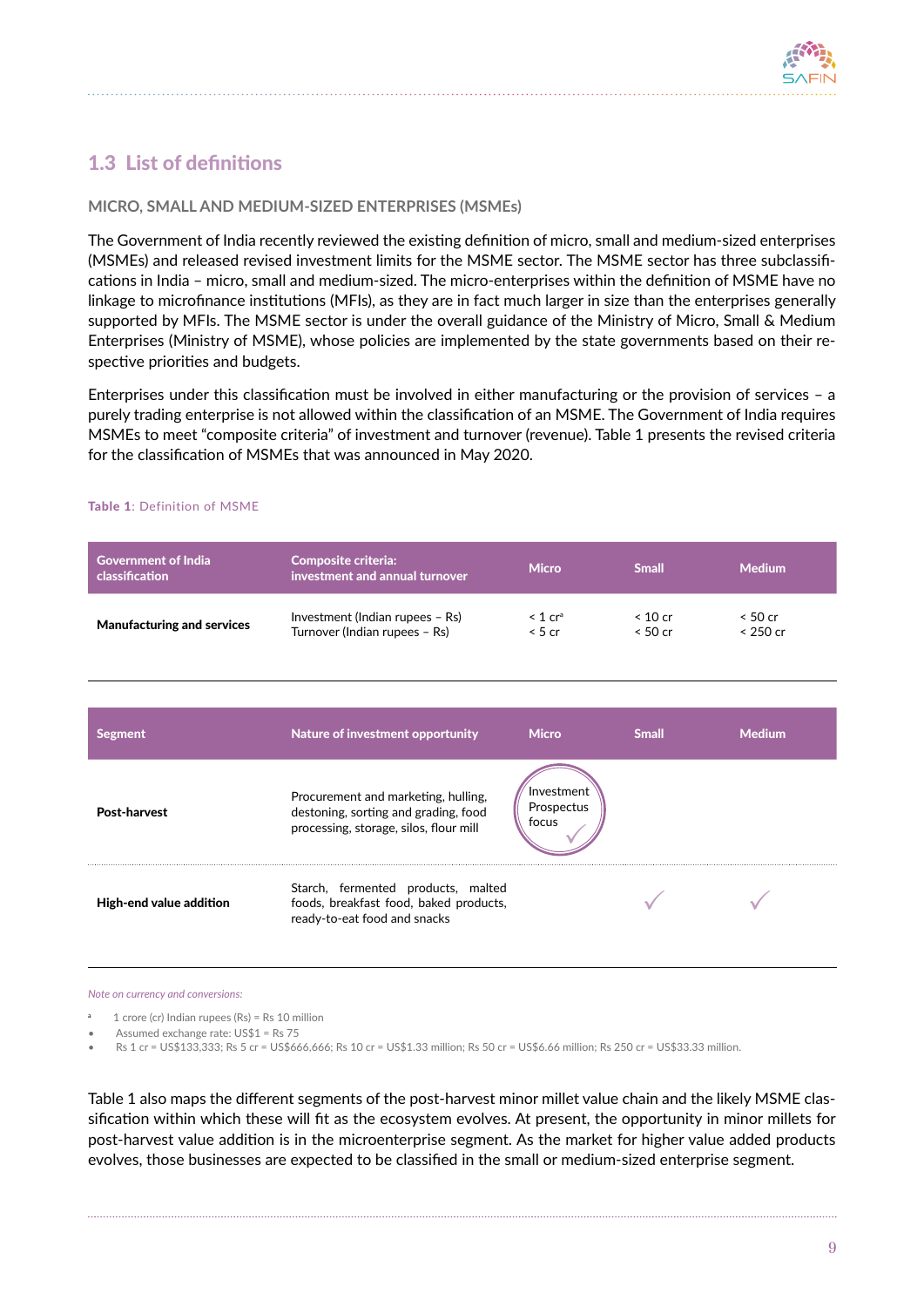## 1.3 List of definitions

### MICRO, SMALL AND MEDIUM-SIZED ENTERPRISES (MSMEs)

The Government of India recently reviewed the existing definition of micro, small and medium-sized enterprises (MSMEs) and released revised investment limits for the MSME sector. The MSME sector has three subclassifications in India – micro, small and medium-sized. The micro-enterprises within the definition of MSME have no linkage to microfinance institutions (MFIs), as they are in fact much larger in size than the enterprises generally supported by MFIs. The MSME sector is under the overall guidance of the Ministry of Micro, Small & Medium Enterprises (Ministry of MSME), whose policies are implemented by the state governments based on their respective priorities and budgets.

Enterprises under this classification must be involved in either manufacturing or the provision of services – a purely trading enterprise is not allowed within the classification of an MSME. The Government of India requires MSMEs to meet "composite criteria" of investment and turnover (revenue). Table 1 presents the revised criteria for the classification of MSMEs that was announced in May 2020.

**Table 1**: Definition of MSME

| Government of India classification | Composite criteria: investment and annual turnover | Micro | Small | Medium |
|---|---|---|---|---|
| **Manufacturing and services** | Investment (Indian rupees – Rs)<br>Turnover (Indian rupees – Rs) | < 1 cr[a]<br>< 5 cr | < 10 cr<br>< 50 cr | < 50 cr<br>< 250 cr |
| **Segment** | **Nature of investment opportunity** | **Micro** | **Small** | **Medium** |
| **Post-harvest** | Procurement and marketing, hulling, destoning, sorting and grading, food processing, storage, silos, flour mill | Investment Prospectus focus ✓ | | |
| **High-end value addition** | Starch, fermented products, malted foods, breakfast food, baked products, ready-to-eat food and snacks | | ✓ | ✓ |

*Note on currency and conversions:*

[a] 1 crore (cr) Indian rupees (Rs) = Rs 10 million

- Assumed exchange rate: US$1 = Rs 75
- Rs 1 cr = US$133,333; Rs 5 cr = US$666,666; Rs 10 cr = US$1.33 million; Rs 50 cr = US$6.66 million; Rs 250 cr = US$33.33 million.

Table 1 also maps the different segments of the post-harvest minor millet value chain and the likely MSME classification within which these will fit as the ecosystem evolves. At present, the opportunity in minor millets for post-harvest value addition is in the microenterprise segment. As the market for higher value added products evolves, those businesses are expected to be classified in the small or medium-sized enterprise segment.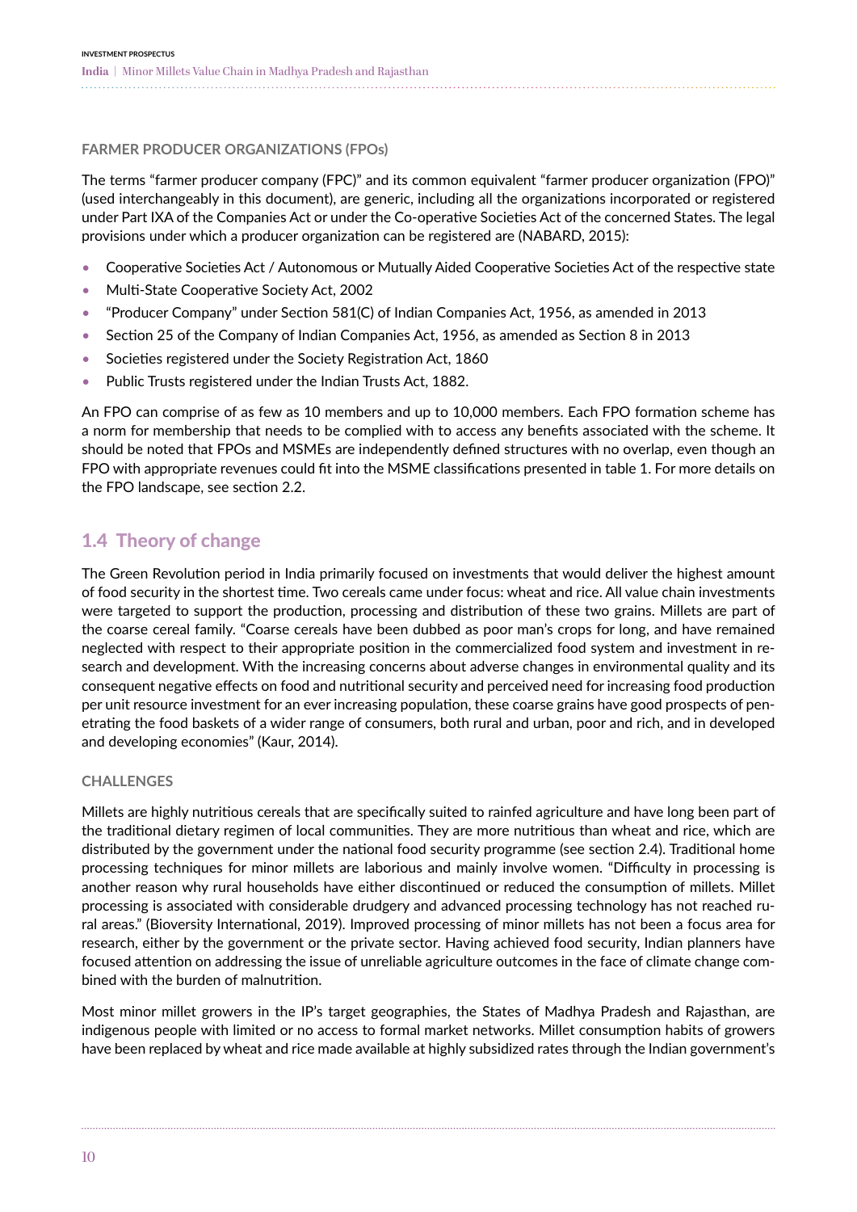#### FARMER PRODUCER ORGANIZATIONS (FPOs)

The terms “farmer producer company (FPC)” and its common equivalent “farmer producer organization (FPO)” (used interchangeably in this document), are generic, including all the organizations incorporated or registered under Part IXA of the Companies Act or under the Co-operative Societies Act of the concerned States. The legal provisions under which a producer organization can be registered are (NABARD, 2015):

- Cooperative Societies Act / Autonomous or Mutually Aided Cooperative Societies Act of the respective state
- Multi-State Cooperative Society Act, 2002
- “Producer Company” under Section 581(C) of Indian Companies Act, 1956, as amended in 2013
- Section 25 of the Company of Indian Companies Act, 1956, as amended as Section 8 in 2013
- Societies registered under the Society Registration Act, 1860
- Public Trusts registered under the Indian Trusts Act, 1882.

An FPO can comprise of as few as 10 members and up to 10,000 members. Each FPO formation scheme has a norm for membership that needs to be complied with to access any benefits associated with the scheme. It should be noted that FPOs and MSMEs are independently defined structures with no overlap, even though an FPO with appropriate revenues could fit into the MSME classifications presented in table 1. For more details on the FPO landscape, see section 2.2.

## 1.4 Theory of change

The Green Revolution period in India primarily focused on investments that would deliver the highest amount of food security in the shortest time. Two cereals came under focus: wheat and rice. All value chain investments were targeted to support the production, processing and distribution of these two grains. Millets are part of the coarse cereal family. “Coarse cereals have been dubbed as poor man’s crops for long, and have remained neglected with respect to their appropriate position in the commercialized food system and investment in research and development. With the increasing concerns about adverse changes in environmental quality and its consequent negative effects on food and nutritional security and perceived need for increasing food production per unit resource investment for an ever increasing population, these coarse grains have good prospects of penetrating the food baskets of a wider range of consumers, both rural and urban, poor and rich, and in developed and developing economies” (Kaur, 2014).

#### CHALLENGES

Millets are highly nutritious cereals that are specifically suited to rainfed agriculture and have long been part of the traditional dietary regimen of local communities. They are more nutritious than wheat and rice, which are distributed by the government under the national food security programme (see section 2.4). Traditional home processing techniques for minor millets are laborious and mainly involve women. “Difficulty in processing is another reason why rural households have either discontinued or reduced the consumption of millets. Millet processing is associated with considerable drudgery and advanced processing technology has not reached rural areas.” (Bioversity International, 2019). Improved processing of minor millets has not been a focus area for research, either by the government or the private sector. Having achieved food security, Indian planners have focused attention on addressing the issue of unreliable agriculture outcomes in the face of climate change combined with the burden of malnutrition.

Most minor millet growers in the IP’s target geographies, the States of Madhya Pradesh and Rajasthan, are indigenous people with limited or no access to formal market networks. Millet consumption habits of growers have been replaced by wheat and rice made available at highly subsidized rates through the Indian government’s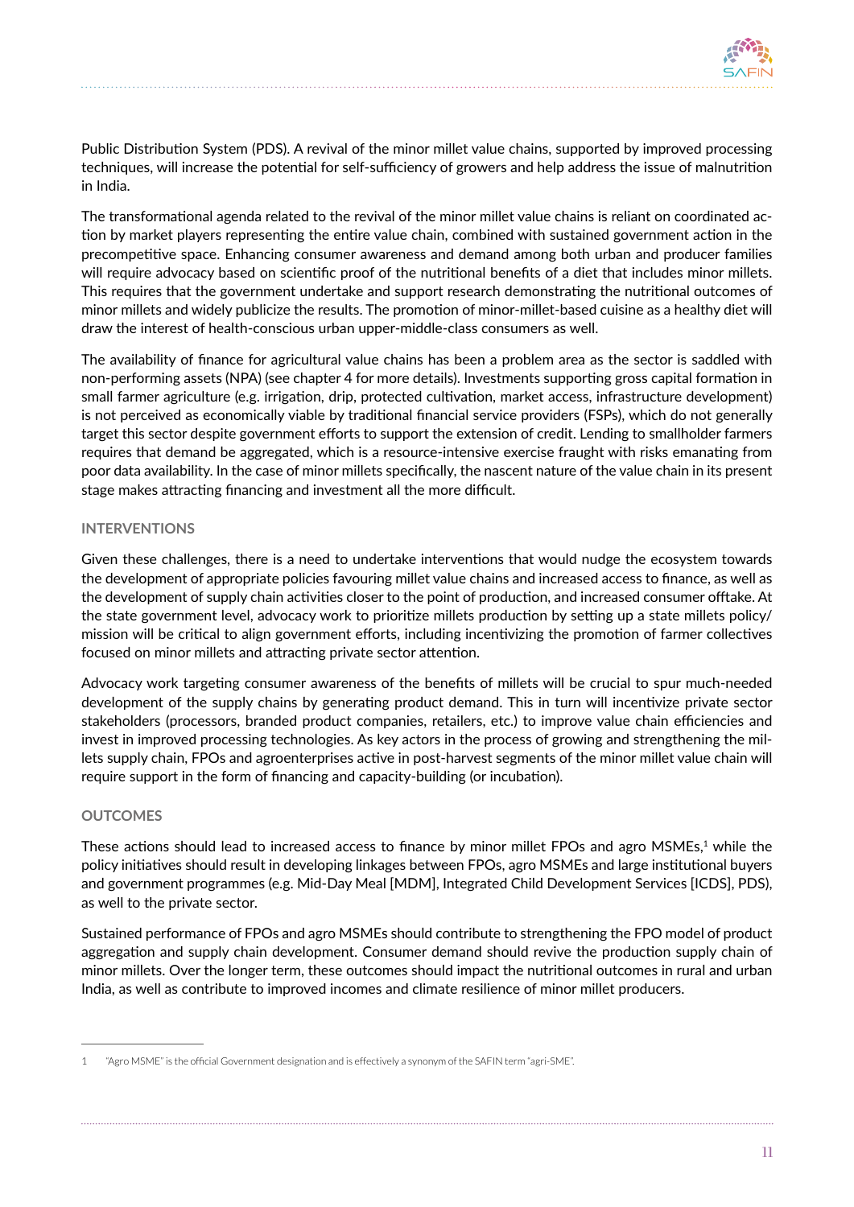Public Distribution System (PDS). A revival of the minor millet value chains, supported by improved processing techniques, will increase the potential for self-sufficiency of growers and help address the issue of malnutrition in India.

The transformational agenda related to the revival of the minor millet value chains is reliant on coordinated action by market players representing the entire value chain, combined with sustained government action in the precompetitive space. Enhancing consumer awareness and demand among both urban and producer families will require advocacy based on scientific proof of the nutritional benefits of a diet that includes minor millets. This requires that the government undertake and support research demonstrating the nutritional outcomes of minor millets and widely publicize the results. The promotion of minor-millet-based cuisine as a healthy diet will draw the interest of health-conscious urban upper-middle-class consumers as well.

The availability of finance for agricultural value chains has been a problem area as the sector is saddled with non-performing assets (NPA) (see chapter 4 for more details). Investments supporting gross capital formation in small farmer agriculture (e.g. irrigation, drip, protected cultivation, market access, infrastructure development) is not perceived as economically viable by traditional financial service providers (FSPs), which do not generally target this sector despite government efforts to support the extension of credit. Lending to smallholder farmers requires that demand be aggregated, which is a resource-intensive exercise fraught with risks emanating from poor data availability. In the case of minor millets specifically, the nascent nature of the value chain in its present stage makes attracting financing and investment all the more difficult.

## INTERVENTIONS

Given these challenges, there is a need to undertake interventions that would nudge the ecosystem towards the development of appropriate policies favouring millet value chains and increased access to finance, as well as the development of supply chain activities closer to the point of production, and increased consumer offtake. At the state government level, advocacy work to prioritize millets production by setting up a state millets policy/mission will be critical to align government efforts, including incentivizing the promotion of farmer collectives focused on minor millets and attracting private sector attention.

Advocacy work targeting consumer awareness of the benefits of millets will be crucial to spur much-needed development of the supply chains by generating product demand. This in turn will incentivize private sector stakeholders (processors, branded product companies, retailers, etc.) to improve value chain efficiencies and invest in improved processing technologies. As key actors in the process of growing and strengthening the millets supply chain, FPOs and agroenterprises active in post-harvest segments of the minor millet value chain will require support in the form of financing and capacity-building (or incubation).

## OUTCOMES

These actions should lead to increased access to finance by minor millet FPOs and agro MSMEs,[1] while the policy initiatives should result in developing linkages between FPOs, agro MSMEs and large institutional buyers and government programmes (e.g. Mid-Day Meal [MDM], Integrated Child Development Services [ICDS], PDS), as well to the private sector.

Sustained performance of FPOs and agro MSMEs should contribute to strengthening the FPO model of product aggregation and supply chain development. Consumer demand should revive the production supply chain of minor millets. Over the longer term, these outcomes should impact the nutritional outcomes in rural and urban India, as well as contribute to improved incomes and climate resilience of minor millet producers.

---

1 "Agro MSME" is the official Government designation and is effectively a synonym of the SAFIN term "agri-SME".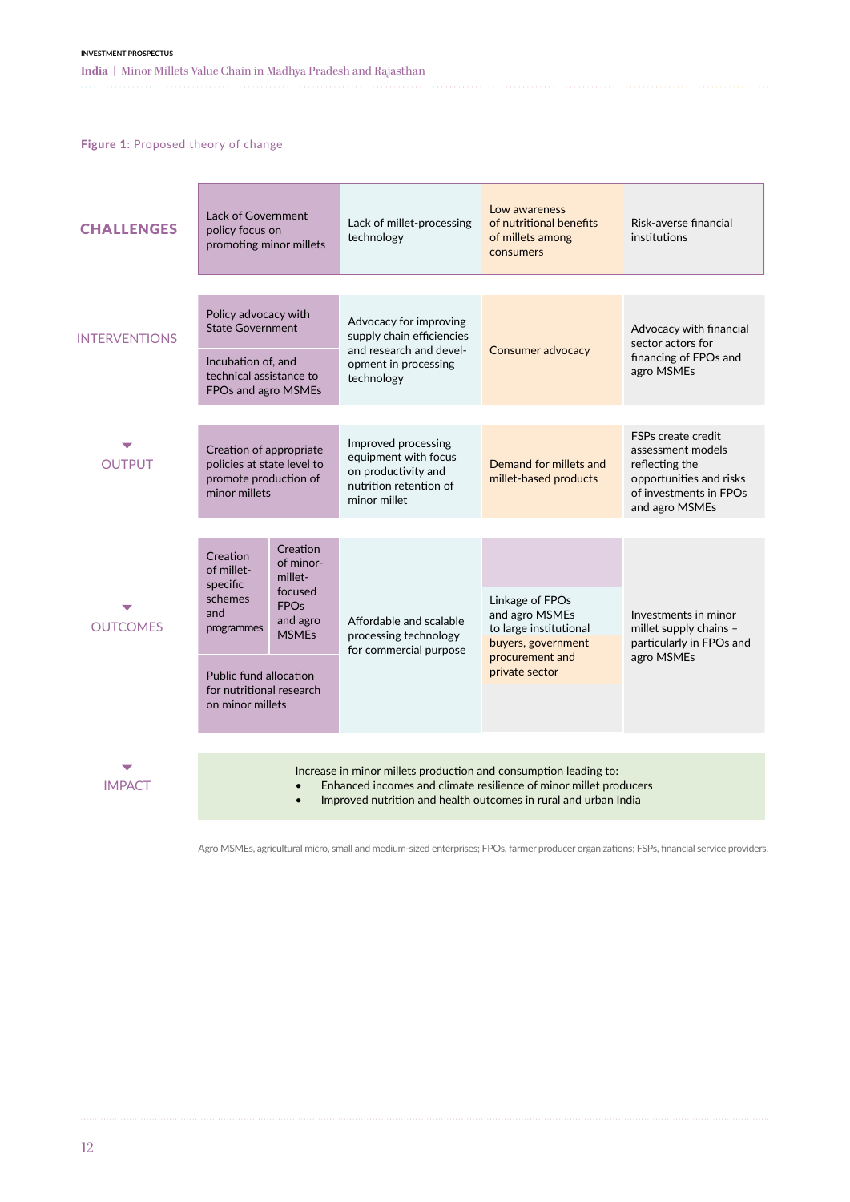**Figure 1**: Proposed theory of change

| | | | | |
|---|---|---|---|---|
| **CHALLENGES** | Lack of Government policy focus on promoting minor millets | Lack of millet-processing technology | Low awareness of nutritional benefits of millets among consumers | Risk-averse financial institutions |
| INTERVENTIONS | Policy advocacy with State Government; Incubation of, and technical assistance to FPOs and agro MSMEs | Advocacy for improving supply chain efficiencies and research and development in processing technology | Consumer advocacy | Advocacy with financial sector actors for financing of FPOs and agro MSMEs |
| OUTPUT | Creation of appropriate policies at state level to promote production of minor millets | Improved processing equipment with focus on productivity and nutrition retention of minor millet | Demand for millets and millet-based products | FSPs create credit assessment models reflecting the opportunities and risks of investments in FPOs and agro MSMEs |
| OUTCOMES | Creation of millet-specific schemes and programmes; Creation of minor-millet-focused FPOs and agro MSMEs; Public fund allocation for nutritional research on minor millets | Affordable and scalable processing technology for commercial purpose | Linkage of FPOs and agro MSMEs to large institutional buyers, government procurement and private sector | Investments in minor millet supply chains – particularly in FPOs and agro MSMEs |
| IMPACT | Increase in minor millets production and consumption leading to: • Enhanced incomes and climate resilience of minor millet producers • Improved nutrition and health outcomes in rural and urban India | | | |

Agro MSMEs, agricultural micro, small and medium-sized enterprises; FPOs, farmer producer organizations; FSPs, financial service providers.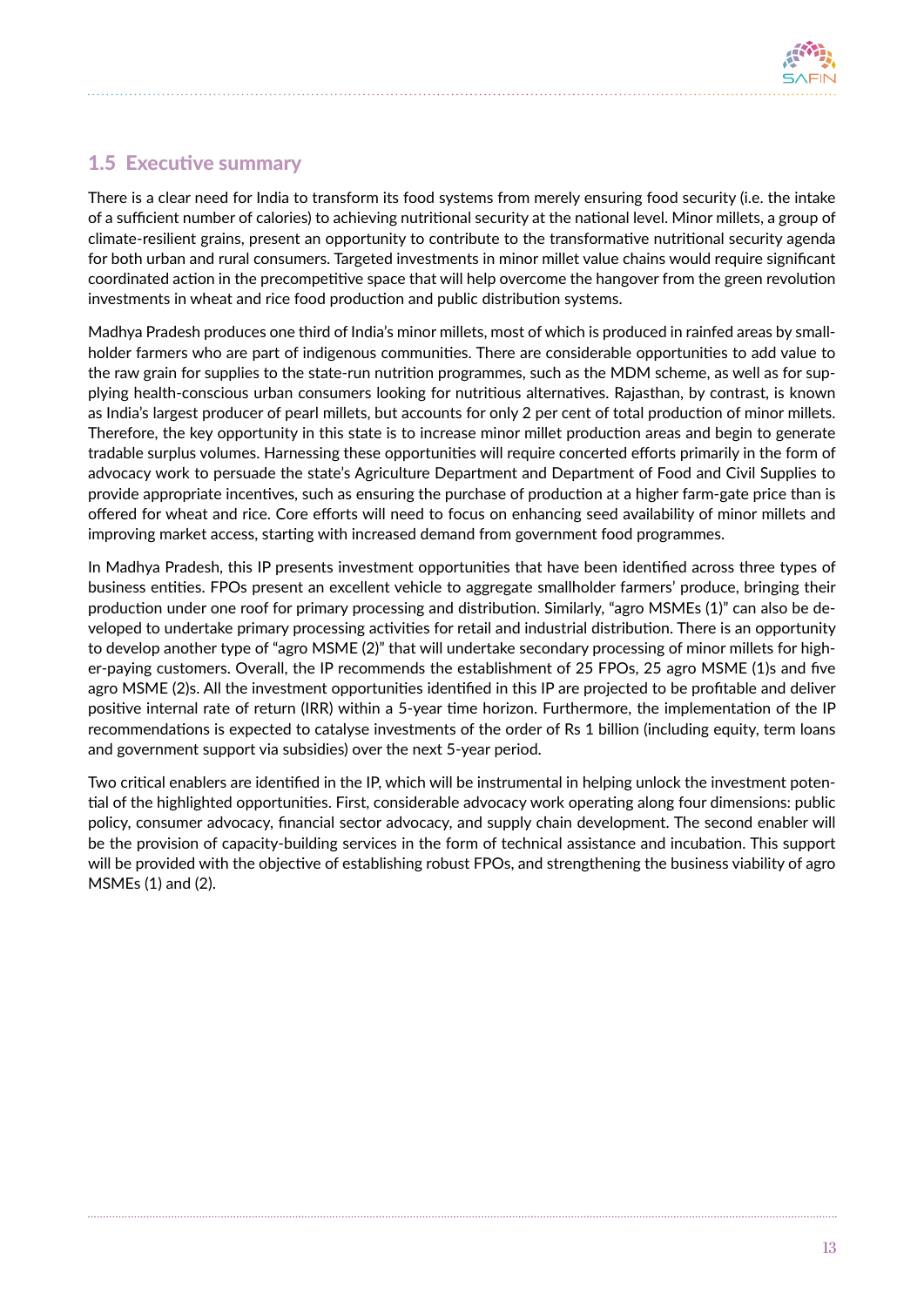## 1.5 Executive summary

There is a clear need for India to transform its food systems from merely ensuring food security (i.e. the intake of a sufficient number of calories) to achieving nutritional security at the national level. Minor millets, a group of climate-resilient grains, present an opportunity to contribute to the transformative nutritional security agenda for both urban and rural consumers. Targeted investments in minor millet value chains would require significant coordinated action in the precompetitive space that will help overcome the hangover from the green revolution investments in wheat and rice food production and public distribution systems.

Madhya Pradesh produces one third of India's minor millets, most of which is produced in rainfed areas by smallholder farmers who are part of indigenous communities. There are considerable opportunities to add value to the raw grain for supplies to the state-run nutrition programmes, such as the MDM scheme, as well as for supplying health-conscious urban consumers looking for nutritious alternatives. Rajasthan, by contrast, is known as India's largest producer of pearl millets, but accounts for only 2 per cent of total production of minor millets. Therefore, the key opportunity in this state is to increase minor millet production areas and begin to generate tradable surplus volumes. Harnessing these opportunities will require concerted efforts primarily in the form of advocacy work to persuade the state's Agriculture Department and Department of Food and Civil Supplies to provide appropriate incentives, such as ensuring the purchase of production at a higher farm-gate price than is offered for wheat and rice. Core efforts will need to focus on enhancing seed availability of minor millets and improving market access, starting with increased demand from government food programmes.

In Madhya Pradesh, this IP presents investment opportunities that have been identified across three types of business entities. FPOs present an excellent vehicle to aggregate smallholder farmers' produce, bringing their production under one roof for primary processing and distribution. Similarly, "agro MSMEs (1)" can also be developed to undertake primary processing activities for retail and industrial distribution. There is an opportunity to develop another type of "agro MSME (2)" that will undertake secondary processing of minor millets for higher-paying customers. Overall, the IP recommends the establishment of 25 FPOs, 25 agro MSME (1)s and five agro MSME (2)s. All the investment opportunities identified in this IP are projected to be profitable and deliver positive internal rate of return (IRR) within a 5-year time horizon. Furthermore, the implementation of the IP recommendations is expected to catalyse investments of the order of Rs 1 billion (including equity, term loans and government support via subsidies) over the next 5-year period.

Two critical enablers are identified in the IP, which will be instrumental in helping unlock the investment potential of the highlighted opportunities. First, considerable advocacy work operating along four dimensions: public policy, consumer advocacy, financial sector advocacy, and supply chain development. The second enabler will be the provision of capacity-building services in the form of technical assistance and incubation. This support will be provided with the objective of establishing robust FPOs, and strengthening the business viability of agro MSMEs (1) and (2).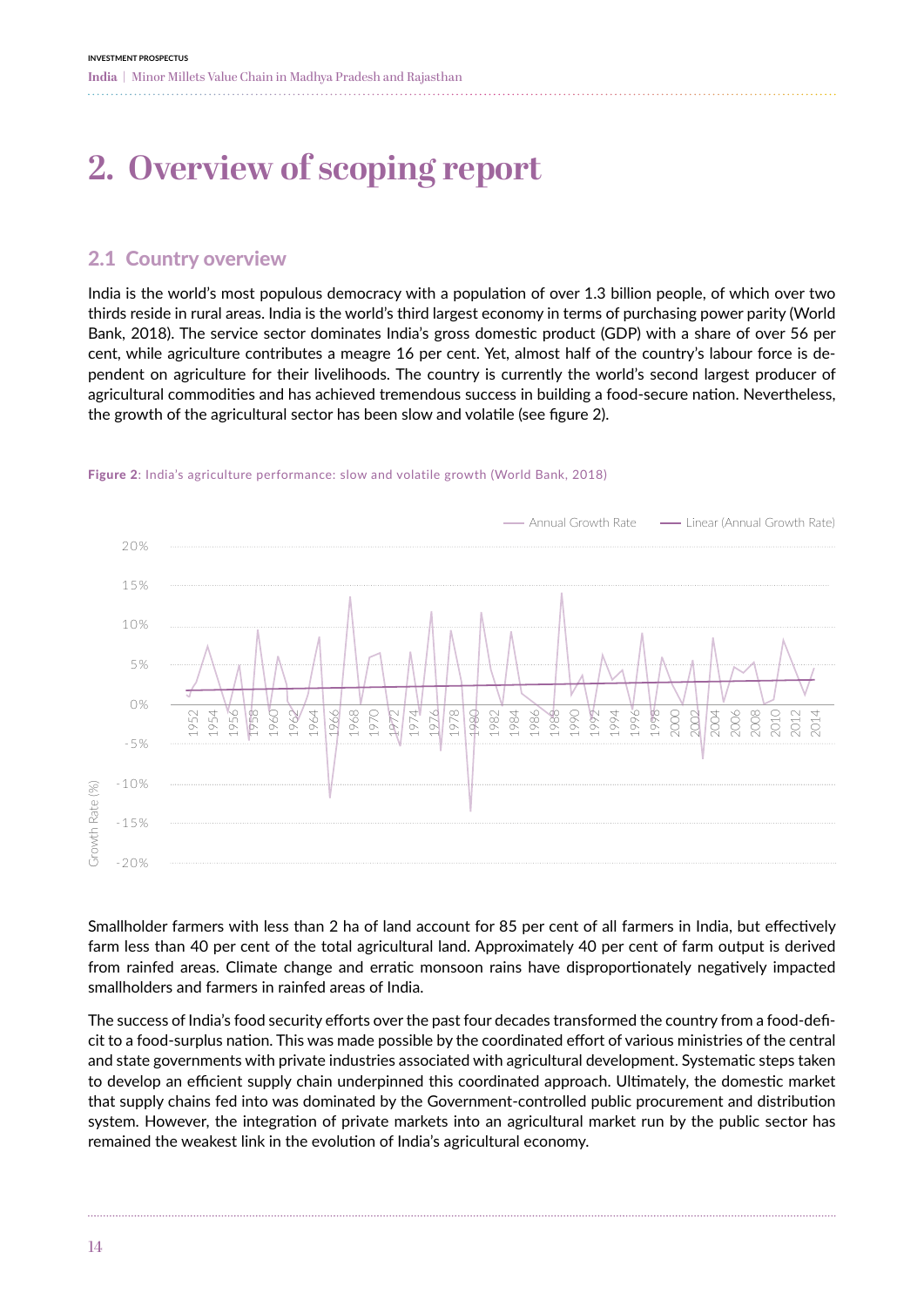# 2. Overview of scoping report

## 2.1 Country overview

India is the world's most populous democracy with a population of over 1.3 billion people, of which over two thirds reside in rural areas. India is the world's third largest economy in terms of purchasing power parity (World Bank, 2018). The service sector dominates India's gross domestic product (GDP) with a share of over 56 per cent, while agriculture contributes a meagre 16 per cent. Yet, almost half of the country's labour force is dependent on agriculture for their livelihoods. The country is currently the world's second largest producer of agricultural commodities and has achieved tremendous success in building a food-secure nation. Nevertheless, the growth of the agricultural sector has been slow and volatile (see figure 2).

**Figure 2**: India's agriculture performance: slow and volatile growth (World Bank, 2018)

Smallholder farmers with less than 2 ha of land account for 85 per cent of all farmers in India, but effectively farm less than 40 per cent of the total agricultural land. Approximately 40 per cent of farm output is derived from rainfed areas. Climate change and erratic monsoon rains have disproportionately negatively impacted smallholders and farmers in rainfed areas of India.

The success of India's food security efforts over the past four decades transformed the country from a food-deficit to a food-surplus nation. This was made possible by the coordinated effort of various ministries of the central and state governments with private industries associated with agricultural development. Systematic steps taken to develop an efficient supply chain underpinned this coordinated approach. Ultimately, the domestic market that supply chains fed into was dominated by the Government-controlled public procurement and distribution system. However, the integration of private markets into an agricultural market run by the public sector has remained the weakest link in the evolution of India's agricultural economy.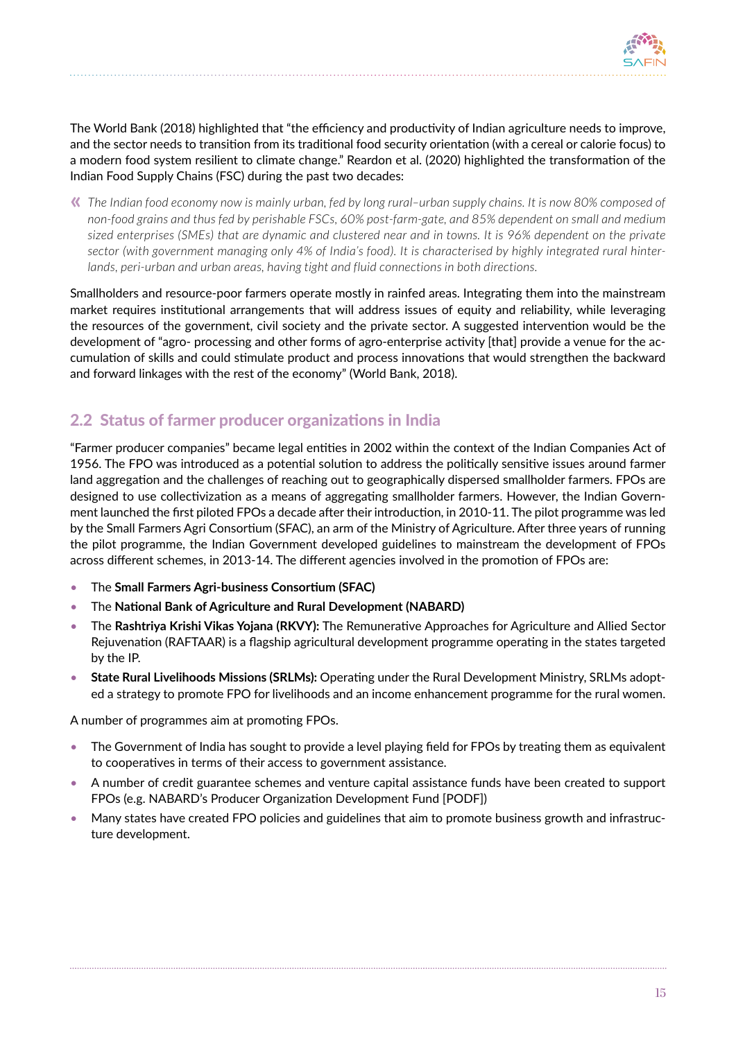The World Bank (2018) highlighted that "the efficiency and productivity of Indian agriculture needs to improve, and the sector needs to transition from its traditional food security orientation (with a cereal or calorie focus) to a modern food system resilient to climate change." Reardon et al. (2020) highlighted the transformation of the Indian Food Supply Chains (FSC) during the past two decades:

> *The Indian food economy now is mainly urban, fed by long rural–urban supply chains. It is now 80% composed of non-food grains and thus fed by perishable FSCs, 60% post-farm-gate, and 85% dependent on small and medium sized enterprises (SMEs) that are dynamic and clustered near and in towns. It is 96% dependent on the private sector (with government managing only 4% of India's food). It is characterised by highly integrated rural hinterlands, peri-urban and urban areas, having tight and fluid connections in both directions.*

Smallholders and resource-poor farmers operate mostly in rainfed areas. Integrating them into the mainstream market requires institutional arrangements that will address issues of equity and reliability, while leveraging the resources of the government, civil society and the private sector. A suggested intervention would be the development of "agro- processing and other forms of agro-enterprise activity [that] provide a venue for the accumulation of skills and could stimulate product and process innovations that would strengthen the backward and forward linkages with the rest of the economy" (World Bank, 2018).

## 2.2 Status of farmer producer organizations in India

"Farmer producer companies" became legal entities in 2002 within the context of the Indian Companies Act of 1956. The FPO was introduced as a potential solution to address the politically sensitive issues around farmer land aggregation and the challenges of reaching out to geographically dispersed smallholder farmers. FPOs are designed to use collectivization as a means of aggregating smallholder farmers. However, the Indian Government launched the first piloted FPOs a decade after their introduction, in 2010-11. The pilot programme was led by the Small Farmers Agri Consortium (SFAC), an arm of the Ministry of Agriculture. After three years of running the pilot programme, the Indian Government developed guidelines to mainstream the development of FPOs across different schemes, in 2013-14. The different agencies involved in the promotion of FPOs are:

- The **Small Farmers Agri-business Consortium (SFAC)**
- The **National Bank of Agriculture and Rural Development (NABARD)**
- The **Rashtriya Krishi Vikas Yojana (RKVY):** The Remunerative Approaches for Agriculture and Allied Sector Rejuvenation (RAFTAAR) is a flagship agricultural development programme operating in the states targeted by the IP.
- **State Rural Livelihoods Missions (SRLMs):** Operating under the Rural Development Ministry, SRLMs adopted a strategy to promote FPO for livelihoods and an income enhancement programme for the rural women.

A number of programmes aim at promoting FPOs.

- The Government of India has sought to provide a level playing field for FPOs by treating them as equivalent to cooperatives in terms of their access to government assistance.
- A number of credit guarantee schemes and venture capital assistance funds have been created to support FPOs (e.g. NABARD's Producer Organization Development Fund [PODF])
- Many states have created FPO policies and guidelines that aim to promote business growth and infrastructure development.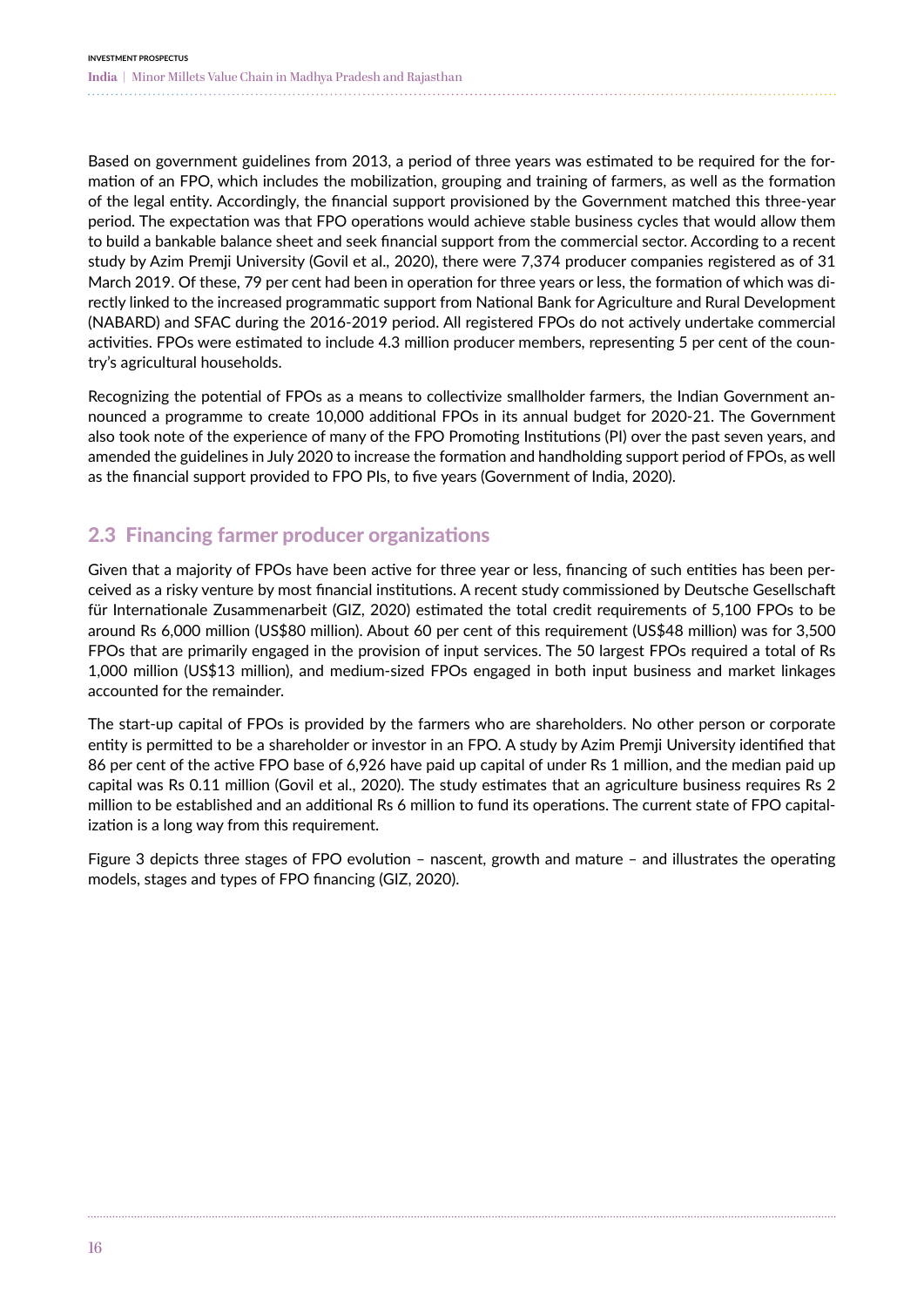Based on government guidelines from 2013, a period of three years was estimated to be required for the formation of an FPO, which includes the mobilization, grouping and training of farmers, as well as the formation of the legal entity. Accordingly, the financial support provisioned by the Government matched this three-year period. The expectation was that FPO operations would achieve stable business cycles that would allow them to build a bankable balance sheet and seek financial support from the commercial sector. According to a recent study by Azim Premji University (Govil et al., 2020), there were 7,374 producer companies registered as of 31 March 2019. Of these, 79 per cent had been in operation for three years or less, the formation of which was directly linked to the increased programmatic support from National Bank for Agriculture and Rural Development (NABARD) and SFAC during the 2016-2019 period. All registered FPOs do not actively undertake commercial activities. FPOs were estimated to include 4.3 million producer members, representing 5 per cent of the country's agricultural households.

Recognizing the potential of FPOs as a means to collectivize smallholder farmers, the Indian Government announced a programme to create 10,000 additional FPOs in its annual budget for 2020-21. The Government also took note of the experience of many of the FPO Promoting Institutions (PI) over the past seven years, and amended the guidelines in July 2020 to increase the formation and handholding support period of FPOs, as well as the financial support provided to FPO PIs, to five years (Government of India, 2020).

## 2.3 Financing farmer producer organizations

Given that a majority of FPOs have been active for three year or less, financing of such entities has been perceived as a risky venture by most financial institutions. A recent study commissioned by Deutsche Gesellschaft für Internationale Zusammenarbeit (GIZ, 2020) estimated the total credit requirements of 5,100 FPOs to be around Rs 6,000 million (US$80 million). About 60 per cent of this requirement (US$48 million) was for 3,500 FPOs that are primarily engaged in the provision of input services. The 50 largest FPOs required a total of Rs 1,000 million (US$13 million), and medium-sized FPOs engaged in both input business and market linkages accounted for the remainder.

The start-up capital of FPOs is provided by the farmers who are shareholders. No other person or corporate entity is permitted to be a shareholder or investor in an FPO. A study by Azim Premji University identified that 86 per cent of the active FPO base of 6,926 have paid up capital of under Rs 1 million, and the median paid up capital was Rs 0.11 million (Govil et al., 2020). The study estimates that an agriculture business requires Rs 2 million to be established and an additional Rs 6 million to fund its operations. The current state of FPO capitalization is a long way from this requirement.

Figure 3 depicts three stages of FPO evolution – nascent, growth and mature – and illustrates the operating models, stages and types of FPO financing (GIZ, 2020).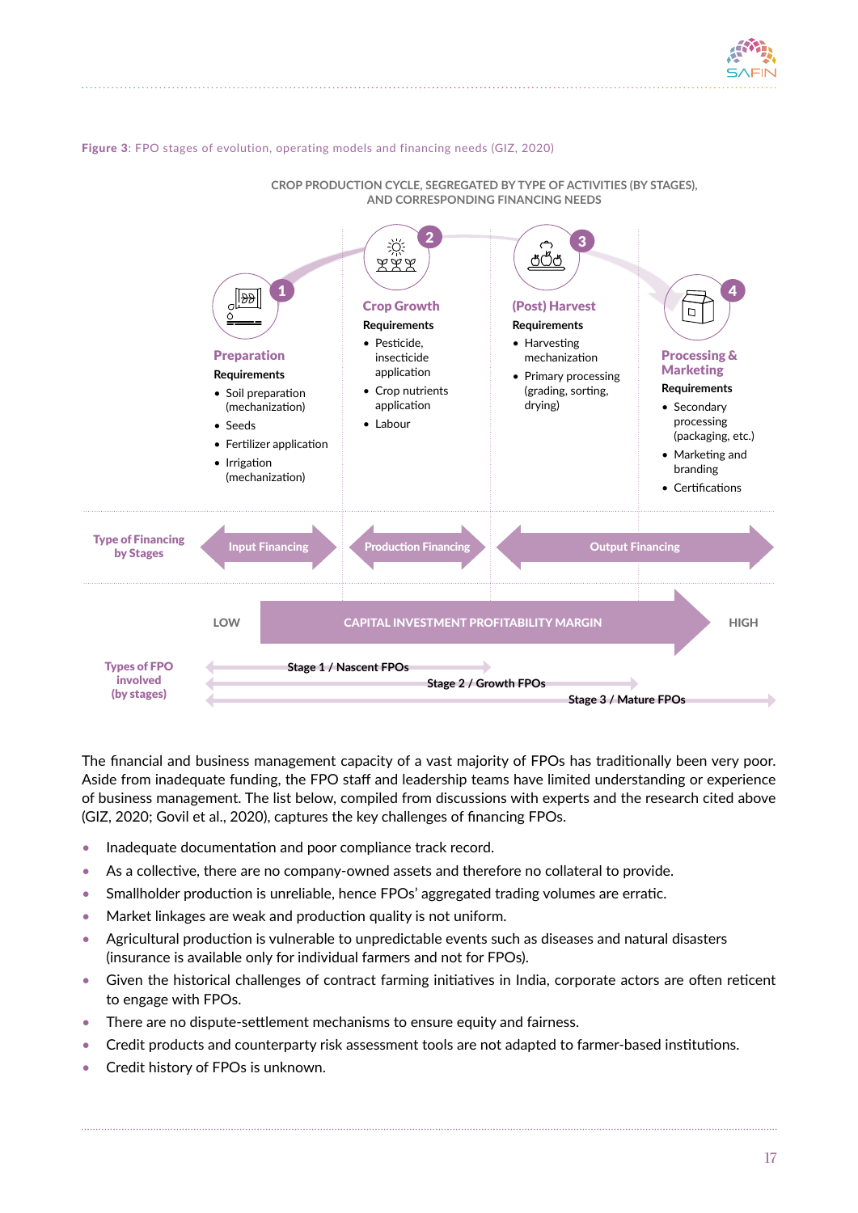**Figure 3**: FPO stages of evolution, operating models and financing needs (GIZ, 2020)

CROP PRODUCTION CYCLE, SEGREGATED BY TYPE OF ACTIVITIES (BY STAGES), AND CORRESPONDING FINANCING NEEDS

**1 Preparation**

Requirements
- Soil preparation (mechanization)
- Seeds
- Fertilizer application
- Irrigation (mechanization)

**2 Crop Growth**

Requirements
- Pesticide, insecticide application
- Crop nutrients application
- Labour

**3 (Post) Harvest**

Requirements
- Harvesting mechanization
- Primary processing (grading, sorting, drying)

**4 Processing & Marketing**

Requirements
- Secondary processing (packaging, etc.)
- Marketing and branding
- Certifications

Type of Financing by Stages: Input Financing | Production Financing | Output Financing

LOW — CAPITAL INVESTMENT PROFITABILITY MARGIN — HIGH

Types of FPO involved (by stages): Stage 1 / Nascent FPOs; Stage 2 / Growth FPOs; Stage 3 / Mature FPOs

The financial and business management capacity of a vast majority of FPOs has traditionally been very poor. Aside from inadequate funding, the FPO staff and leadership teams have limited understanding or experience of business management. The list below, compiled from discussions with experts and the research cited above (GIZ, 2020; Govil et al., 2020), captures the key challenges of financing FPOs.

- Inadequate documentation and poor compliance track record.
- As a collective, there are no company-owned assets and therefore no collateral to provide.
- Smallholder production is unreliable, hence FPOs' aggregated trading volumes are erratic.
- Market linkages are weak and production quality is not uniform.
- Agricultural production is vulnerable to unpredictable events such as diseases and natural disasters (insurance is available only for individual farmers and not for FPOs).
- Given the historical challenges of contract farming initiatives in India, corporate actors are often reticent to engage with FPOs.
- There are no dispute-settlement mechanisms to ensure equity and fairness.
- Credit products and counterparty risk assessment tools are not adapted to farmer-based institutions.
- Credit history of FPOs is unknown.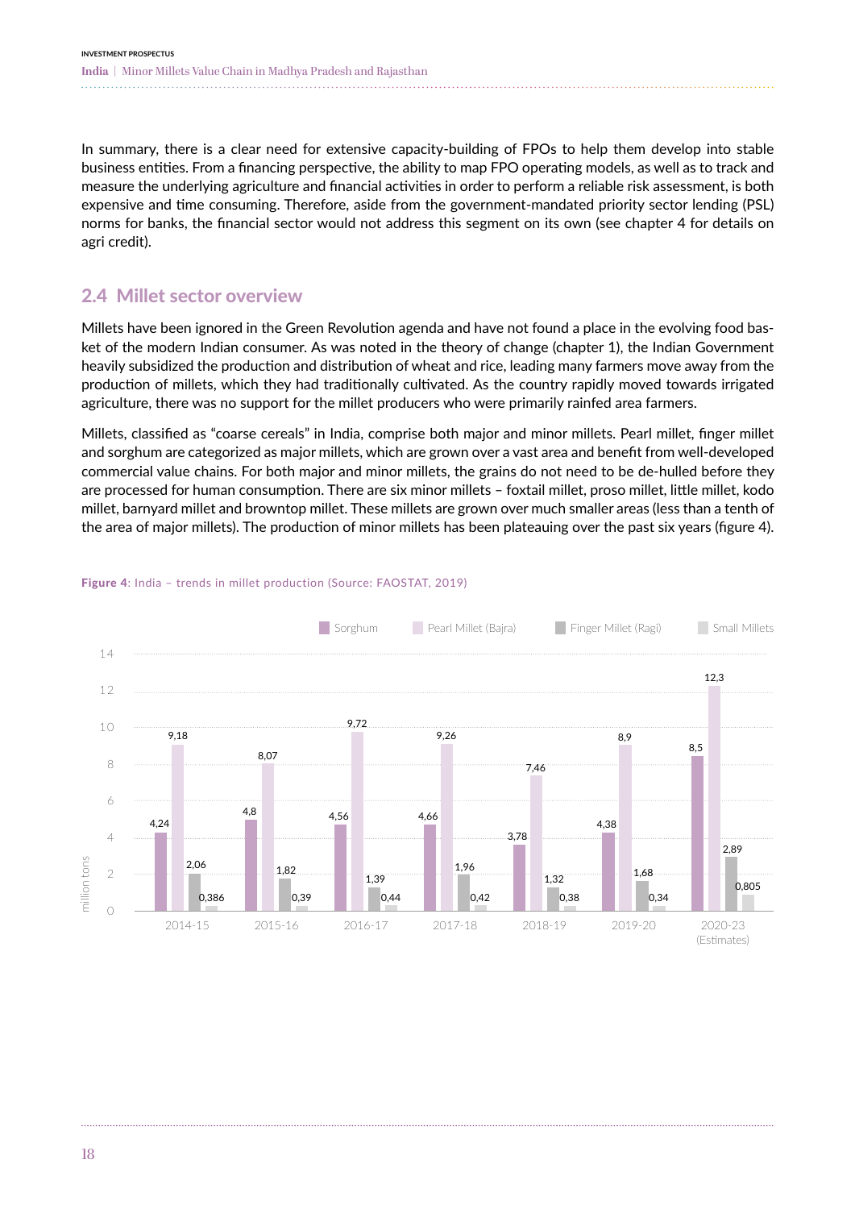In summary, there is a clear need for extensive capacity-building of FPOs to help them develop into stable business entities. From a financing perspective, the ability to map FPO operating models, as well as to track and measure the underlying agriculture and financial activities in order to perform a reliable risk assessment, is both expensive and time consuming. Therefore, aside from the government-mandated priority sector lending (PSL) norms for banks, the financial sector would not address this segment on its own (see chapter 4 for details on agri credit).

## 2.4 Millet sector overview

Millets have been ignored in the Green Revolution agenda and have not found a place in the evolving food basket of the modern Indian consumer. As was noted in the theory of change (chapter 1), the Indian Government heavily subsidized the production and distribution of wheat and rice, leading many farmers move away from the production of millets, which they had traditionally cultivated. As the country rapidly moved towards irrigated agriculture, there was no support for the millet producers who were primarily rainfed area farmers.

Millets, classified as "coarse cereals" in India, comprise both major and minor millets. Pearl millet, finger millet and sorghum are categorized as major millets, which are grown over a vast area and benefit from well-developed commercial value chains. For both major and minor millets, the grains do not need to be de-hulled before they are processed for human consumption. There are six minor millets – foxtail millet, proso millet, little millet, kodo millet, barnyard millet and browntop millet. These millets are grown over much smaller areas (less than a tenth of the area of major millets). The production of minor millets has been plateauing over the past six years (figure 4).

**Figure 4**: India – trends in millet production (Source: FAOSTAT, 2019)

| million tons | Sorghum | Pearl Millet (Bajra) | Finger Millet (Ragi) | Small Millets |
|---|---|---|---|---|
| 2014-15 | 4,24 | 9,18 | 2,06 | 0,386 |
| 2015-16 | 4,8 | 8,07 | 1,82 | 0,39 |
| 2016-17 | 4,56 | 9,72 | 1,39 | 0,44 |
| 2017-18 | 4,66 | 9,26 | 1,96 | 0,42 |
| 2018-19 | 3,78 | 7,46 | 1,32 | 0,38 |
| 2019-20 | 4,38 | 8,9 | 1,68 | 0,34 |
| 2020-23 (Estimates) | 8,5 | 12,3 | 2,89 | 0,805 |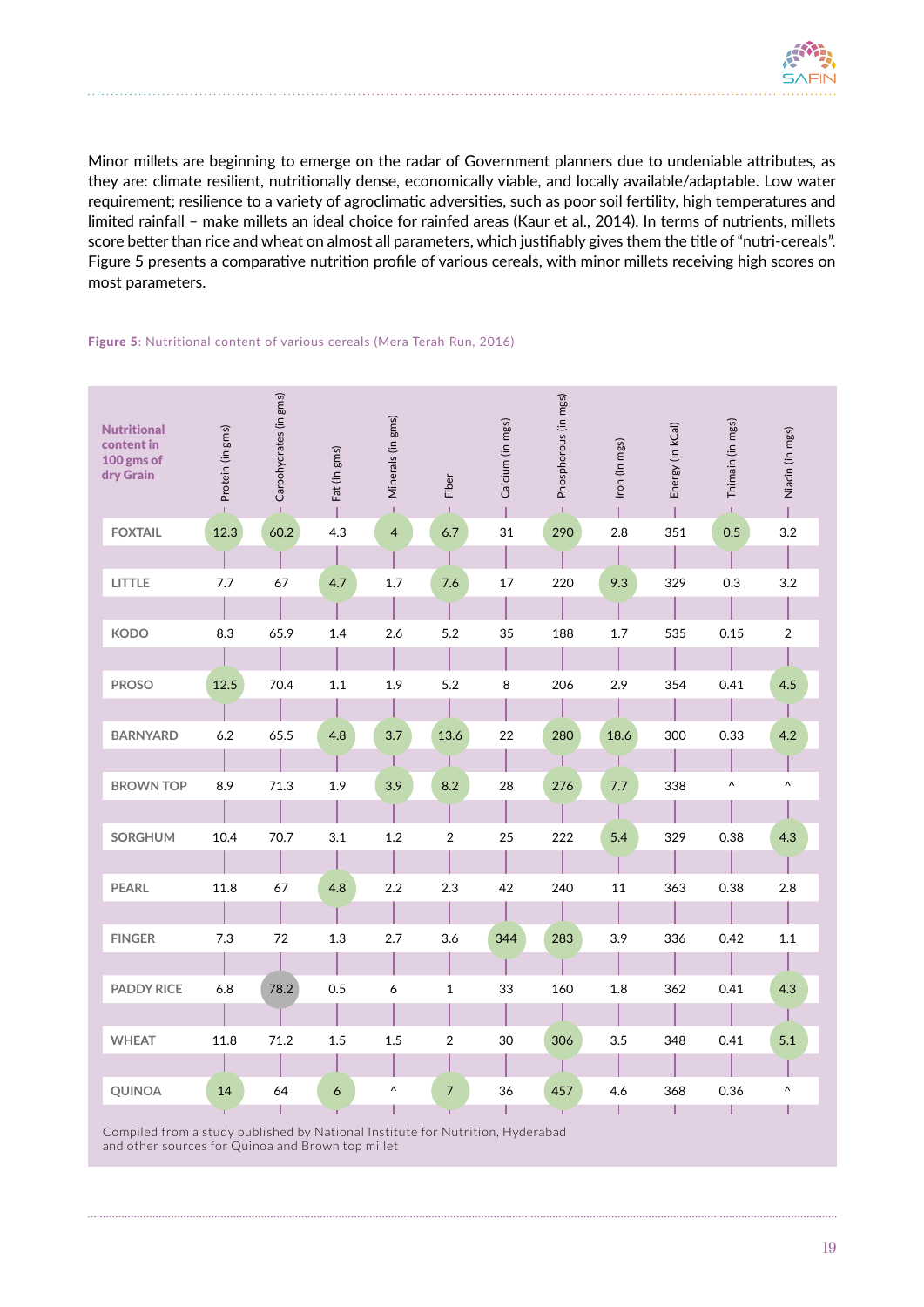Minor millets are beginning to emerge on the radar of Government planners due to undeniable attributes, as they are: climate resilient, nutritionally dense, economically viable, and locally available/adaptable. Low water requirement; resilience to a variety of agroclimatic adversities, such as poor soil fertility, high temperatures and limited rainfall – make millets an ideal choice for rainfed areas (Kaur et al., 2014). In terms of nutrients, millets score better than rice and wheat on almost all parameters, which justifiably gives them the title of "nutri-cereals". Figure 5 presents a comparative nutrition profile of various cereals, with minor millets receiving high scores on most parameters.

**Figure 5**: Nutritional content of various cereals (Mera Terah Run, 2016)

| Nutritional content in 100 gms of dry Grain | Protein (in gms) | Carbohydrates (in gms) | Fat (in gms) | Minerals (in gms) | Fiber | Calcium (in mgs) | Phosphorous (in mgs) | Iron (in mgs) | Energy (in kCal) | Thimain (in mgs) | Niacin (in mgs) |
|---|---|---|---|---|---|---|---|---|---|---|---|
| FOXTAIL | 12.3 | 60.2 | 4.3 | 4 | 6.7 | 31 | 290 | 2.8 | 351 | 0.5 | 3.2 |
| LITTLE | 7.7 | 67 | 4.7 | 1.7 | 7.6 | 17 | 220 | 9.3 | 329 | 0.3 | 3.2 |
| KODO | 8.3 | 65.9 | 1.4 | 2.6 | 5.2 | 35 | 188 | 1.7 | 535 | 0.15 | 2 |
| PROSO | 12.5 | 70.4 | 1.1 | 1.9 | 5.2 | 8 | 206 | 2.9 | 354 | 0.41 | 4.5 |
| BARNYARD | 6.2 | 65.5 | 4.8 | 3.7 | 13.6 | 22 | 280 | 18.6 | 300 | 0.33 | 4.2 |
| BROWN TOP | 8.9 | 71.3 | 1.9 | 3.9 | 8.2 | 28 | 276 | 7.7 | 338 | ^ | ^ |
| SORGHUM | 10.4 | 70.7 | 3.1 | 1.2 | 2 | 25 | 222 | 5.4 | 329 | 0.38 | 4.3 |
| PEARL | 11.8 | 67 | 4.8 | 2.2 | 2.3 | 42 | 240 | 11 | 363 | 0.38 | 2.8 |
| FINGER | 7.3 | 72 | 1.3 | 2.7 | 3.6 | 344 | 283 | 3.9 | 336 | 0.42 | 1.1 |
| PADDY RICE | 6.8 | 78.2 | 0.5 | 6 | 1 | 33 | 160 | 1.8 | 362 | 0.41 | 4.3 |
| WHEAT | 11.8 | 71.2 | 1.5 | 1.5 | 2 | 30 | 306 | 3.5 | 348 | 0.41 | 5.1 |
| QUINOA | 14 | 64 | 6 | ^ | 7 | 36 | 457 | 4.6 | 368 | 0.36 | ^ |

Compiled from a study published by National Institute for Nutrition, Hyderabad and other sources for Quinoa and Brown top millet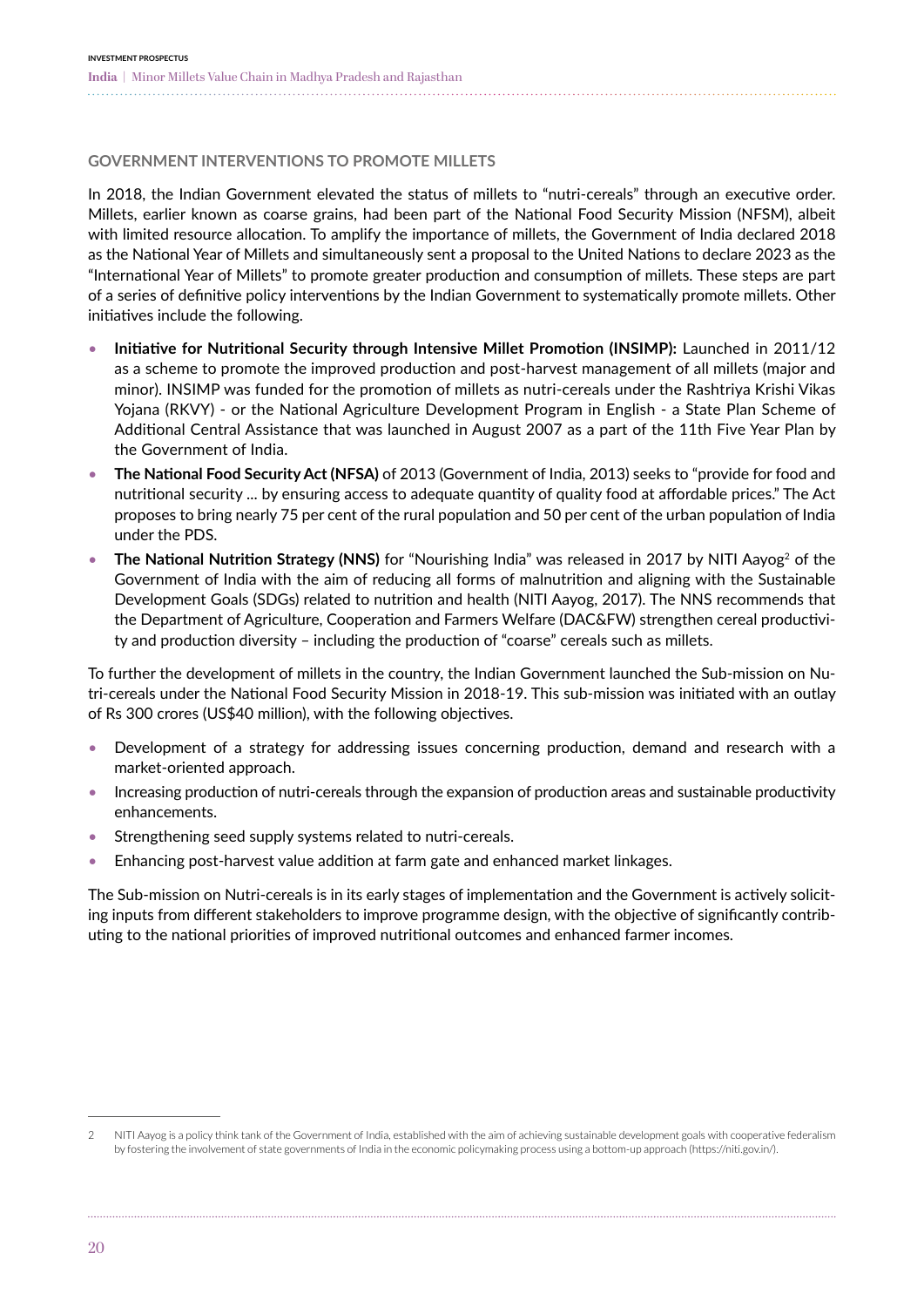## GOVERNMENT INTERVENTIONS TO PROMOTE MILLETS

In 2018, the Indian Government elevated the status of millets to "nutri-cereals" through an executive order. Millets, earlier known as coarse grains, had been part of the National Food Security Mission (NFSM), albeit with limited resource allocation. To amplify the importance of millets, the Government of India declared 2018 as the National Year of Millets and simultaneously sent a proposal to the United Nations to declare 2023 as the "International Year of Millets" to promote greater production and consumption of millets. These steps are part of a series of definitive policy interventions by the Indian Government to systematically promote millets. Other initiatives include the following.

- **Initiative for Nutritional Security through Intensive Millet Promotion (INSIMP):** Launched in 2011/12 as a scheme to promote the improved production and post-harvest management of all millets (major and minor). INSIMP was funded for the promotion of millets as nutri-cereals under the Rashtriya Krishi Vikas Yojana (RKVY) - or the National Agriculture Development Program in English - a State Plan Scheme of Additional Central Assistance that was launched in August 2007 as a part of the 11th Five Year Plan by the Government of India.
- **The National Food Security Act (NFSA)** of 2013 (Government of India, 2013) seeks to "provide for food and nutritional security ... by ensuring access to adequate quantity of quality food at affordable prices." The Act proposes to bring nearly 75 per cent of the rural population and 50 per cent of the urban population of India under the PDS.
- **The National Nutrition Strategy (NNS)** for "Nourishing India" was released in 2017 by NITI Aayog[2] of the Government of India with the aim of reducing all forms of malnutrition and aligning with the Sustainable Development Goals (SDGs) related to nutrition and health (NITI Aayog, 2017). The NNS recommends that the Department of Agriculture, Cooperation and Farmers Welfare (DAC&FW) strengthen cereal productivity and production diversity – including the production of "coarse" cereals such as millets.

To further the development of millets in the country, the Indian Government launched the Sub-mission on Nutri-cereals under the National Food Security Mission in 2018-19. This sub-mission was initiated with an outlay of Rs 300 crores (US$40 million), with the following objectives.

- Development of a strategy for addressing issues concerning production, demand and research with a market-oriented approach.
- Increasing production of nutri-cereals through the expansion of production areas and sustainable productivity enhancements.
- Strengthening seed supply systems related to nutri-cereals.
- Enhancing post-harvest value addition at farm gate and enhanced market linkages.

The Sub-mission on Nutri-cereals is in its early stages of implementation and the Government is actively soliciting inputs from different stakeholders to improve programme design, with the objective of significantly contributing to the national priorities of improved nutritional outcomes and enhanced farmer incomes.

---

2 NITI Aayog is a policy think tank of the Government of India, established with the aim of achieving sustainable development goals with cooperative federalism by fostering the involvement of state governments of India in the economic policymaking process using a bottom-up approach (https://niti.gov.in/).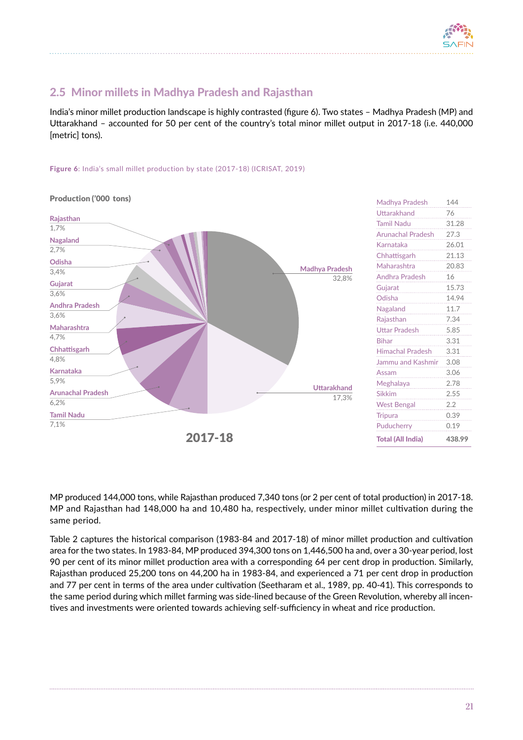## 2.5 Minor millets in Madhya Pradesh and Rajasthan

India's minor millet production landscape is highly contrasted (figure 6). Two states – Madhya Pradesh (MP) and Uttarakhand – accounted for 50 per cent of the country's total minor millet output in 2017-18 (i.e. 440,000 [metric] tons).

**Figure 6**: India's small millet production by state (2017-18) (ICRISAT, 2019)

Production ('000 tons)

2017-18

| State | Share |
|---|---|
| Madhya Pradesh | 32,8% |
| Uttarakhand | 17,3% |
| Tamil Nadu | 7,1% |
| Arunachal Pradesh | 6,2% |
| Karnataka | 5,9% |
| Chhattisgarh | 4,8% |
| Maharashtra | 4,7% |
| Andhra Pradesh | 3,6% |
| Gujarat | 3,6% |
| Odisha | 3,4% |
| Nagaland | 2,7% |
| Rajasthan | 1,7% |

| State | Production ('000 tons) |
|---|---|
| Madhya Pradesh | 144 |
| Uttarakhand | 76 |
| Tamil Nadu | 31.28 |
| Arunachal Pradesh | 27.3 |
| Karnataka | 26.01 |
| Chhattisgarh | 21.13 |
| Maharashtra | 20.83 |
| Andhra Pradesh | 16 |
| Gujarat | 15.73 |
| Odisha | 14.94 |
| Nagaland | 11.7 |
| Rajasthan | 7.34 |
| Uttar Pradesh | 5.85 |
| Bihar | 3.31 |
| Himachal Pradesh | 3.31 |
| Jammu and Kashmir | 3.08 |
| Assam | 3.06 |
| Meghalaya | 2.78 |
| Sikkim | 2.55 |
| West Bengal | 2.2 |
| Tripura | 0.39 |
| Puducherry | 0.19 |
| **Total (All India)** | **438.99** |

MP produced 144,000 tons, while Rajasthan produced 7,340 tons (or 2 per cent of total production) in 2017-18. MP and Rajasthan had 148,000 ha and 10,480 ha, respectively, under minor millet cultivation during the same period.

Table 2 captures the historical comparison (1983-84 and 2017-18) of minor millet production and cultivation area for the two states. In 1983-84, MP produced 394,300 tons on 1,446,500 ha and, over a 30-year period, lost 90 per cent of its minor millet production area with a corresponding 64 per cent drop in production. Similarly, Rajasthan produced 25,200 tons on 44,200 ha in 1983-84, and experienced a 71 per cent drop in production and 77 per cent in terms of the area under cultivation (Seetharam et al., 1989, pp. 40-41). This corresponds to the same period during which millet farming was side-lined because of the Green Revolution, whereby all incentives and investments were oriented towards achieving self-sufficiency in wheat and rice production.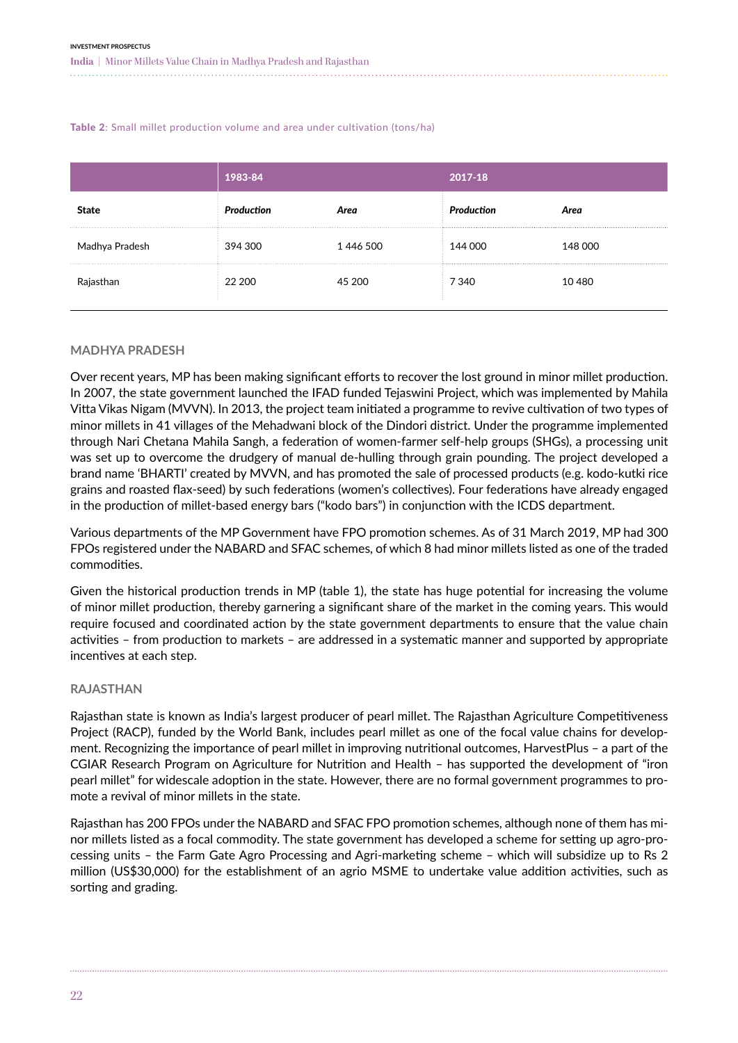**Table 2**: Small millet production volume and area under cultivation (tons/ha)

| | 1983-84 | | 2017-18 | |
|---|---|---|---|---|
| **State** | ***Production*** | ***Area*** | ***Production*** | ***Area*** |
| Madhya Pradesh | 394 300 | 1 446 500 | 144 000 | 148 000 |
| Rajasthan | 22 200 | 45 200 | 7 340 | 10 480 |

## MADHYA PRADESH

Over recent years, MP has been making significant efforts to recover the lost ground in minor millet production. In 2007, the state government launched the IFAD funded Tejaswini Project, which was implemented by Mahila Vitta Vikas Nigam (MVVN). In 2013, the project team initiated a programme to revive cultivation of two types of minor millets in 41 villages of the Mehadwani block of the Dindori district. Under the programme implemented through Nari Chetana Mahila Sangh, a federation of women-farmer self-help groups (SHGs), a processing unit was set up to overcome the drudgery of manual de-hulling through grain pounding. The project developed a brand name 'BHARTI' created by MVVN, and has promoted the sale of processed products (e.g. kodo-kutki rice grains and roasted flax-seed) by such federations (women's collectives). Four federations have already engaged in the production of millet-based energy bars ("kodo bars") in conjunction with the ICDS department.

Various departments of the MP Government have FPO promotion schemes. As of 31 March 2019, MP had 300 FPOs registered under the NABARD and SFAC schemes, of which 8 had minor millets listed as one of the traded commodities.

Given the historical production trends in MP (table 1), the state has huge potential for increasing the volume of minor millet production, thereby garnering a significant share of the market in the coming years. This would require focused and coordinated action by the state government departments to ensure that the value chain activities – from production to markets – are addressed in a systematic manner and supported by appropriate incentives at each step.

## RAJASTHAN

Rajasthan state is known as India's largest producer of pearl millet. The Rajasthan Agriculture Competitiveness Project (RACP), funded by the World Bank, includes pearl millet as one of the focal value chains for development. Recognizing the importance of pearl millet in improving nutritional outcomes, HarvestPlus – a part of the CGIAR Research Program on Agriculture for Nutrition and Health – has supported the development of "iron pearl millet" for widescale adoption in the state. However, there are no formal government programmes to promote a revival of minor millets in the state.

Rajasthan has 200 FPOs under the NABARD and SFAC FPO promotion schemes, although none of them has minor millets listed as a focal commodity. The state government has developed a scheme for setting up agro-processing units – the Farm Gate Agro Processing and Agri-marketing scheme – which will subsidize up to Rs 2 million (US$30,000) for the establishment of an agrio MSME to undertake value addition activities, such as sorting and grading.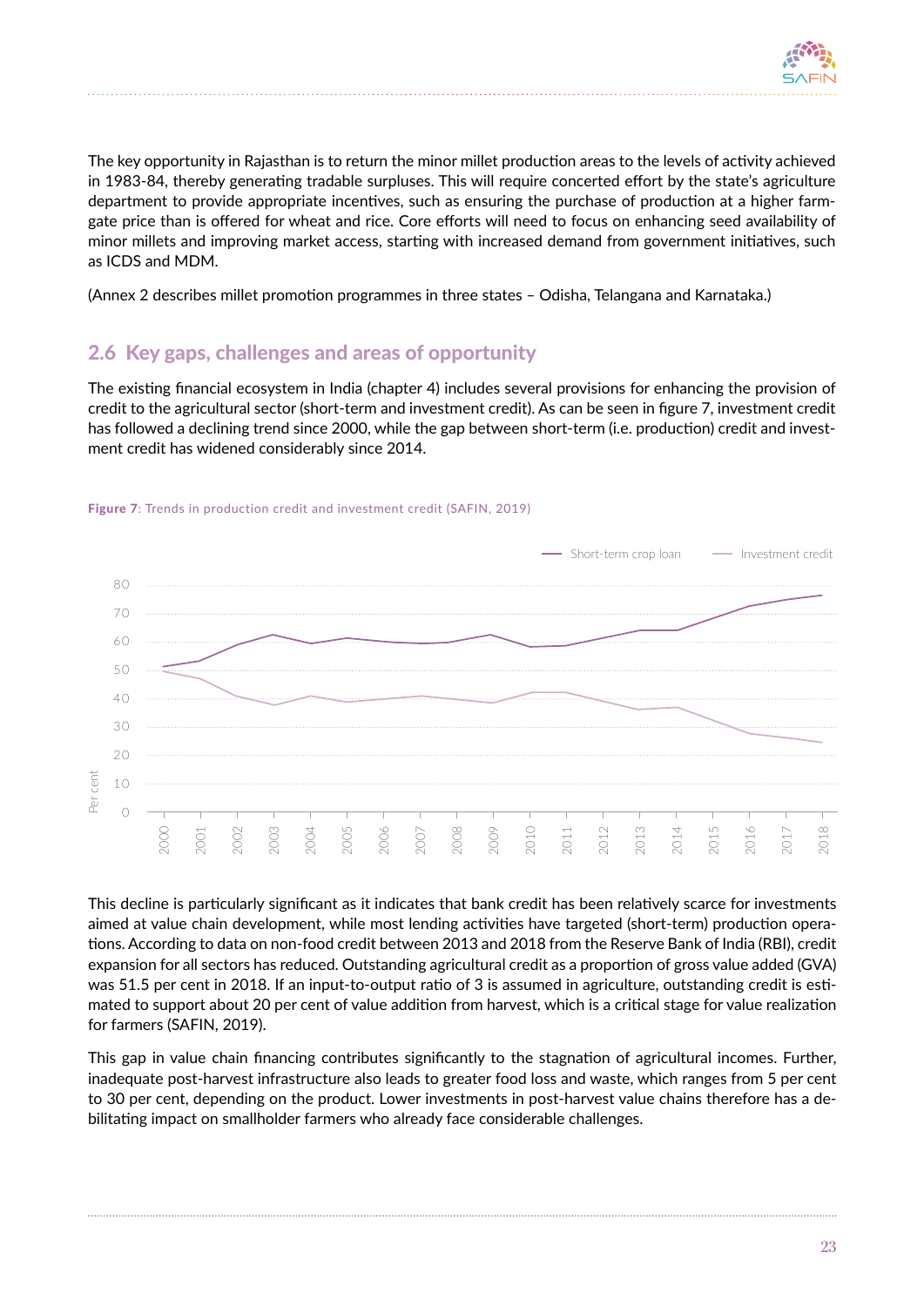The key opportunity in Rajasthan is to return the minor millet production areas to the levels of activity achieved in 1983-84, thereby generating tradable surpluses. This will require concerted effort by the state's agriculture department to provide appropriate incentives, such as ensuring the purchase of production at a higher farm-gate price than is offered for wheat and rice. Core efforts will need to focus on enhancing seed availability of minor millets and improving market access, starting with increased demand from government initiatives, such as ICDS and MDM.

(Annex 2 describes millet promotion programmes in three states – Odisha, Telangana and Karnataka.)

## 2.6 Key gaps, challenges and areas of opportunity

The existing financial ecosystem in India (chapter 4) includes several provisions for enhancing the provision of credit to the agricultural sector (short-term and investment credit). As can be seen in figure 7, investment credit has followed a declining trend since 2000, while the gap between short-term (i.e. production) credit and investment credit has widened considerably since 2014.

**Figure 7**: Trends in production credit and investment credit (SAFIN, 2019)

This decline is particularly significant as it indicates that bank credit has been relatively scarce for investments aimed at value chain development, while most lending activities have targeted (short-term) production operations. According to data on non-food credit between 2013 and 2018 from the Reserve Bank of India (RBI), credit expansion for all sectors has reduced. Outstanding agricultural credit as a proportion of gross value added (GVA) was 51.5 per cent in 2018. If an input-to-output ratio of 3 is assumed in agriculture, outstanding credit is estimated to support about 20 per cent of value addition from harvest, which is a critical stage for value realization for farmers (SAFIN, 2019).

This gap in value chain financing contributes significantly to the stagnation of agricultural incomes. Further, inadequate post-harvest infrastructure also leads to greater food loss and waste, which ranges from 5 per cent to 30 per cent, depending on the product. Lower investments in post-harvest value chains therefore has a debilitating impact on smallholder farmers who already face considerable challenges.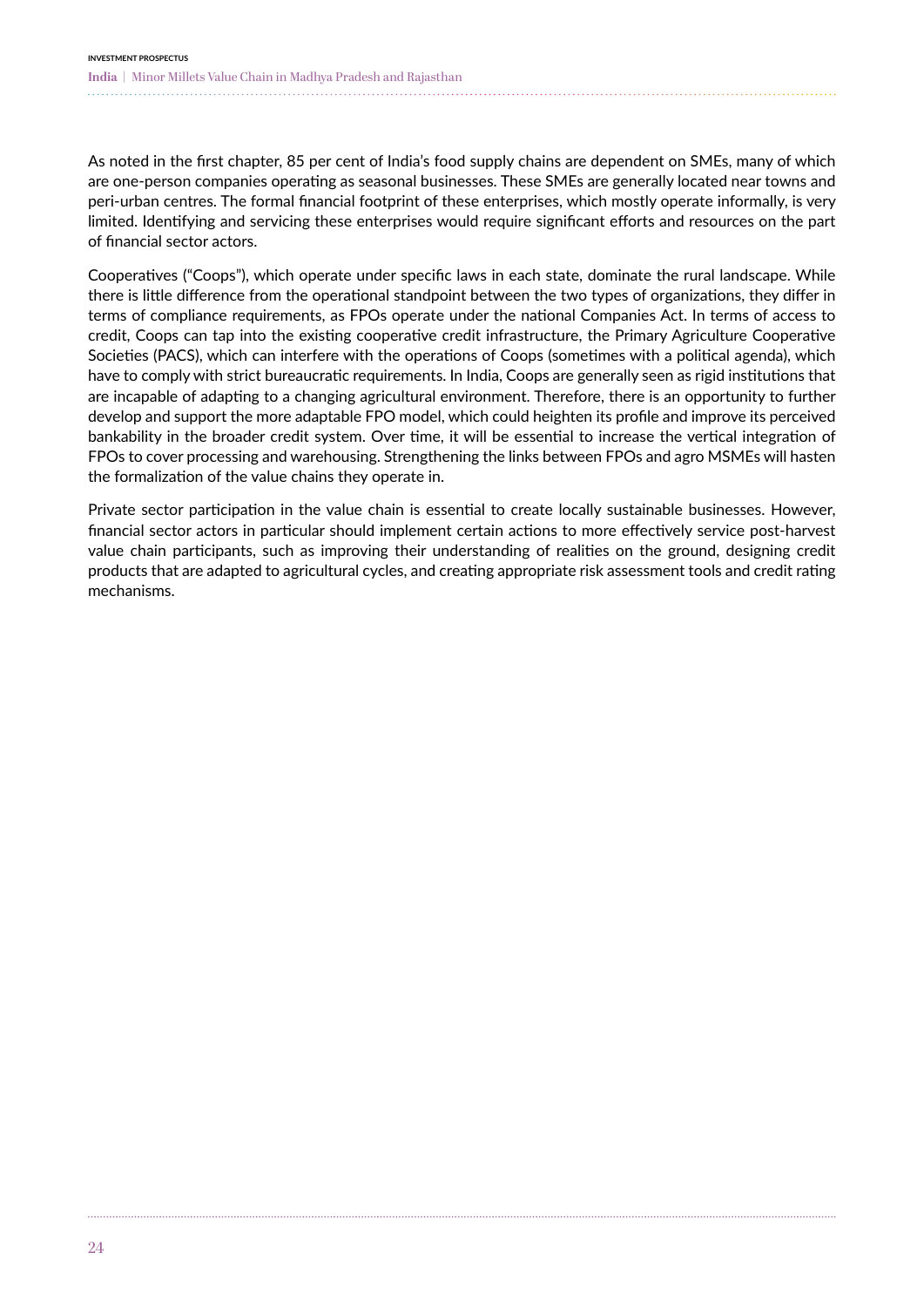As noted in the first chapter, 85 per cent of India's food supply chains are dependent on SMEs, many of which are one-person companies operating as seasonal businesses. These SMEs are generally located near towns and peri-urban centres. The formal financial footprint of these enterprises, which mostly operate informally, is very limited. Identifying and servicing these enterprises would require significant efforts and resources on the part of financial sector actors.

Cooperatives ("Coops"), which operate under specific laws in each state, dominate the rural landscape. While there is little difference from the operational standpoint between the two types of organizations, they differ in terms of compliance requirements, as FPOs operate under the national Companies Act. In terms of access to credit, Coops can tap into the existing cooperative credit infrastructure, the Primary Agriculture Cooperative Societies (PACS), which can interfere with the operations of Coops (sometimes with a political agenda), which have to comply with strict bureaucratic requirements. In India, Coops are generally seen as rigid institutions that are incapable of adapting to a changing agricultural environment. Therefore, there is an opportunity to further develop and support the more adaptable FPO model, which could heighten its profile and improve its perceived bankability in the broader credit system. Over time, it will be essential to increase the vertical integration of FPOs to cover processing and warehousing. Strengthening the links between FPOs and agro MSMEs will hasten the formalization of the value chains they operate in.

Private sector participation in the value chain is essential to create locally sustainable businesses. However, financial sector actors in particular should implement certain actions to more effectively service post-harvest value chain participants, such as improving their understanding of realities on the ground, designing credit products that are adapted to agricultural cycles, and creating appropriate risk assessment tools and credit rating mechanisms.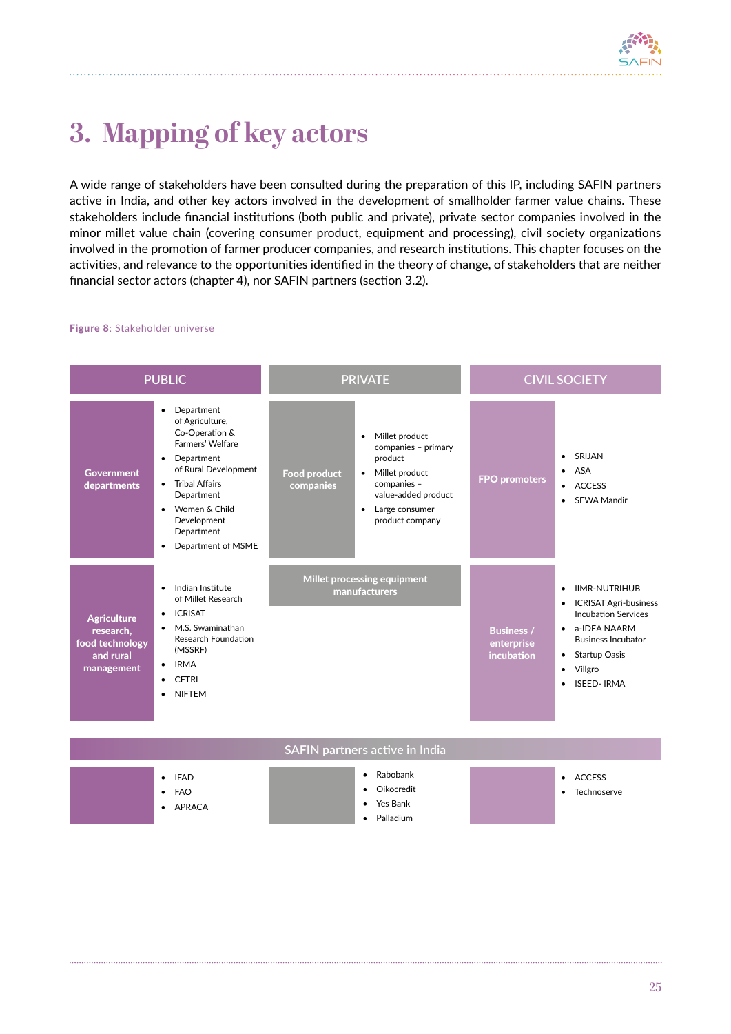# 3. Mapping of key actors

A wide range of stakeholders have been consulted during the preparation of this IP, including SAFIN partners active in India, and other key actors involved in the development of smallholder farmer value chains. These stakeholders include financial institutions (both public and private), private sector companies involved in the minor millet value chain (covering consumer product, equipment and processing), civil society organizations involved in the promotion of farmer producer companies, and research institutions. This chapter focuses on the activities, and relevance to the opportunities identified in the theory of change, of stakeholders that are neither financial sector actors (chapter 4), nor SAFIN partners (section 3.2).

**Figure 8**: Stakeholder universe

| PUBLIC | | PRIVATE | | CIVIL SOCIETY | |
|---|---|---|---|---|---|
| Government departments | • Department of Agriculture, Co-Operation & Farmers' Welfare<br>• Department of Rural Development<br>• Tribal Affairs Department<br>• Women & Child Development Department<br>• Department of MSME | Food product companies | • Millet product companies – primary product<br>• Millet product companies – value-added product<br>• Large consumer product company | FPO promoters | • SRIJAN<br>• ASA<br>• ACCESS<br>• SEWA Mandir |
| Agriculture research, food technology and rural management | • Indian Institute of Millet Research<br>• ICRISAT<br>• M.S. Swaminathan Research Foundation (MSSRF)<br>• IRMA<br>• CFTRI<br>• NIFTEM | Millet processing equipment manufacturers | | Business / enterprise incubation | • IIMR-NUTRIHUB<br>• ICRISAT Agri-business Incubation Services<br>• a-IDEA NAARM Business Incubator<br>• Startup Oasis<br>• Villgro<br>• ISEED- IRMA |
| **SAFIN partners active in India** | | | | | |
| | • IFAD<br>• FAO<br>• APRACA | | • Rabobank<br>• Oikocredit<br>• Yes Bank<br>• Palladium | | • ACCESS<br>• Technoserve |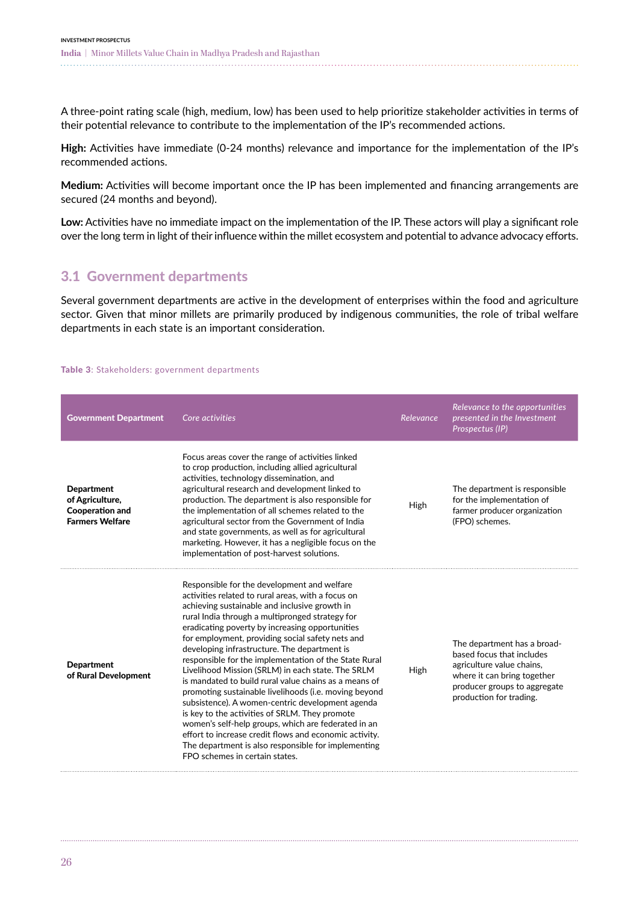A three-point rating scale (high, medium, low) has been used to help prioritize stakeholder activities in terms of their potential relevance to contribute to the implementation of the IP's recommended actions.

**High:** Activities have immediate (0-24 months) relevance and importance for the implementation of the IP's recommended actions.

**Medium:** Activities will become important once the IP has been implemented and financing arrangements are secured (24 months and beyond).

**Low:** Activities have no immediate impact on the implementation of the IP. These actors will play a significant role over the long term in light of their influence within the millet ecosystem and potential to advance advocacy efforts.

## 3.1 Government departments

Several government departments are active in the development of enterprises within the food and agriculture sector. Given that minor millets are primarily produced by indigenous communities, the role of tribal welfare departments in each state is an important consideration.

**Table 3**: Stakeholders: government departments

| Government Department | *Core activities* | *Relevance* | *Relevance to the opportunities presented in the Investment Prospectus (IP)* |
|---|---|---|---|
| **Department of Agriculture, Cooperation and Farmers Welfare** | Focus areas cover the range of activities linked to crop production, including allied agricultural activities, technology dissemination, and agricultural research and development linked to production. The department is also responsible for the implementation of all schemes related to the agricultural sector from the Government of India and state governments, as well as for agricultural marketing. However, it has a negligible focus on the implementation of post-harvest solutions. | High | The department is responsible for the implementation of farmer producer organization (FPO) schemes. |
| **Department of Rural Development** | Responsible for the development and welfare activities related to rural areas, with a focus on achieving sustainable and inclusive growth in rural India through a multipronged strategy for eradicating poverty by increasing opportunities for employment, providing social safety nets and developing infrastructure. The department is responsible for the implementation of the State Rural Livelihood Mission (SRLM) in each state. The SRLM is mandated to build rural value chains as a means of promoting sustainable livelihoods (i.e. moving beyond subsistence). A women-centric development agenda is key to the activities of SRLM. They promote women's self-help groups, which are federated in an effort to increase credit flows and economic activity. The department is also responsible for implementing FPO schemes in certain states. | High | The department has a broad-based focus that includes agriculture value chains, where it can bring together producer groups to aggregate production for trading. |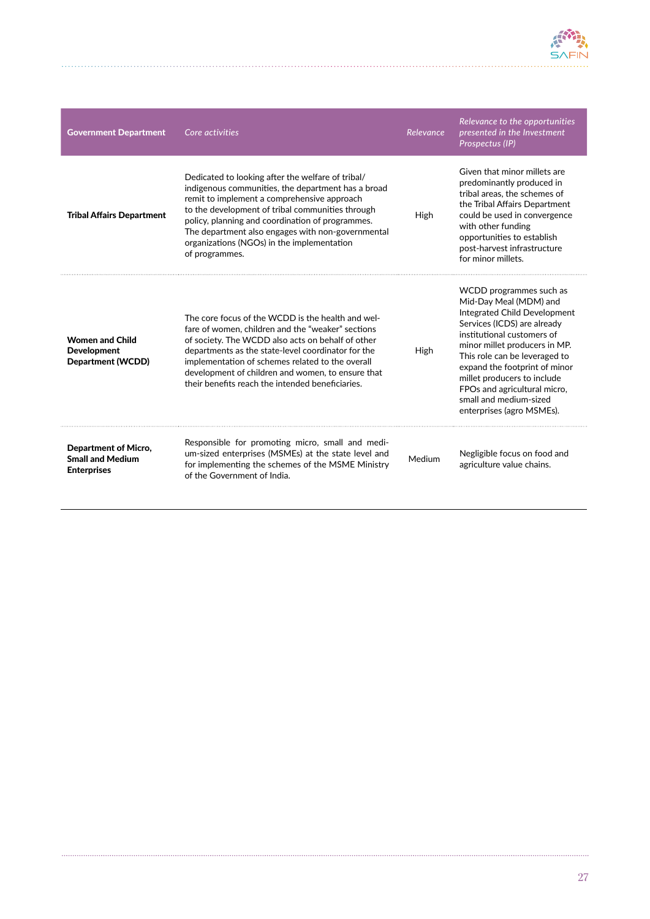| Government Department | *Core activities* | *Relevance* | *Relevance to the opportunities presented in the Investment Prospectus (IP)* |
|---|---|---|---|
| **Tribal Affairs Department** | Dedicated to looking after the welfare of tribal/indigenous communities, the department has a broad remit to implement a comprehensive approach to the development of tribal communities through policy, planning and coordination of programmes. The department also engages with non-governmental organizations (NGOs) in the implementation of programmes. | High | Given that minor millets are predominantly produced in tribal areas, the schemes of the Tribal Affairs Department could be used in convergence with other funding opportunities to establish post-harvest infrastructure for minor millets. |
| **Women and Child Development Department (WCDD)** | The core focus of the WCDD is the health and welfare of women, children and the "weaker" sections of society. The WCDD also acts on behalf of other departments as the state-level coordinator for the implementation of schemes related to the overall development of children and women, to ensure that their benefits reach the intended beneficiaries. | High | WCDD programmes such as Mid-Day Meal (MDM) and Integrated Child Development Services (ICDS) are already institutional customers of minor millet producers in MP. This role can be leveraged to expand the footprint of minor millet producers to include FPOs and agricultural micro, small and medium-sized enterprises (agro MSMEs). |
| **Department of Micro, Small and Medium Enterprises** | Responsible for promoting micro, small and medium-sized enterprises (MSMEs) at the state level and for implementing the schemes of the MSME Ministry of the Government of India. | Medium | Negligible focus on food and agriculture value chains. |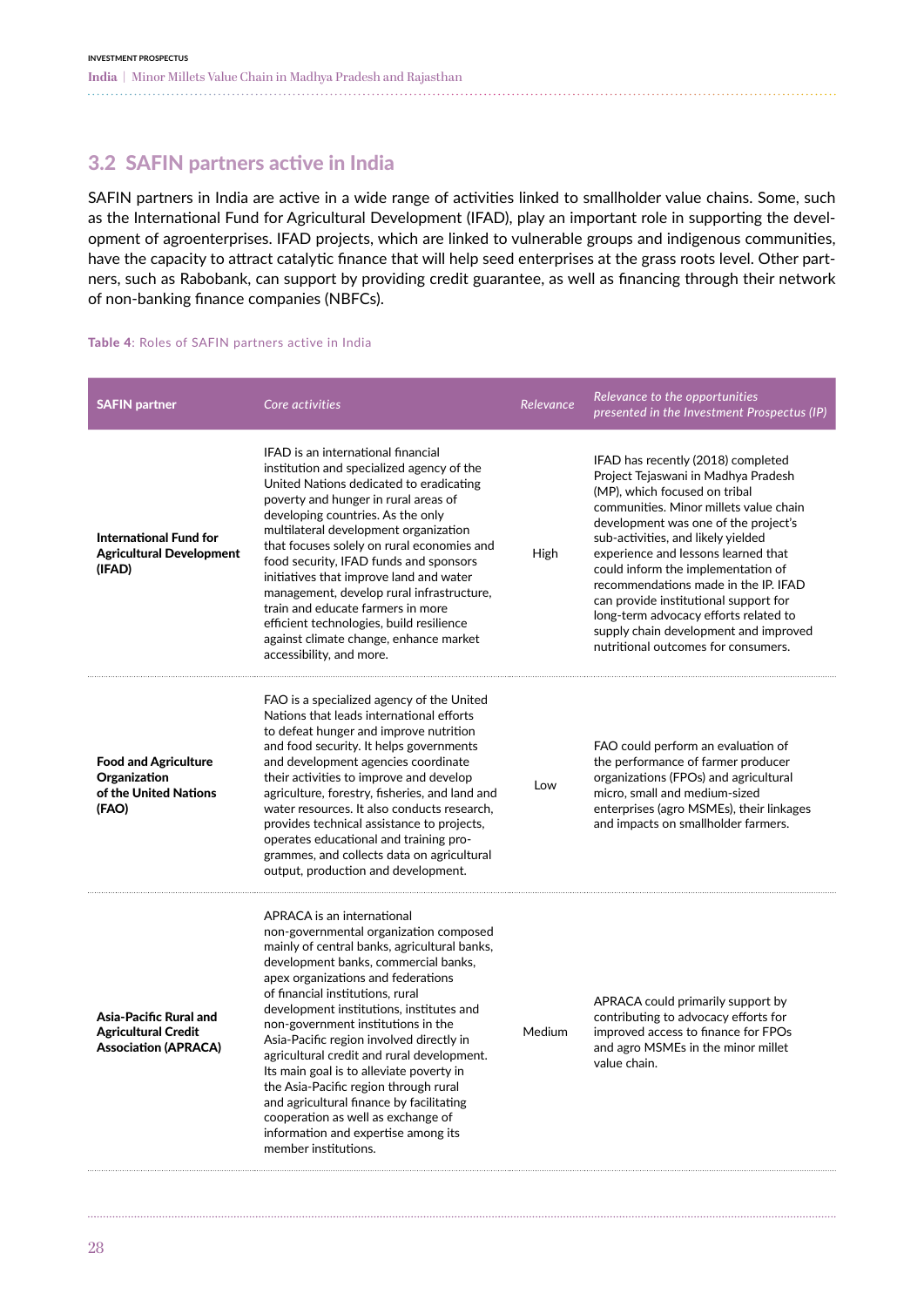## 3.2 SAFIN partners active in India

SAFIN partners in India are active in a wide range of activities linked to smallholder value chains. Some, such as the International Fund for Agricultural Development (IFAD), play an important role in supporting the development of agroenterprises. IFAD projects, which are linked to vulnerable groups and indigenous communities, have the capacity to attract catalytic finance that will help seed enterprises at the grass roots level. Other partners, such as Rabobank, can support by providing credit guarantee, as well as financing through their network of non-banking finance companies (NBFCs).

**Table 4**: Roles of SAFIN partners active in India

| SAFIN partner | *Core activities* | *Relevance* | *Relevance to the opportunities presented in the Investment Prospectus (IP)* |
|---|---|---|---|
| **International Fund for Agricultural Development (IFAD)** | IFAD is an international financial institution and specialized agency of the United Nations dedicated to eradicating poverty and hunger in rural areas of developing countries. As the only multilateral development organization that focuses solely on rural economies and food security, IFAD funds and sponsors initiatives that improve land and water management, develop rural infrastructure, train and educate farmers in more efficient technologies, build resilience against climate change, enhance market accessibility, and more. | High | IFAD has recently (2018) completed Project Tejaswani in Madhya Pradesh (MP), which focused on tribal communities. Minor millets value chain development was one of the project's sub-activities, and likely yielded experience and lessons learned that could inform the implementation of recommendations made in the IP. IFAD can provide institutional support for long-term advocacy efforts related to supply chain development and improved nutritional outcomes for consumers. |
| **Food and Agriculture Organization of the United Nations (FAO)** | FAO is a specialized agency of the United Nations that leads international efforts to defeat hunger and improve nutrition and food security. It helps governments and development agencies coordinate their activities to improve and develop agriculture, forestry, fisheries, and land and water resources. It also conducts research, provides technical assistance to projects, operates educational and training programmes, and collects data on agricultural output, production and development. | Low | FAO could perform an evaluation of the performance of farmer producer organizations (FPOs) and agricultural micro, small and medium-sized enterprises (agro MSMEs), their linkages and impacts on smallholder farmers. |
| **Asia-Pacific Rural and Agricultural Credit Association (APRACA)** | APRACA is an international non-governmental organization composed mainly of central banks, agricultural banks, development banks, commercial banks, apex organizations and federations of financial institutions, rural development institutions, institutes and non-government institutions in the Asia-Pacific region involved directly in agricultural credit and rural development. Its main goal is to alleviate poverty in the Asia-Pacific region through rural and agricultural finance by facilitating cooperation as well as exchange of information and expertise among its member institutions. | Medium | APRACA could primarily support by contributing to advocacy efforts for improved access to finance for FPOs and agro MSMEs in the minor millet value chain. |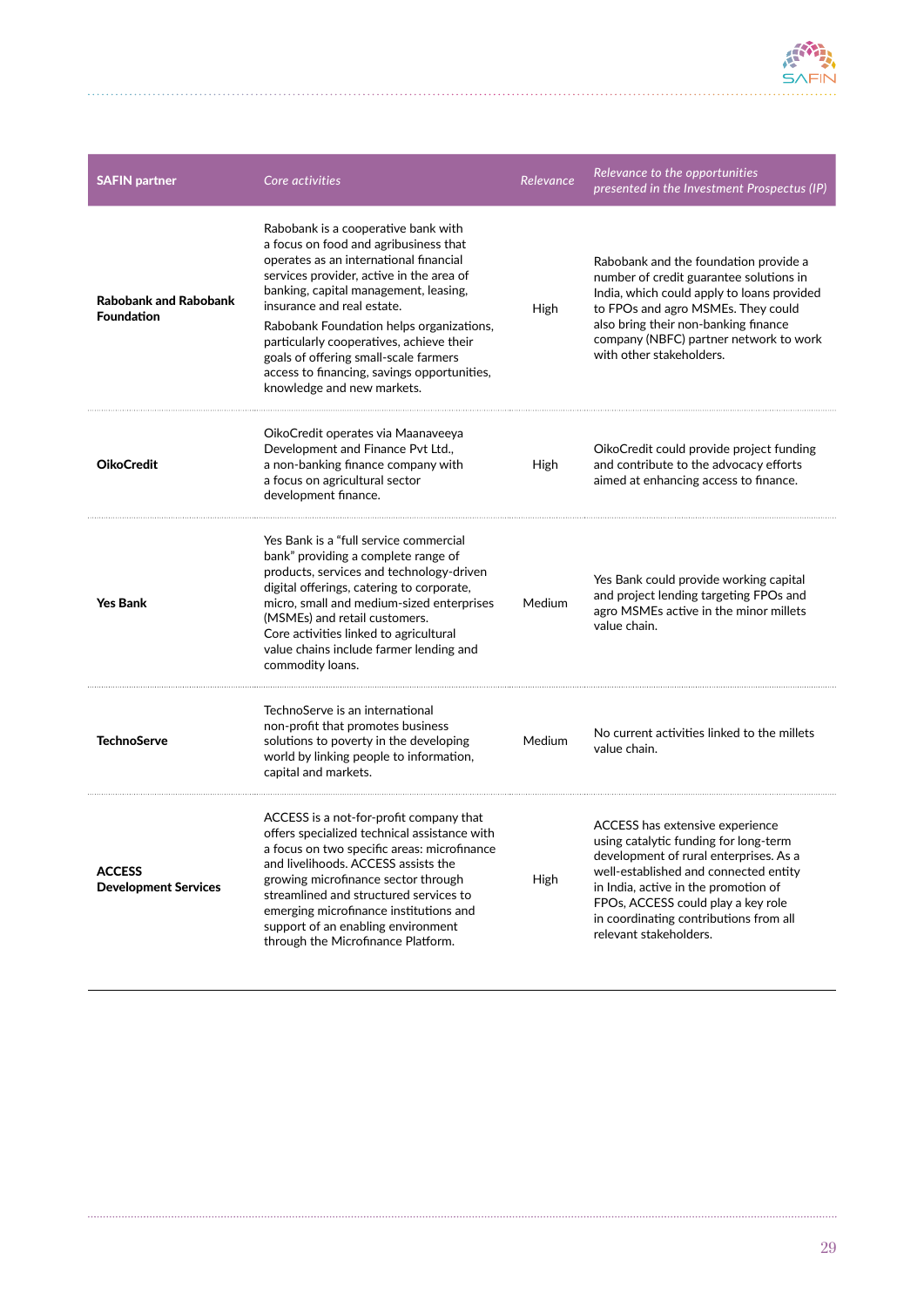| SAFIN partner | *Core activities* | *Relevance* | *Relevance to the opportunities presented in the Investment Prospectus (IP)* |
|---|---|---|---|
| **Rabobank and Rabobank Foundation** | Rabobank is a cooperative bank with a focus on food and agribusiness that operates as an international financial services provider, active in the area of banking, capital management, leasing, insurance and real estate. Rabobank Foundation helps organizations, particularly cooperatives, achieve their goals of offering small-scale farmers access to financing, savings opportunities, knowledge and new markets. | High | Rabobank and the foundation provide a number of credit guarantee solutions in India, which could apply to loans provided to FPOs and agro MSMEs. They could also bring their non-banking finance company (NBFC) partner network to work with other stakeholders. |
| **OikoCredit** | OikoCredit operates via Maanaveeya Development and Finance Pvt Ltd., a non-banking finance company with a focus on agricultural sector development finance. | High | OikoCredit could provide project funding and contribute to the advocacy efforts aimed at enhancing access to finance. |
| **Yes Bank** | Yes Bank is a "full service commercial bank" providing a complete range of products, services and technology-driven digital offerings, catering to corporate, micro, small and medium-sized enterprises (MSMEs) and retail customers. Core activities linked to agricultural value chains include farmer lending and commodity loans. | Medium | Yes Bank could provide working capital and project lending targeting FPOs and agro MSMEs active in the minor millets value chain. |
| **TechnoServe** | TechnoServe is an international non-profit that promotes business solutions to poverty in the developing world by linking people to information, capital and markets. | Medium | No current activities linked to the millets value chain. |
| **ACCESS Development Services** | ACCESS is a not-for-profit company that offers specialized technical assistance with a focus on two specific areas: microfinance and livelihoods. ACCESS assists the growing microfinance sector through streamlined and structured services to emerging microfinance institutions and support of an enabling environment through the Microfinance Platform. | High | ACCESS has extensive experience using catalytic funding for long-term development of rural enterprises. As a well-established and connected entity in India, active in the promotion of FPOs, ACCESS could play a key role in coordinating contributions from all relevant stakeholders. |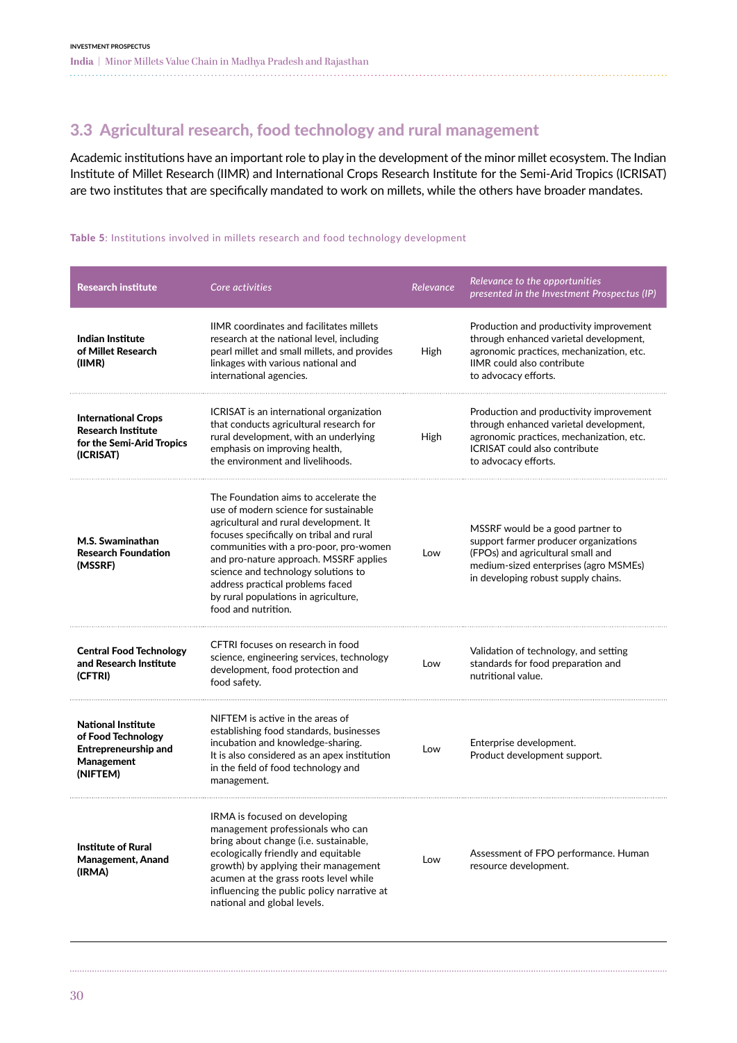## 3.3 Agricultural research, food technology and rural management

Academic institutions have an important role to play in the development of the minor millet ecosystem. The Indian Institute of Millet Research (IIMR) and International Crops Research Institute for the Semi-Arid Tropics (ICRISAT) are two institutes that are specifically mandated to work on millets, while the others have broader mandates.

**Table 5**: Institutions involved in millets research and food technology development

| Research institute | *Core activities* | *Relevance* | *Relevance to the opportunities presented in the Investment Prospectus (IP)* |
|---|---|---|---|
| **Indian Institute of Millet Research (IIMR)** | IIMR coordinates and facilitates millets research at the national level, including pearl millet and small millets, and provides linkages with various national and international agencies. | High | Production and productivity improvement through enhanced varietal development, agronomic practices, mechanization, etc. IIMR could also contribute to advocacy efforts. |
| **International Crops Research Institute for the Semi-Arid Tropics (ICRISAT)** | ICRISAT is an international organization that conducts agricultural research for rural development, with an underlying emphasis on improving health, the environment and livelihoods. | High | Production and productivity improvement through enhanced varietal development, agronomic practices, mechanization, etc. ICRISAT could also contribute to advocacy efforts. |
| **M.S. Swaminathan Research Foundation (MSSRF)** | The Foundation aims to accelerate the use of modern science for sustainable agricultural and rural development. It focuses specifically on tribal and rural communities with a pro-poor, pro-women and pro-nature approach. MSSRF applies science and technology solutions to address practical problems faced by rural populations in agriculture, food and nutrition. | Low | MSSRF would be a good partner to support farmer producer organizations (FPOs) and agricultural small and medium-sized enterprises (agro MSMEs) in developing robust supply chains. |
| **Central Food Technology and Research Institute (CFTRI)** | CFTRI focuses on research in food science, engineering services, technology development, food protection and food safety. | Low | Validation of technology, and setting standards for food preparation and nutritional value. |
| **National Institute of Food Technology Entrepreneurship and Management (NIFTEM)** | NIFTEM is active in the areas of establishing food standards, businesses incubation and knowledge-sharing. It is also considered as an apex institution in the field of food technology and management. | Low | Enterprise development. Product development support. |
| **Institute of Rural Management, Anand (IRMA)** | IRMA is focused on developing management professionals who can bring about change (i.e. sustainable, ecologically friendly and equitable growth) by applying their management acumen at the grass roots level while influencing the public policy narrative at national and global levels. | Low | Assessment of FPO performance. Human resource development. |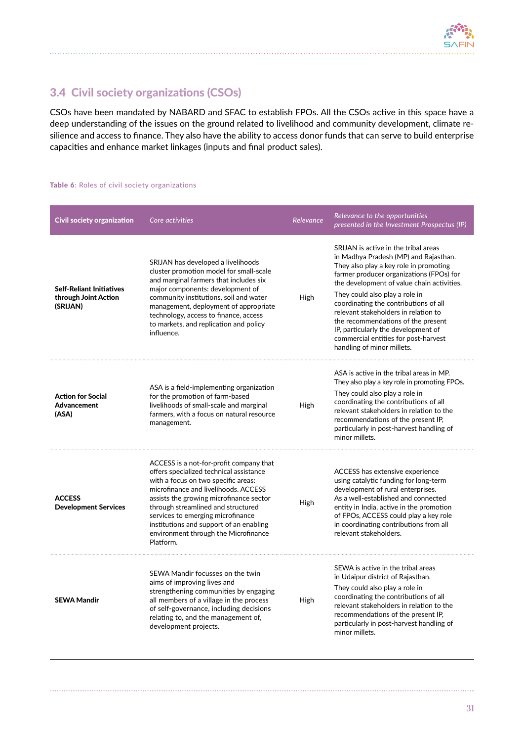## 3.4 Civil society organizations (CSOs)

CSOs have been mandated by NABARD and SFAC to establish FPOs. All the CSOs active in this space have a deep understanding of the issues on the ground related to livelihood and community development, climate resilience and access to finance. They also have the ability to access donor funds that can serve to build enterprise capacities and enhance market linkages (inputs and final product sales).

**Table 6**: Roles of civil society organizations

| Civil society organization | *Core activities* | *Relevance* | *Relevance to the opportunities presented in the Investment Prospectus (IP)* |
|---|---|---|---|
| **Self-Reliant Initiatives through Joint Action (SRIJAN)** | SRIJAN has developed a livelihoods cluster promotion model for small-scale and marginal farmers that includes six major components: development of community institutions, soil and water management, deployment of appropriate technology, access to finance, access to markets, and replication and policy influence. | High | SRIJAN is active in the tribal areas in Madhya Pradesh (MP) and Rajasthan. They also play a key role in promoting farmer producer organizations (FPOs) for the development of value chain activities. They could also play a role in coordinating the contributions of all relevant stakeholders in relation to the recommendations of the present IP, particularly the development of commercial entities for post-harvest handling of minor millets. |
| **Action for Social Advancement (ASA)** | ASA is a field-implementing organization for the promotion of farm-based livelihoods of small-scale and marginal farmers, with a focus on natural resource management. | High | ASA is active in the tribal areas in MP. They also play a key role in promoting FPOs. They could also play a role in coordinating the contributions of all relevant stakeholders in relation to the recommendations of the present IP, particularly in post-harvest handling of minor millets. |
| **ACCESS Development Services** | ACCESS is a not-for-profit company that offers specialized technical assistance with a focus on two specific areas: microfinance and livelihoods. ACCESS assists the growing microfinance sector through streamlined and structured services to emerging microfinance institutions and support of an enabling environment through the Microfinance Platform. | High | ACCESS has extensive experience using catalytic funding for long-term development of rural enterprises. As a well-established and connected entity in India, active in the promotion of FPOs, ACCESS could play a key role in coordinating contributions from all relevant stakeholders. |
| **SEWA Mandir** | SEWA Mandir focusses on the twin aims of improving lives and strengthening communities by engaging all members of a village in the process of self-governance, including decisions relating to, and the management of, development projects. | High | SEWA is active in the tribal areas in Udaipur district of Rajasthan. They could also play a role in coordinating the contributions of all relevant stakeholders in relation to the recommendations of the present IP, particularly in post-harvest handling of minor millets. |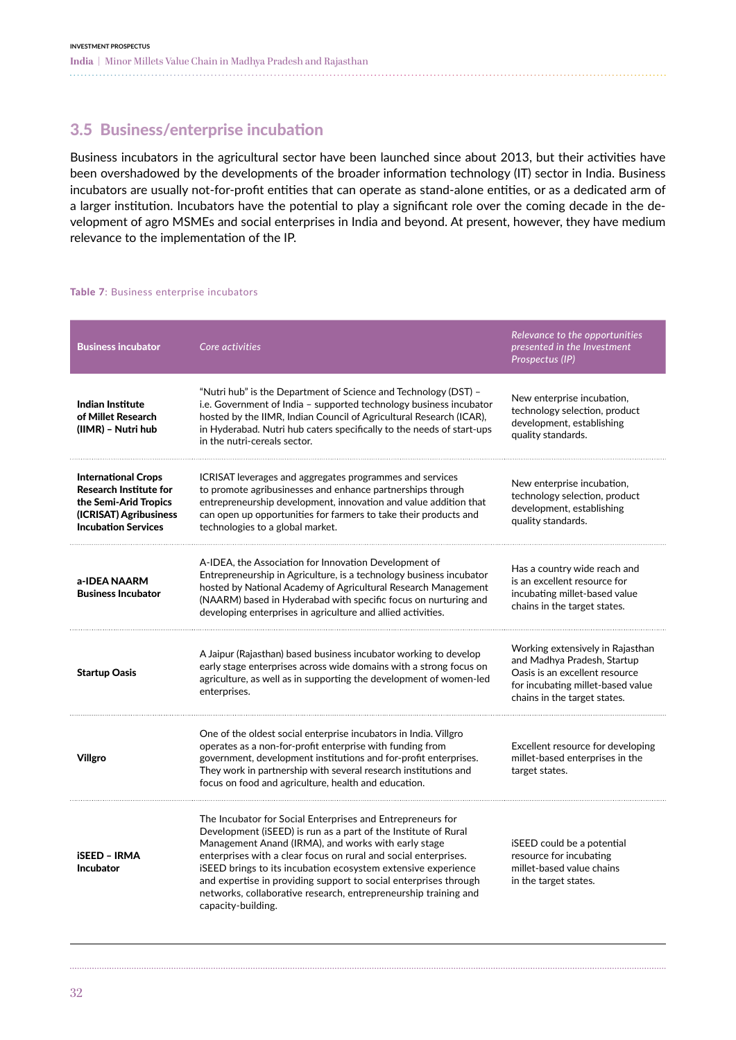## 3.5 Business/enterprise incubation

Business incubators in the agricultural sector have been launched since about 2013, but their activities have been overshadowed by the developments of the broader information technology (IT) sector in India. Business incubators are usually not-for-profit entities that can operate as stand-alone entities, or as a dedicated arm of a larger institution. Incubators have the potential to play a significant role over the coming decade in the development of agro MSMEs and social enterprises in India and beyond. At present, however, they have medium relevance to the implementation of the IP.

**Table 7**: Business enterprise incubators

| Business incubator | *Core activities* | *Relevance to the opportunities presented in the Investment Prospectus (IP)* |
|---|---|---|
| **Indian Institute of Millet Research (IIMR) – Nutri hub** | "Nutri hub" is the Department of Science and Technology (DST) – i.e. Government of India – supported technology business incubator hosted by the IIMR, Indian Council of Agricultural Research (ICAR), in Hyderabad. Nutri hub caters specifically to the needs of start-ups in the nutri-cereals sector. | New enterprise incubation, technology selection, product development, establishing quality standards. |
| **International Crops Research Institute for the Semi-Arid Tropics (ICRISAT) Agribusiness Incubation Services** | ICRISAT leverages and aggregates programmes and services to promote agribusinesses and enhance partnerships through entrepreneurship development, innovation and value addition that can open up opportunities for farmers to take their products and technologies to a global market. | New enterprise incubation, technology selection, product development, establishing quality standards. |
| **a-IDEA NAARM Business Incubator** | A-IDEA, the Association for Innovation Development of Entrepreneurship in Agriculture, is a technology business incubator hosted by National Academy of Agricultural Research Management (NAARM) based in Hyderabad with specific focus on nurturing and developing enterprises in agriculture and allied activities. | Has a country wide reach and is an excellent resource for incubating millet-based value chains in the target states. |
| **Startup Oasis** | A Jaipur (Rajasthan) based business incubator working to develop early stage enterprises across wide domains with a strong focus on agriculture, as well as in supporting the development of women-led enterprises. | Working extensively in Rajasthan and Madhya Pradesh, Startup Oasis is an excellent resource for incubating millet-based value chains in the target states. |
| **Villgro** | One of the oldest social enterprise incubators in India. Villgro operates as a non-for-profit enterprise with funding from government, development institutions and for-profit enterprises. They work in partnership with several research institutions and focus on food and agriculture, health and education. | Excellent resource for developing millet-based enterprises in the target states. |
| **iSEED – IRMA Incubator** | The Incubator for Social Enterprises and Entrepreneurs for Development (iSEED) is run as a part of the Institute of Rural Management Anand (IRMA), and works with early stage enterprises with a clear focus on rural and social enterprises. iSEED brings to its incubation ecosystem extensive experience and expertise in providing support to social enterprises through networks, collaborative research, entrepreneurship training and capacity-building. | iSEED could be a potential resource for incubating millet-based value chains in the target states. |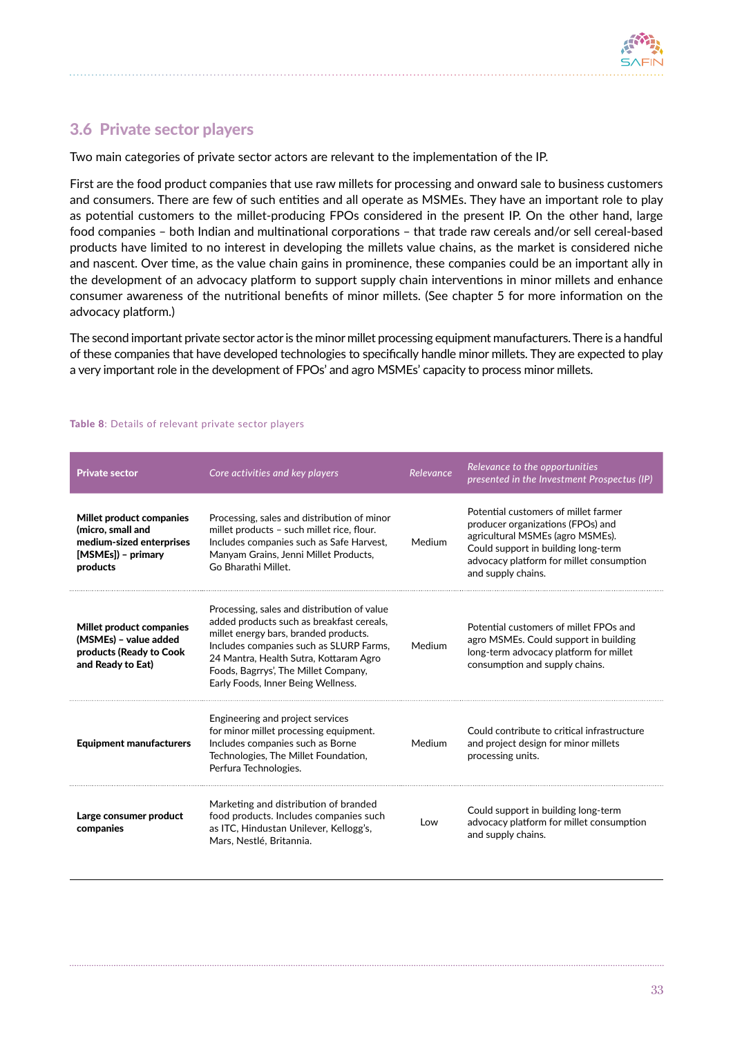## 3.6 Private sector players

Two main categories of private sector actors are relevant to the implementation of the IP.

First are the food product companies that use raw millets for processing and onward sale to business customers and consumers. There are few of such entities and all operate as MSMEs. They have an important role to play as potential customers to the millet-producing FPOs considered in the present IP. On the other hand, large food companies – both Indian and multinational corporations – that trade raw cereals and/or sell cereal-based products have limited to no interest in developing the millets value chains, as the market is considered niche and nascent. Over time, as the value chain gains in prominence, these companies could be an important ally in the development of an advocacy platform to support supply chain interventions in minor millets and enhance consumer awareness of the nutritional benefits of minor millets. (See chapter 5 for more information on the advocacy platform.)

The second important private sector actor is the minor millet processing equipment manufacturers. There is a handful of these companies that have developed technologies to specifically handle minor millets. They are expected to play a very important role in the development of FPOs' and agro MSMEs' capacity to process minor millets.

**Table 8**: Details of relevant private sector players

| Private sector | *Core activities and key players* | *Relevance* | *Relevance to the opportunities presented in the Investment Prospectus (IP)* |
|---|---|---|---|
| **Millet product companies (micro, small and medium-sized enterprises [MSMEs]) – primary products** | Processing, sales and distribution of minor millet products – such millet rice, flour. Includes companies such as Safe Harvest, Manyam Grains, Jenni Millet Products, Go Bharathi Millet. | Medium | Potential customers of millet farmer producer organizations (FPOs) and agricultural MSMEs (agro MSMEs). Could support in building long-term advocacy platform for millet consumption and supply chains. |
| **Millet product companies (MSMEs) – value added products (Ready to Cook and Ready to Eat)** | Processing, sales and distribution of value added products such as breakfast cereals, millet energy bars, branded products. Includes companies such as SLURP Farms, 24 Mantra, Health Sutra, Kottaram Agro Foods, Bagrrys', The Millet Company, Early Foods, Inner Being Wellness. | Medium | Potential customers of millet FPOs and agro MSMEs. Could support in building long-term advocacy platform for millet consumption and supply chains. |
| **Equipment manufacturers** | Engineering and project services for minor millet processing equipment. Includes companies such as Borne Technologies, The Millet Foundation, Perfura Technologies. | Medium | Could contribute to critical infrastructure and project design for minor millets processing units. |
| **Large consumer product companies** | Marketing and distribution of branded food products. Includes companies such as ITC, Hindustan Unilever, Kellogg's, Mars, Nestlé, Britannia. | Low | Could support in building long-term advocacy platform for millet consumption and supply chains. |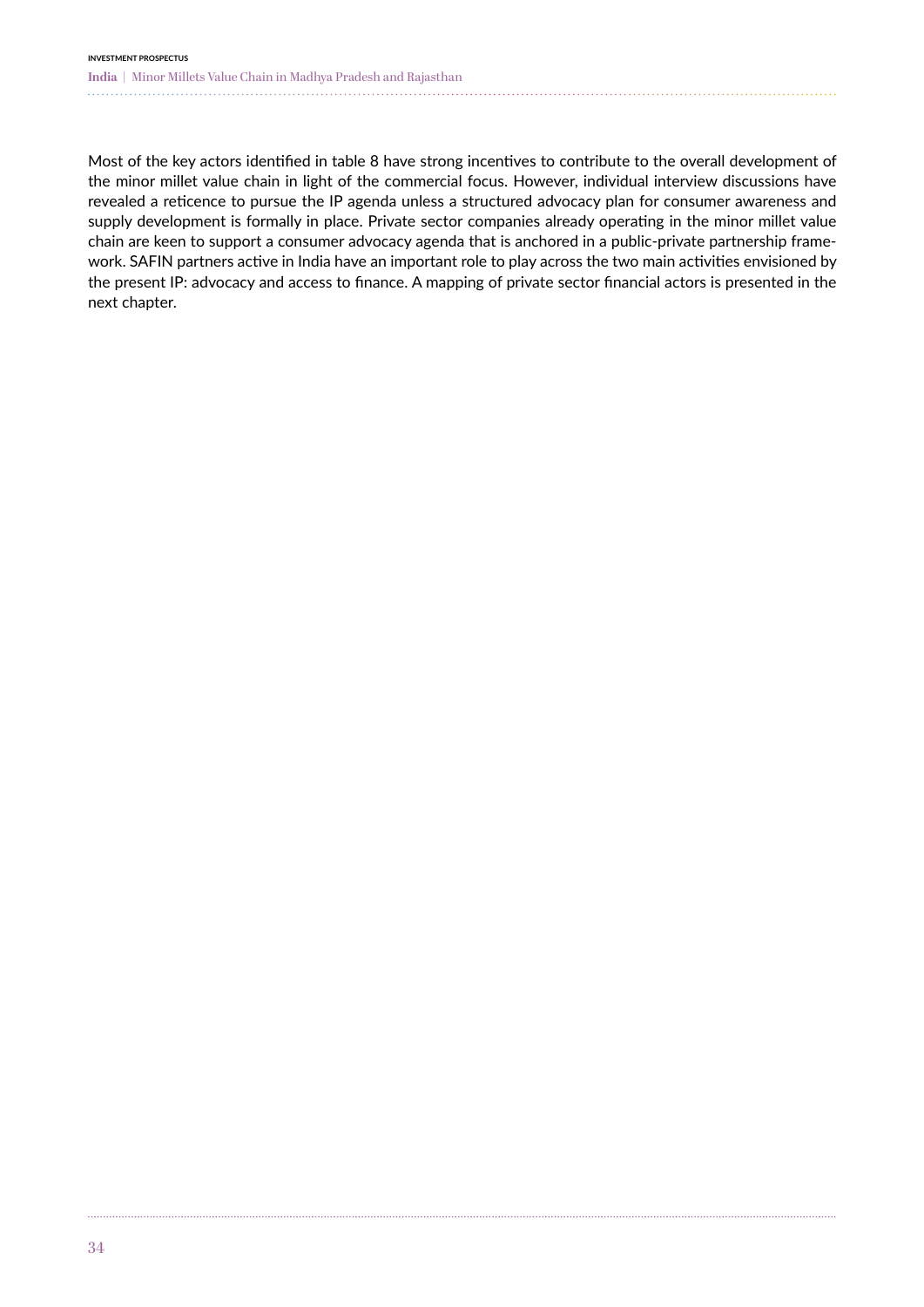Most of the key actors identified in table 8 have strong incentives to contribute to the overall development of the minor millet value chain in light of the commercial focus. However, individual interview discussions have revealed a reticence to pursue the IP agenda unless a structured advocacy plan for consumer awareness and supply development is formally in place. Private sector companies already operating in the minor millet value chain are keen to support a consumer advocacy agenda that is anchored in a public-private partnership framework. SAFIN partners active in India have an important role to play across the two main activities envisioned by the present IP: advocacy and access to finance. A mapping of private sector financial actors is presented in the next chapter.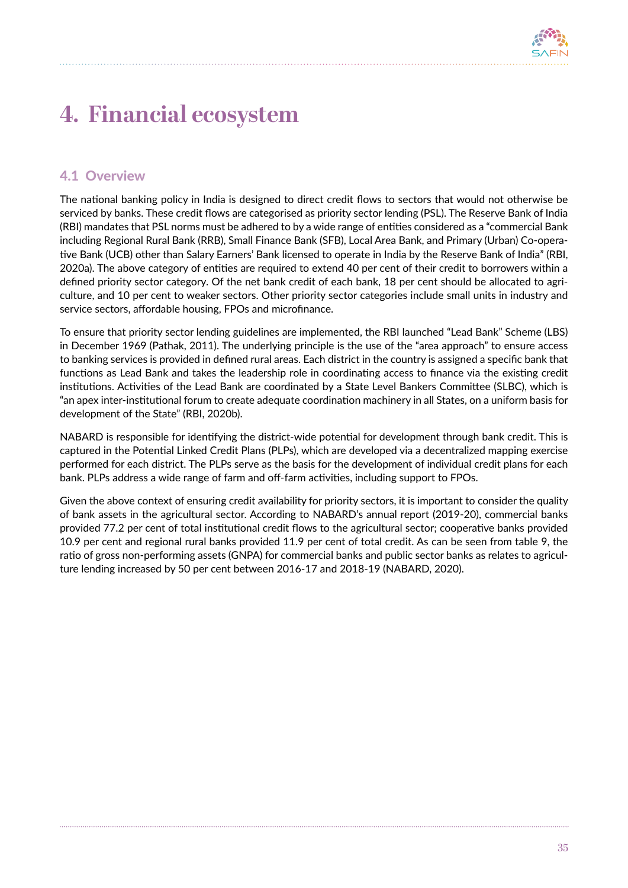# 4. Financial ecosystem

## 4.1 Overview

The national banking policy in India is designed to direct credit flows to sectors that would not otherwise be serviced by banks. These credit flows are categorised as priority sector lending (PSL). The Reserve Bank of India (RBI) mandates that PSL norms must be adhered to by a wide range of entities considered as a "commercial Bank including Regional Rural Bank (RRB), Small Finance Bank (SFB), Local Area Bank, and Primary (Urban) Co-operative Bank (UCB) other than Salary Earners' Bank licensed to operate in India by the Reserve Bank of India" (RBI, 2020a). The above category of entities are required to extend 40 per cent of their credit to borrowers within a defined priority sector category. Of the net bank credit of each bank, 18 per cent should be allocated to agriculture, and 10 per cent to weaker sectors. Other priority sector categories include small units in industry and service sectors, affordable housing, FPOs and microfinance.

To ensure that priority sector lending guidelines are implemented, the RBI launched "Lead Bank" Scheme (LBS) in December 1969 (Pathak, 2011). The underlying principle is the use of the "area approach" to ensure access to banking services is provided in defined rural areas. Each district in the country is assigned a specific bank that functions as Lead Bank and takes the leadership role in coordinating access to finance via the existing credit institutions. Activities of the Lead Bank are coordinated by a State Level Bankers Committee (SLBC), which is "an apex inter-institutional forum to create adequate coordination machinery in all States, on a uniform basis for development of the State" (RBI, 2020b).

NABARD is responsible for identifying the district-wide potential for development through bank credit. This is captured in the Potential Linked Credit Plans (PLPs), which are developed via a decentralized mapping exercise performed for each district. The PLPs serve as the basis for the development of individual credit plans for each bank. PLPs address a wide range of farm and off-farm activities, including support to FPOs.

Given the above context of ensuring credit availability for priority sectors, it is important to consider the quality of bank assets in the agricultural sector. According to NABARD's annual report (2019-20), commercial banks provided 77.2 per cent of total institutional credit flows to the agricultural sector; cooperative banks provided 10.9 per cent and regional rural banks provided 11.9 per cent of total credit. As can be seen from table 9, the ratio of gross non-performing assets (GNPA) for commercial banks and public sector banks as relates to agriculture lending increased by 50 per cent between 2016-17 and 2018-19 (NABARD, 2020).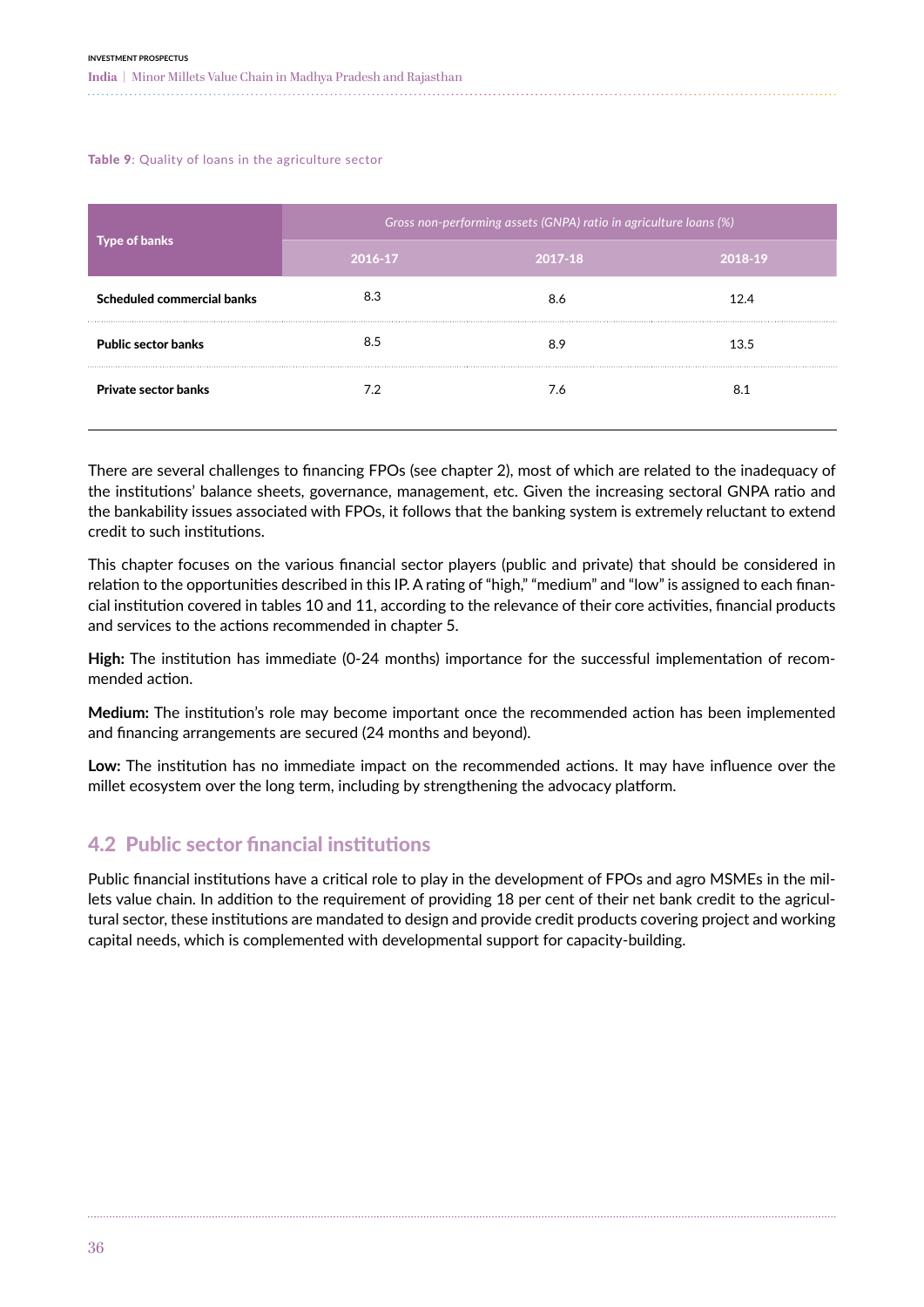**Table 9**: Quality of loans in the agriculture sector

| Type of banks | *Gross non-performing assets (GNPA) ratio in agriculture loans (%)* | | |
|---|---|---|---|
| | 2016-17 | 2017-18 | 2018-19 |
| **Scheduled commercial banks** | 8.3 | 8.6 | 12.4 |
| **Public sector banks** | 8.5 | 8.9 | 13.5 |
| **Private sector banks** | 7.2 | 7.6 | 8.1 |

There are several challenges to financing FPOs (see chapter 2), most of which are related to the inadequacy of the institutions' balance sheets, governance, management, etc. Given the increasing sectoral GNPA ratio and the bankability issues associated with FPOs, it follows that the banking system is extremely reluctant to extend credit to such institutions.

This chapter focuses on the various financial sector players (public and private) that should be considered in relation to the opportunities described in this IP. A rating of "high," "medium" and "low" is assigned to each financial institution covered in tables 10 and 11, according to the relevance of their core activities, financial products and services to the actions recommended in chapter 5.

**High:** The institution has immediate (0-24 months) importance for the successful implementation of recommended action.

**Medium:** The institution's role may become important once the recommended action has been implemented and financing arrangements are secured (24 months and beyond).

**Low:** The institution has no immediate impact on the recommended actions. It may have influence over the millet ecosystem over the long term, including by strengthening the advocacy platform.

## 4.2 Public sector financial institutions

Public financial institutions have a critical role to play in the development of FPOs and agro MSMEs in the millets value chain. In addition to the requirement of providing 18 per cent of their net bank credit to the agricultural sector, these institutions are mandated to design and provide credit products covering project and working capital needs, which is complemented with developmental support for capacity-building.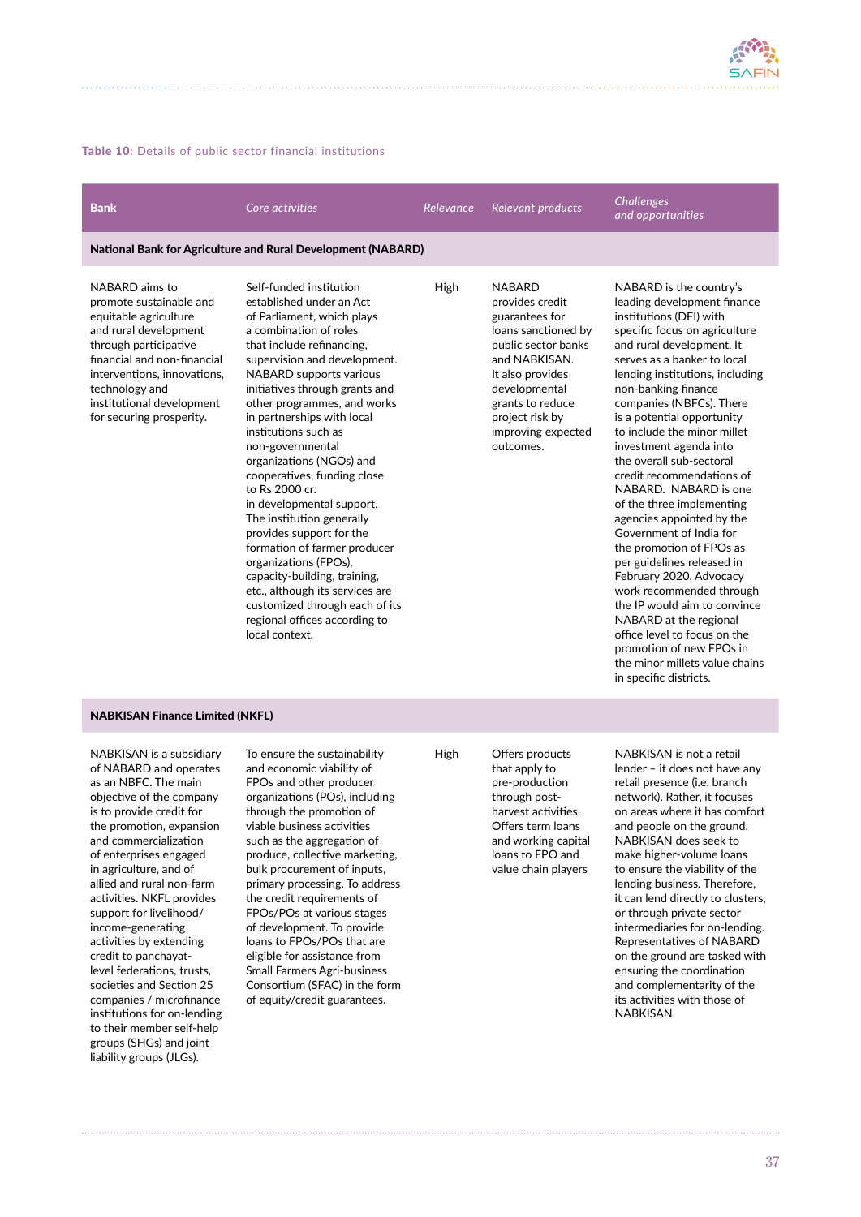**Table 10**: Details of public sector financial institutions

| Bank | *Core activities* | *Relevance* | *Relevant products* | *Challenges and opportunities* |
|---|---|---|---|---|
| **National Bank for Agriculture and Rural Development (NABARD)** | | | | |
| NABARD aims to promote sustainable and equitable agriculture and rural development through participative financial and non-financial interventions, innovations, technology and institutional development for securing prosperity. | Self-funded institution established under an Act of Parliament, which plays a combination of roles that include refinancing, supervision and development. NABARD supports various initiatives through grants and other programmes, and works in partnerships with local institutions such as non-governmental organizations (NGOs) and cooperatives, funding close to Rs 2000 cr. in developmental support. The institution generally provides support for the formation of farmer producer organizations (FPOs), capacity-building, training, etc., although its services are customized through each of its regional offices according to local context. | High | NABARD provides credit guarantees for loans sanctioned by public sector banks and NABKISAN. It also provides developmental grants to reduce project risk by improving expected outcomes. | NABARD is the country's leading development finance institutions (DFI) with specific focus on agriculture and rural development. It serves as a banker to local lending institutions, including non-banking finance companies (NBFCs). There is a potential opportunity to include the minor millet investment agenda into the overall sub-sectoral credit recommendations of NABARD. NABARD is one of the three implementing agencies appointed by the Government of India for the promotion of FPOs as per guidelines released in February 2020. Advocacy work recommended through the IP would aim to convince NABARD at the regional office level to focus on the promotion of new FPOs in the minor millets value chains in specific districts. |
| **NABKISAN Finance Limited (NKFL)** | | | | |
| NABKISAN is a subsidiary of NABARD and operates as an NBFC. The main objective of the company is to provide credit for the promotion, expansion and commercialization of enterprises engaged in agriculture, and of allied and rural non-farm activities. NKFL provides support for livelihood/ income-generating activities by extending credit to panchayat-level federations, trusts, societies and Section 25 companies / microfinance institutions for on-lending to their member self-help groups (SHGs) and joint liability groups (JLGs). | To ensure the sustainability and economic viability of FPOs and other producer organizations (POs), including through the promotion of viable business activities such as the aggregation of produce, collective marketing, bulk procurement of inputs, primary processing. To address the credit requirements of FPOs/POs at various stages of development. To provide loans to FPOs/POs that are eligible for assistance from Small Farmers Agri-business Consortium (SFAC) in the form of equity/credit guarantees. | High | Offers products that apply to pre-production through post-harvest activities. Offers term loans and working capital loans to FPO and value chain players | NABKISAN is not a retail lender – it does not have any retail presence (i.e. branch network). Rather, it focuses on areas where it has comfort and people on the ground. NABKISAN does seek to make higher-volume loans to ensure the viability of the lending business. Therefore, it can lend directly to clusters, or through private sector intermediaries for on-lending. Representatives of NABARD on the ground are tasked with ensuring the coordination and complementarity of the its activities with those of NABKISAN. |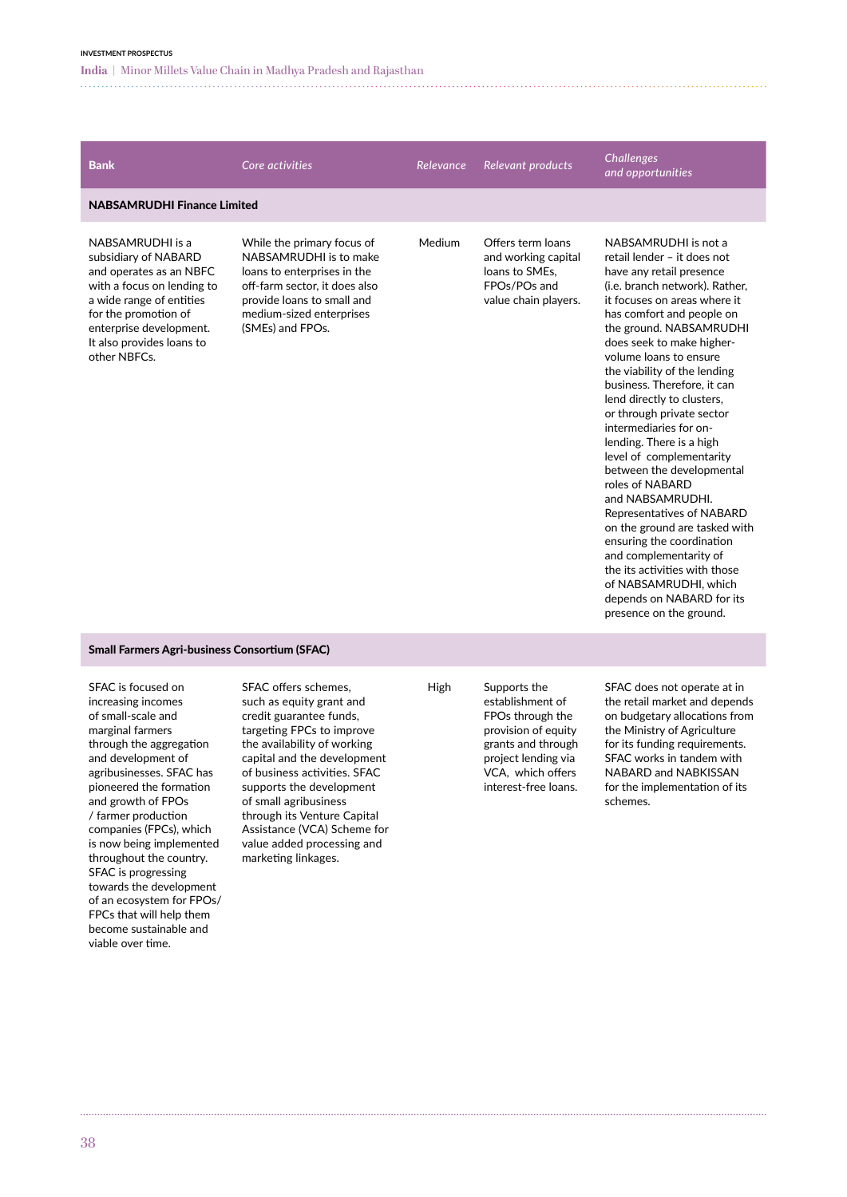| Bank | *Core activities* | *Relevance* | *Relevant products* | *Challenges and opportunities* |
|---|---|---|---|---|
| **NABSAMRUDHI Finance Limited** | | | | |
| NABSAMRUDHI is a subsidiary of NABARD and operates as an NBFC with a focus on lending to a wide range of entities for the promotion of enterprise development. It also provides loans to other NBFCs. | While the primary focus of NABSAMRUDHI is to make loans to enterprises in the off-farm sector, it does also provide loans to small and medium-sized enterprises (SMEs) and FPOs. | Medium | Offers term loans and working capital loans to SMEs, FPOs/POs and value chain players. | NABSAMRUDHI is not a retail lender – it does not have any retail presence (i.e. branch network). Rather, it focuses on areas where it has comfort and people on the ground. NABSAMRUDHI does seek to make higher-volume loans to ensure the viability of the lending business. Therefore, it can lend directly to clusters, or through private sector intermediaries for on-lending. There is a high level of complementarity between the developmental roles of NABARD and NABSAMRUDHI. Representatives of NABARD on the ground are tasked with ensuring the coordination and complementarity of the its activities with those of NABSAMRUDHI, which depends on NABARD for its presence on the ground. |
| **Small Farmers Agri-business Consortium (SFAC)** | | | | |
| SFAC is focused on increasing incomes of small-scale and marginal farmers through the aggregation and development of agribusinesses. SFAC has pioneered the formation and growth of FPOs / farmer production companies (FPCs), which is now being implemented throughout the country. SFAC is progressing towards the development of an ecosystem for FPOs/ FPCs that will help them become sustainable and viable over time. | SFAC offers schemes, such as equity grant and credit guarantee funds, targeting FPCs to improve the availability of working capital and the development of business activities. SFAC supports the development of small agribusiness through its Venture Capital Assistance (VCA) Scheme for value added processing and marketing linkages. | High | Supports the establishment of FPOs through the provision of equity grants and through project lending via VCA, which offers interest-free loans. | SFAC does not operate at in the retail market and depends on budgetary allocations from the Ministry of Agriculture for its funding requirements. SFAC works in tandem with NABARD and NABKISSAN for the implementation of its schemes. |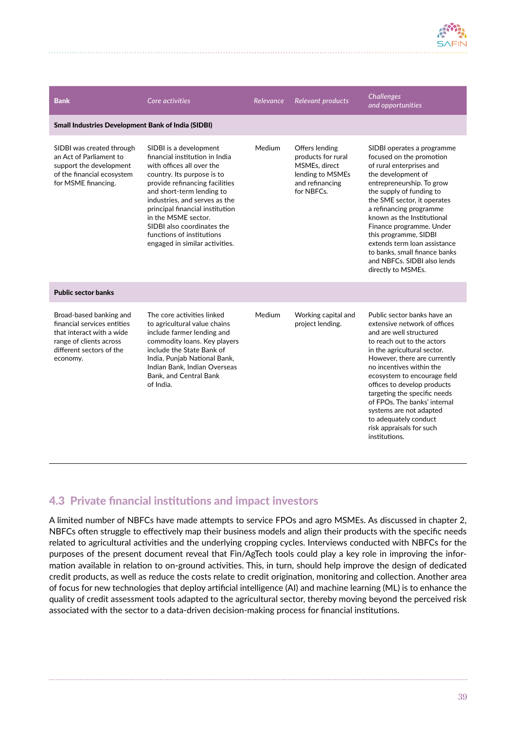| Bank | *Core activities* | *Relevance* | *Relevant products* | *Challenges and opportunities* |
|---|---|---|---|---|
| **Small Industries Development Bank of India (SIDBI)** | | | | |
| SIDBI was created through an Act of Parliament to support the development of the financial ecosystem for MSME financing. | SIDBI is a development financial institution in India with offices all over the country. Its purpose is to provide refinancing facilities and short-term lending to industries, and serves as the principal financial institution in the MSME sector. SIDBI also coordinates the functions of institutions engaged in similar activities. | Medium | Offers lending products for rural MSMEs, direct lending to MSMEs and refinancing for NBFCs. | SIDBI operates a programme focused on the promotion of rural enterprises and the development of entrepreneurship. To grow the supply of funding to the SME sector, it operates a refinancing programme known as the Institutional Finance programme. Under this programme, SIDBI extends term loan assistance to banks, small finance banks and NBFCs. SIDBI also lends directly to MSMEs. |
| **Public sector banks** | | | | |
| Broad-based banking and financial services entities that interact with a wide range of clients across different sectors of the economy. | The core activities linked to agricultural value chains include farmer lending and commodity loans. Key players include the State Bank of India, Punjab National Bank, Indian Bank, Indian Overseas Bank, and Central Bank of India. | Medium | Working capital and project lending. | Public sector banks have an extensive network of offices and are well structured to reach out to the actors in the agricultural sector. However, there are currently no incentives within the ecosystem to encourage field offices to develop products targeting the specific needs of FPOs. The banks' internal systems are not adapted to adequately conduct risk appraisals for such institutions. |

## 4.3 Private financial institutions and impact investors

A limited number of NBFCs have made attempts to service FPOs and agro MSMEs. As discussed in chapter 2, NBFCs often struggle to effectively map their business models and align their products with the specific needs related to agricultural activities and the underlying cropping cycles. Interviews conducted with NBFCs for the purposes of the present document reveal that Fin/AgTech tools could play a key role in improving the information available in relation to on-ground activities. This, in turn, should help improve the design of dedicated credit products, as well as reduce the costs relate to credit origination, monitoring and collection. Another area of focus for new technologies that deploy artificial intelligence (AI) and machine learning (ML) is to enhance the quality of credit assessment tools adapted to the agricultural sector, thereby moving beyond the perceived risk associated with the sector to a data-driven decision-making process for financial institutions.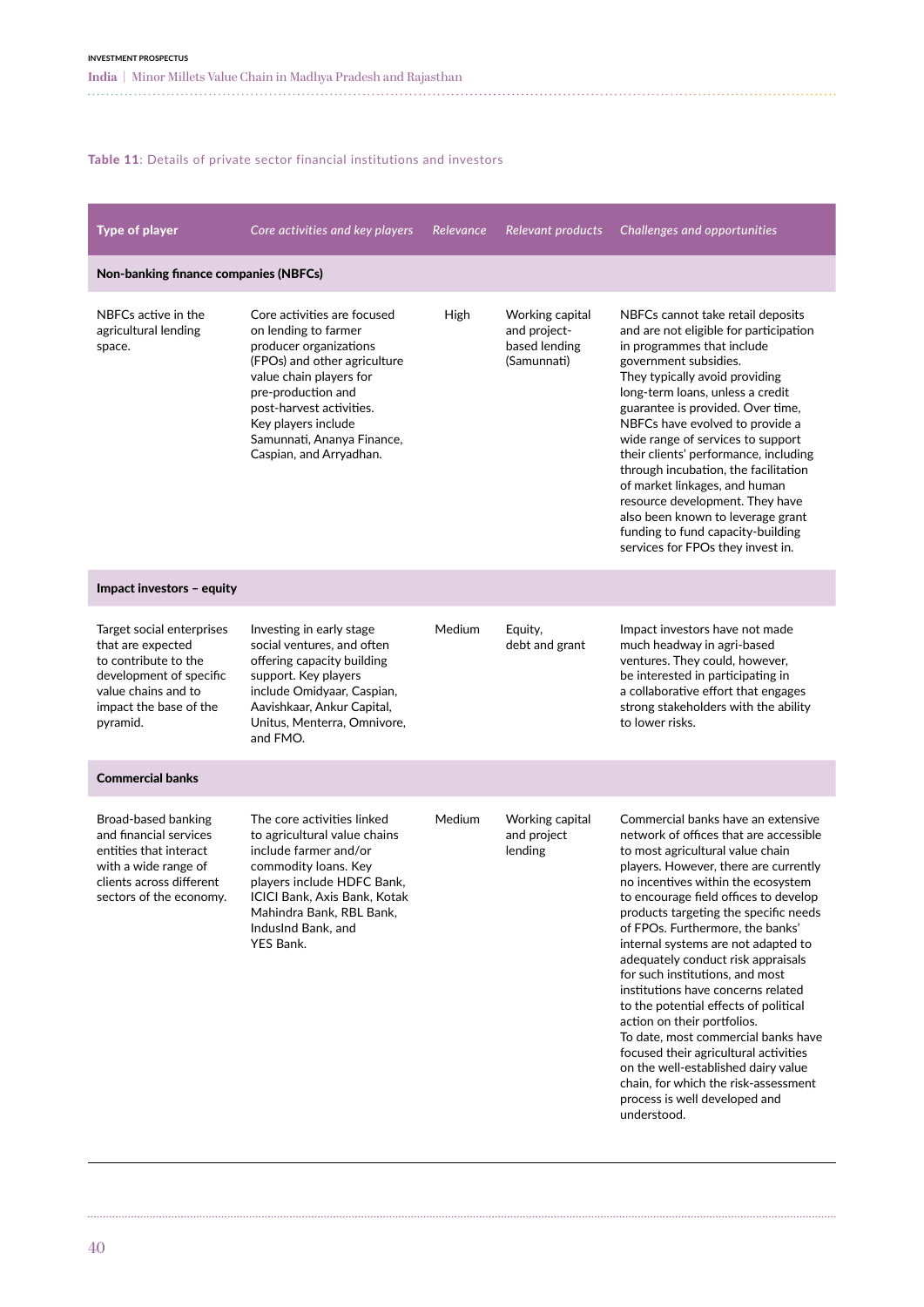**Table 11**: Details of private sector financial institutions and investors

| Type of player | *Core activities and key players* | *Relevance* | *Relevant products* | *Challenges and opportunities* |
|---|---|---|---|---|
| **Non-banking finance companies (NBFCs)** | | | | |
| NBFCs active in the agricultural lending space. | Core activities are focused on lending to farmer producer organizations (FPOs) and other agriculture value chain players for pre-production and post-harvest activities. Key players include Samunnati, Ananya Finance, Caspian, and Arryadhan. | High | Working capital and project-based lending (Samunnati) | NBFCs cannot take retail deposits and are not eligible for participation in programmes that include government subsidies. They typically avoid providing long-term loans, unless a credit guarantee is provided. Over time, NBFCs have evolved to provide a wide range of services to support their clients' performance, including through incubation, the facilitation of market linkages, and human resource development. They have also been known to leverage grant funding to fund capacity-building services for FPOs they invest in. |
| **Impact investors – equity** | | | | |
| Target social enterprises that are expected to contribute to the development of specific value chains and to impact the base of the pyramid. | Investing in early stage social ventures, and often offering capacity building support. Key players include Omidyaar, Caspian, Aavishkaar, Ankur Capital, Unitus, Menterra, Omnivore, and FMO. | Medium | Equity, debt and grant | Impact investors have not made much headway in agri-based ventures. They could, however, be interested in participating in a collaborative effort that engages strong stakeholders with the ability to lower risks. |
| **Commercial banks** | | | | |
| Broad-based banking and financial services entities that interact with a wide range of clients across different sectors of the economy. | The core activities linked to agricultural value chains include farmer and/or commodity loans. Key players include HDFC Bank, ICICI Bank, Axis Bank, Kotak Mahindra Bank, RBL Bank, IndusInd Bank, and YES Bank. | Medium | Working capital and project lending | Commercial banks have an extensive network of offices that are accessible to most agricultural value chain players. However, there are currently no incentives within the ecosystem to encourage field offices to develop products targeting the specific needs of FPOs. Furthermore, the banks' internal systems are not adapted to adequately conduct risk appraisals for such institutions, and most institutions have concerns related to the potential effects of political action on their portfolios. To date, most commercial banks have focused their agricultural activities on the well-established dairy value chain, for which the risk-assessment process is well developed and understood. |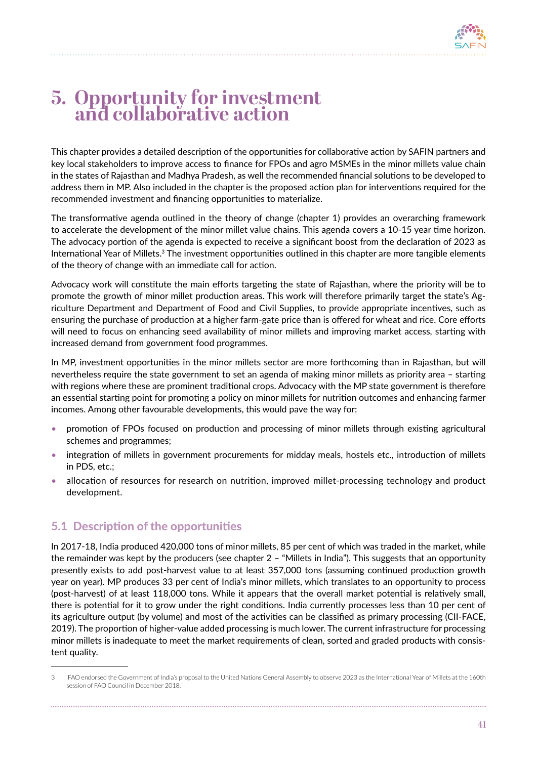# 5. Opportunity for investment and collaborative action

This chapter provides a detailed description of the opportunities for collaborative action by SAFIN partners and key local stakeholders to improve access to finance for FPOs and agro MSMEs in the minor millets value chain in the states of Rajasthan and Madhya Pradesh, as well the recommended financial solutions to be developed to address them in MP. Also included in the chapter is the proposed action plan for interventions required for the recommended investment and financing opportunities to materialize.

The transformative agenda outlined in the theory of change (chapter 1) provides an overarching framework to accelerate the development of the minor millet value chains. This agenda covers a 10-15 year time horizon. The advocacy portion of the agenda is expected to receive a significant boost from the declaration of 2023 as International Year of Millets.[3] The investment opportunities outlined in this chapter are more tangible elements of the theory of change with an immediate call for action.

Advocacy work will constitute the main efforts targeting the state of Rajasthan, where the priority will be to promote the growth of minor millet production areas. This work will therefore primarily target the state's Agriculture Department and Department of Food and Civil Supplies, to provide appropriate incentives, such as ensuring the purchase of production at a higher farm-gate price than is offered for wheat and rice. Core efforts will need to focus on enhancing seed availability of minor millets and improving market access, starting with increased demand from government food programmes.

In MP, investment opportunities in the minor millets sector are more forthcoming than in Rajasthan, but will nevertheless require the state government to set an agenda of making minor millets as priority area – starting with regions where these are prominent traditional crops. Advocacy with the MP state government is therefore an essential starting point for promoting a policy on minor millets for nutrition outcomes and enhancing farmer incomes. Among other favourable developments, this would pave the way for:

- promotion of FPOs focused on production and processing of minor millets through existing agricultural schemes and programmes;
- integration of millets in government procurements for midday meals, hostels etc., introduction of millets in PDS, etc.;
- allocation of resources for research on nutrition, improved millet-processing technology and product development.

## 5.1 Description of the opportunities

In 2017-18, India produced 420,000 tons of minor millets, 85 per cent of which was traded in the market, while the remainder was kept by the producers (see chapter 2 – "Millets in India"). This suggests that an opportunity presently exists to add post-harvest value to at least 357,000 tons (assuming continued production growth year on year). MP produces 33 per cent of India's minor millets, which translates to an opportunity to process (post-harvest) of at least 118,000 tons. While it appears that the overall market potential is relatively small, there is potential for it to grow under the right conditions. India currently processes less than 10 per cent of its agriculture output (by volume) and most of the activities can be classified as primary processing (CII-FACE, 2019). The proportion of higher-value added processing is much lower. The current infrastructure for processing minor millets is inadequate to meet the market requirements of clean, sorted and graded products with consistent quality.

---

3 FAO endorsed the Government of India's proposal to the United Nations General Assembly to observe 2023 as the International Year of Millets at the 160th session of FAO Council in December 2018.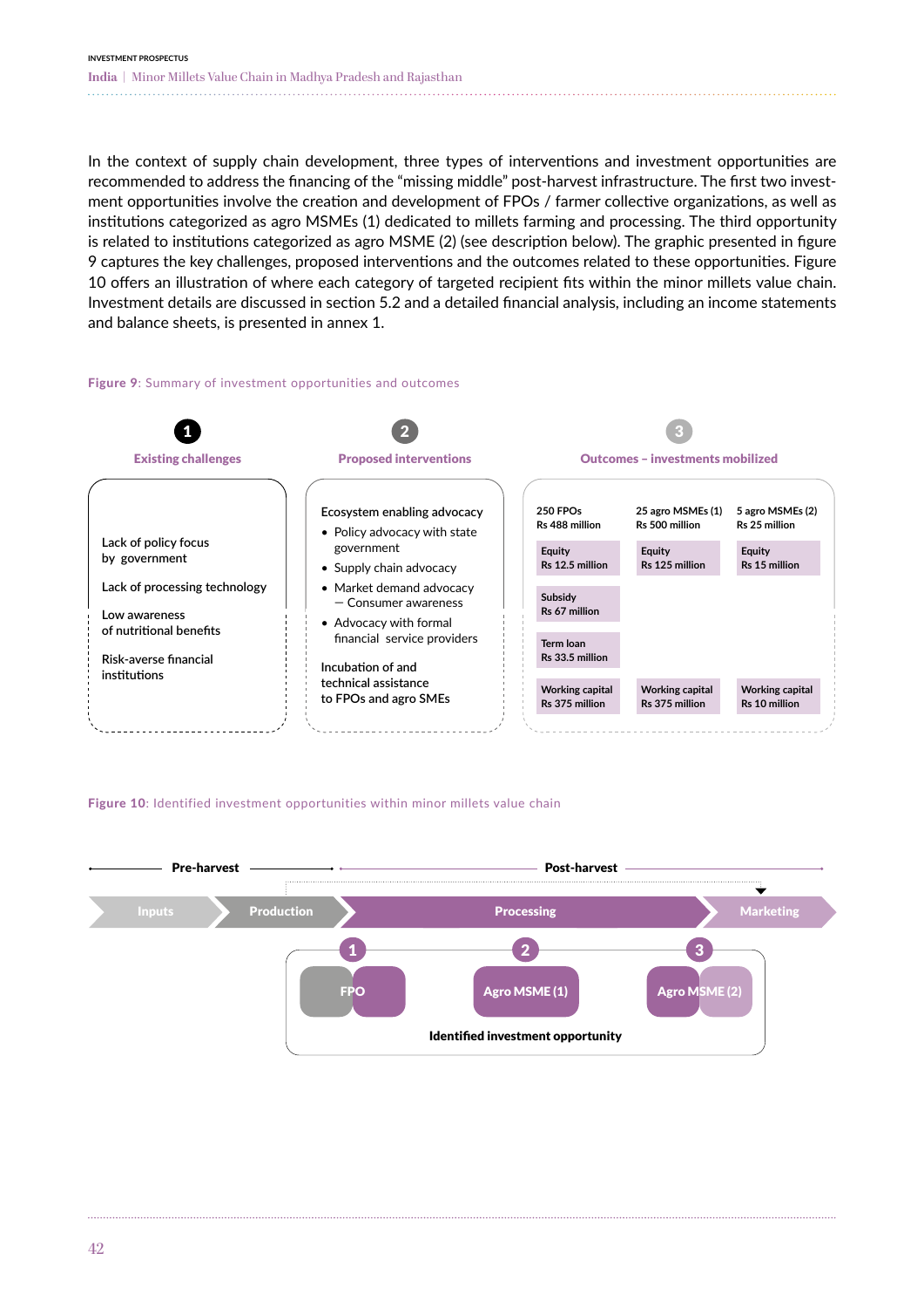In the context of supply chain development, three types of interventions and investment opportunities are recommended to address the financing of the "missing middle" post-harvest infrastructure. The first two investment opportunities involve the creation and development of FPOs / farmer collective organizations, as well as institutions categorized as agro MSMEs (1) dedicated to millets farming and processing. The third opportunity is related to institutions categorized as agro MSME (2) (see description below). The graphic presented in figure 9 captures the key challenges, proposed interventions and the outcomes related to these opportunities. Figure 10 offers an illustration of where each category of targeted recipient fits within the minor millets value chain. Investment details are discussed in section 5.2 and a detailed financial analysis, including an income statements and balance sheets, is presented in annex 1.

**Figure 9**: Summary of investment opportunities and outcomes

**1 Existing challenges**

- Lack of policy focus by government
- Lack of processing technology
- Low awareness of nutritional benefits
- Risk-averse financial institutions

**2 Proposed interventions**

Ecosystem enabling advocacy
- Policy advocacy with state government
- Supply chain advocacy
- Market demand advocacy — Consumer awareness
- Advocacy with formal financial service providers

Incubation of and technical assistance to FPOs and agro SMEs

**3 Outcomes – investments mobilized**

| 250 FPOs Rs 488 million | 25 agro MSMEs (1) Rs 500 million | 5 agro MSMEs (2) Rs 25 million |
|---|---|---|
| Equity Rs 12.5 million | Equity Rs 125 million | Equity Rs 15 million |
| Subsidy Rs 67 million | | |
| Term loan Rs 33.5 million | | |
| Working capital Rs 375 million | Working capital Rs 375 million | Working capital Rs 10 million |

**Figure 10**: Identified investment opportunities within minor millets value chain

Pre-harvest: Inputs → Production
Post-harvest: Processing → Marketing

1. FPO
2. Agro MSME (1)
3. Agro MSME (2)

Identified investment opportunity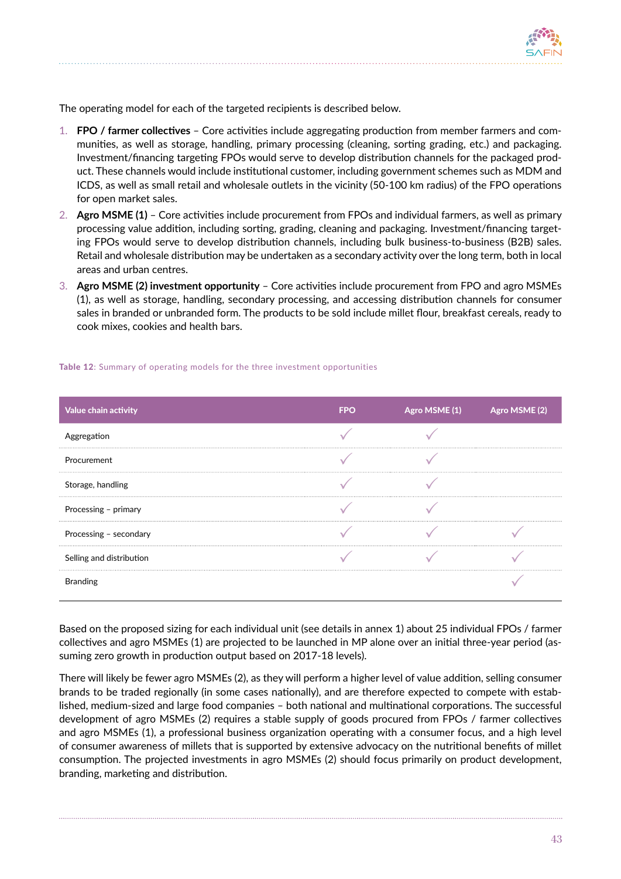The operating model for each of the targeted recipients is described below.

1. **FPO / farmer collectives** – Core activities include aggregating production from member farmers and communities, as well as storage, handling, primary processing (cleaning, sorting grading, etc.) and packaging. Investment/financing targeting FPOs would serve to develop distribution channels for the packaged product. These channels would include institutional customer, including government schemes such as MDM and ICDS, as well as small retail and wholesale outlets in the vicinity (50-100 km radius) of the FPO operations for open market sales.
2. **Agro MSME (1)** – Core activities include procurement from FPOs and individual farmers, as well as primary processing value addition, including sorting, grading, cleaning and packaging. Investment/financing targeting FPOs would serve to develop distribution channels, including bulk business-to-business (B2B) sales. Retail and wholesale distribution may be undertaken as a secondary activity over the long term, both in local areas and urban centres.
3. **Agro MSME (2) investment opportunity** – Core activities include procurement from FPO and agro MSMEs (1), as well as storage, handling, secondary processing, and accessing distribution channels for consumer sales in branded or unbranded form. The products to be sold include millet flour, breakfast cereals, ready to cook mixes, cookies and health bars.

**Table 12**: Summary of operating models for the three investment opportunities

| Value chain activity | FPO | Agro MSME (1) | Agro MSME (2) |
|---|---|---|---|
| Aggregation | ✓ | ✓ | |
| Procurement | ✓ | ✓ | |
| Storage, handling | ✓ | ✓ | |
| Processing – primary | ✓ | ✓ | |
| Processing – secondary | ✓ | ✓ | ✓ |
| Selling and distribution | ✓ | ✓ | ✓ |
| Branding | | | ✓ |

Based on the proposed sizing for each individual unit (see details in annex 1) about 25 individual FPOs / farmer collectives and agro MSMEs (1) are projected to be launched in MP alone over an initial three-year period (assuming zero growth in production output based on 2017-18 levels).

There will likely be fewer agro MSMEs (2), as they will perform a higher level of value addition, selling consumer brands to be traded regionally (in some cases nationally), and are therefore expected to compete with established, medium-sized and large food companies – both national and multinational corporations. The successful development of agro MSMEs (2) requires a stable supply of goods procured from FPOs / farmer collectives and agro MSMEs (1), a professional business organization operating with a consumer focus, and a high level of consumer awareness of millets that is supported by extensive advocacy on the nutritional benefits of millet consumption. The projected investments in agro MSMEs (2) should focus primarily on product development, branding, marketing and distribution.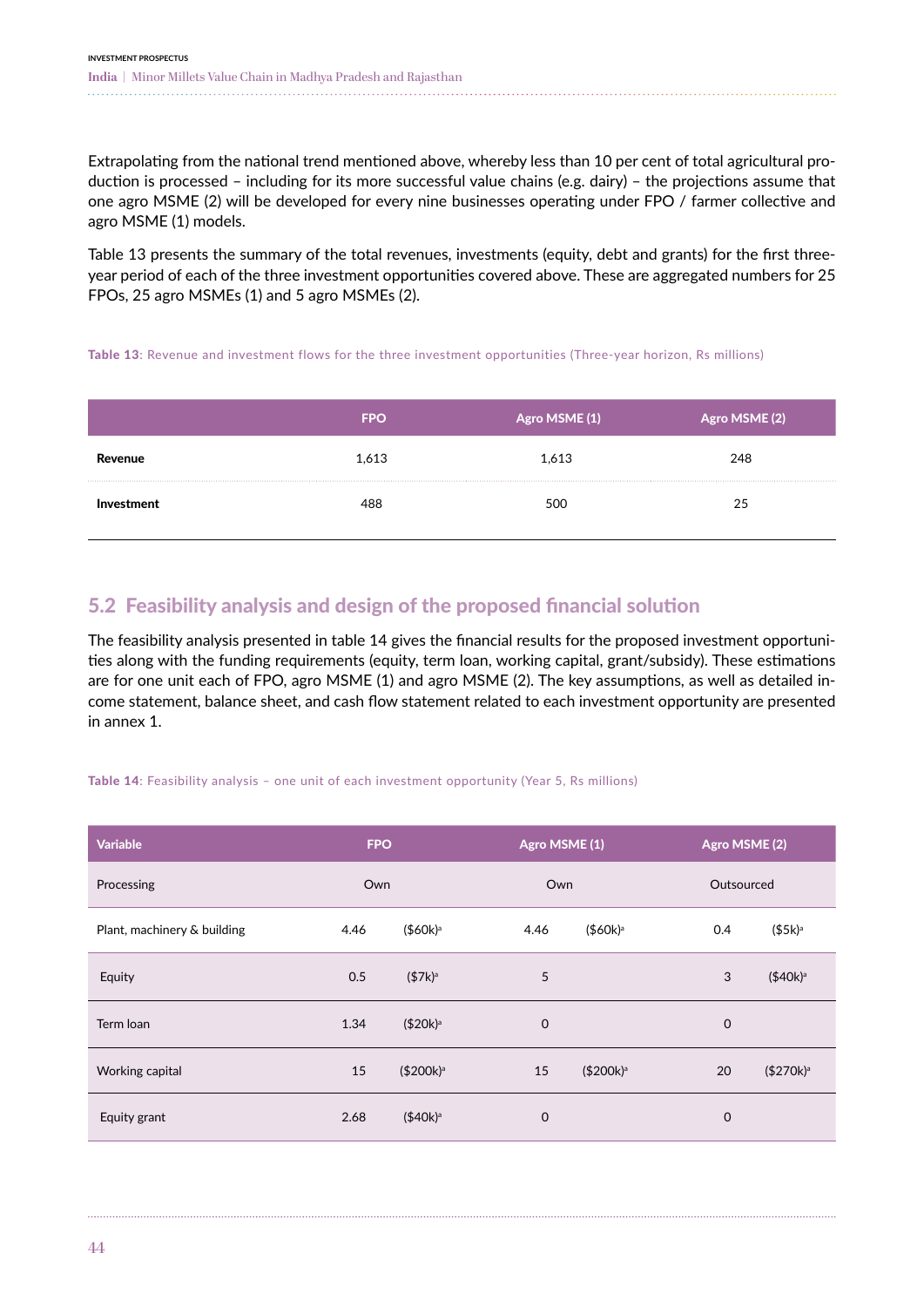Extrapolating from the national trend mentioned above, whereby less than 10 per cent of total agricultural production is processed – including for its more successful value chains (e.g. dairy) – the projections assume that one agro MSME (2) will be developed for every nine businesses operating under FPO / farmer collective and agro MSME (1) models.

Table 13 presents the summary of the total revenues, investments (equity, debt and grants) for the first three-year period of each of the three investment opportunities covered above. These are aggregated numbers for 25 FPOs, 25 agro MSMEs (1) and 5 agro MSMEs (2).

**Table 13**: Revenue and investment flows for the three investment opportunities (Three-year horizon, Rs millions)

| | FPO | Agro MSME (1) | Agro MSME (2) |
|---|---|---|---|
| **Revenue** | 1,613 | 1,613 | 248 |
| **Investment** | 488 | 500 | 25 |

## 5.2 Feasibility analysis and design of the proposed financial solution

The feasibility analysis presented in table 14 gives the financial results for the proposed investment opportunities along with the funding requirements (equity, term loan, working capital, grant/subsidy). These estimations are for one unit each of FPO, agro MSME (1) and agro MSME (2). The key assumptions, as well as detailed income statement, balance sheet, and cash flow statement related to each investment opportunity are presented in annex 1.

**Table 14**: Feasibility analysis – one unit of each investment opportunity (Year 5, Rs millions)

| Variable | FPO | | Agro MSME (1) | | Agro MSME (2) | |
|---|---|---|---|---|---|---|
| Processing | Own | | Own | | Outsourced | |
| Plant, machinery & building | 4.46 | ($60k)[a] | 4.46 | ($60k)[a] | 0.4 | ($5k)[a] |
| Equity | 0.5 | ($7k)[a] | 5 | | 3 | ($40k)[a] |
| Term loan | 1.34 | ($20k)[a] | 0 | | 0 | |
| Working capital | 15 | ($200k)[a] | 15 | ($200k)[a] | 20 | ($270k)[a] |
| Equity grant | 2.68 | ($40k)[a] | 0 | | 0 | |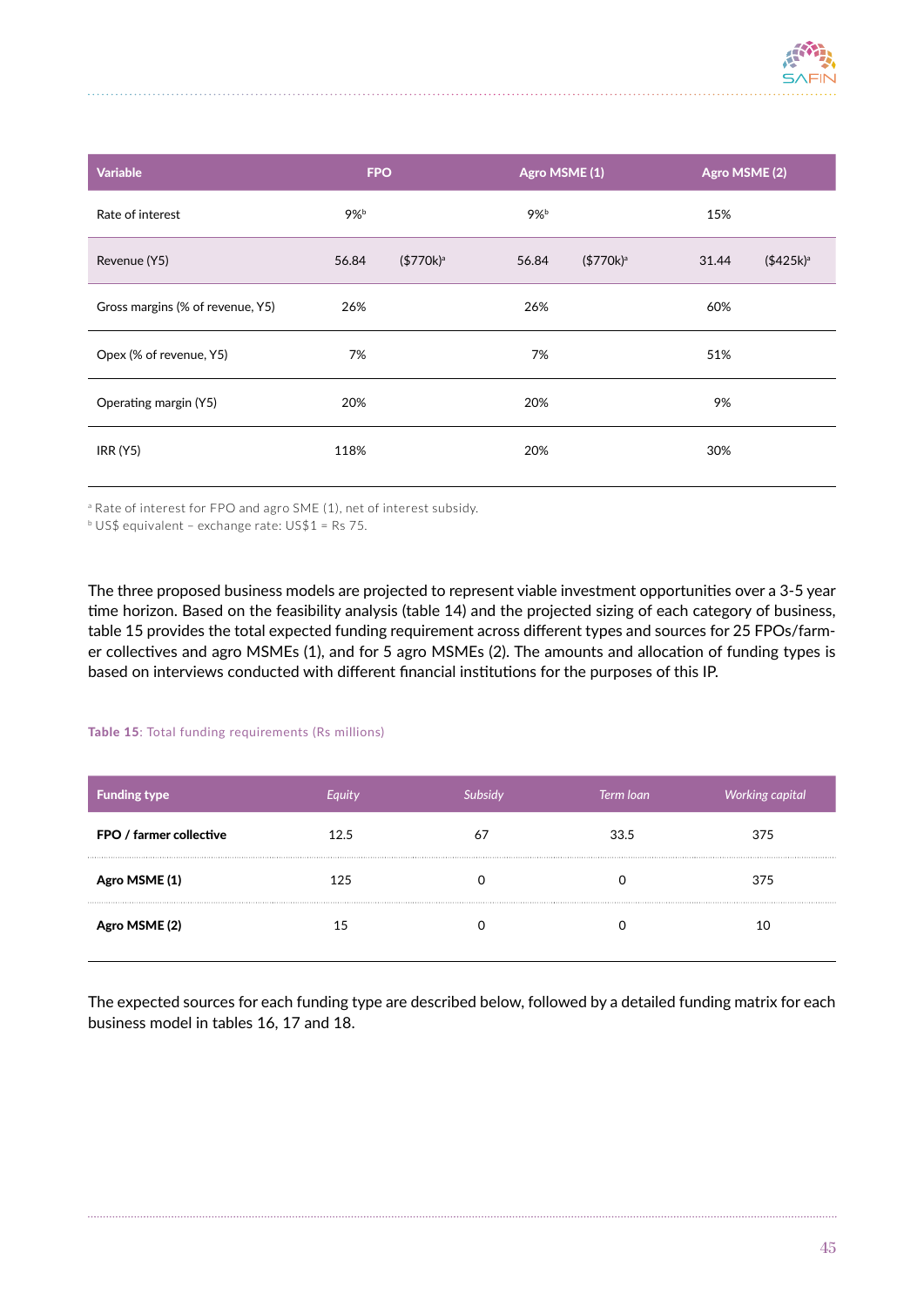| Variable | FPO | | Agro MSME (1) | | Agro MSME (2) | |
|---|---|---|---|---|---|---|
| Rate of interest | 9%[b] | | 9%[b] | | 15% | |
| Revenue (Y5) | 56.84 | ($770k)[a] | 56.84 | ($770k)[a] | 31.44 | ($425k)[a] |
| Gross margins (% of revenue, Y5) | 26% | | 26% | | 60% | |
| Opex (% of revenue, Y5) | 7% | | 7% | | 51% | |
| Operating margin (Y5) | 20% | | 20% | | 9% | |
| IRR (Y5) | 118% | | 20% | | 30% | |

[a] Rate of interest for FPO and agro SME (1), net of interest subsidy.
[b] US$ equivalent – exchange rate: US$1 = Rs 75.

The three proposed business models are projected to represent viable investment opportunities over a 3-5 year time horizon. Based on the feasibility analysis (table 14) and the projected sizing of each category of business, table 15 provides the total expected funding requirement across different types and sources for 25 FPOs/farmer collectives and agro MSMEs (1), and for 5 agro MSMEs (2). The amounts and allocation of funding types is based on interviews conducted with different financial institutions for the purposes of this IP.

**Table 15**: Total funding requirements (Rs millions)

| Funding type | *Equity* | *Subsidy* | *Term loan* | *Working capital* |
|---|---|---|---|---|
| **FPO / farmer collective** | 12.5 | 67 | 33.5 | 375 |
| **Agro MSME (1)** | 125 | 0 | 0 | 375 |
| **Agro MSME (2)** | 15 | 0 | 0 | 10 |

The expected sources for each funding type are described below, followed by a detailed funding matrix for each business model in tables 16, 17 and 18.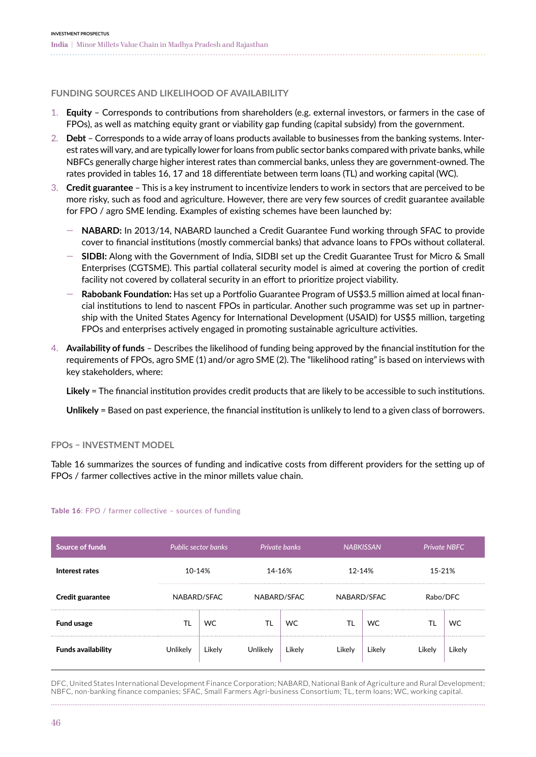## FUNDING SOURCES AND LIKELIHOOD OF AVAILABILITY

1. **Equity** – Corresponds to contributions from shareholders (e.g. external investors, or farmers in the case of FPOs), as well as matching equity grant or viability gap funding (capital subsidy) from the government.
2. **Debt** – Corresponds to a wide array of loans products available to businesses from the banking systems. Interest rates will vary, and are typically lower for loans from public sector banks compared with private banks, while NBFCs generally charge higher interest rates than commercial banks, unless they are government-owned. The rates provided in tables 16, 17 and 18 differentiate between term loans (TL) and working capital (WC).
3. **Credit guarantee** – This is a key instrument to incentivize lenders to work in sectors that are perceived to be more risky, such as food and agriculture. However, there are very few sources of credit guarantee available for FPO / agro SME lending. Examples of existing schemes have been launched by:
   - **NABARD:** In 2013/14, NABARD launched a Credit Guarantee Fund working through SFAC to provide cover to financial institutions (mostly commercial banks) that advance loans to FPOs without collateral.
   - **SIDBI:** Along with the Government of India, SIDBI set up the Credit Guarantee Trust for Micro & Small Enterprises (CGTSME). This partial collateral security model is aimed at covering the portion of credit facility not covered by collateral security in an effort to prioritize project viability.
   - **Rabobank Foundation:** Has set up a Portfolio Guarantee Program of US$3.5 million aimed at local financial institutions to lend to nascent FPOs in particular. Another such programme was set up in partnership with the United States Agency for International Development (USAID) for US$5 million, targeting FPOs and enterprises actively engaged in promoting sustainable agriculture activities.
4. **Availability of funds** – Describes the likelihood of funding being approved by the financial institution for the requirements of FPOs, agro SME (1) and/or agro SME (2). The "likelihood rating" is based on interviews with key stakeholders, where:

   **Likely** = The financial institution provides credit products that are likely to be accessible to such institutions.

   **Unlikely** = Based on past experience, the financial institution is unlikely to lend to a given class of borrowers.

## FPOs – INVESTMENT MODEL

Table 16 summarizes the sources of funding and indicative costs from different providers for the setting up of FPOs / farmer collectives active in the minor millets value chain.

**Table 16**: FPO / farmer collective – sources of funding

| Source of funds | *Public sector banks* | | *Private banks* | | *NABKISSAN* | | *Private NBFC* | |
|---|---|---|---|---|---|---|---|---|
| **Interest rates** | 10-14% | | 14-16% | | 12-14% | | 15-21% | |
| **Credit guarantee** | NABARD/SFAC | | NABARD/SFAC | | NABARD/SFAC | | Rabo/DFC | |
| **Fund usage** | TL | WC | TL | WC | TL | WC | TL | WC |
| **Funds availability** | Unlikely | Likely | Unlikely | Likely | Likely | Likely | Likely | Likely |

DFC, United States International Development Finance Corporation; NABARD, National Bank of Agriculture and Rural Development; NBFC, non-banking finance companies; SFAC, Small Farmers Agri-business Consortium; TL, term loans; WC, working capital.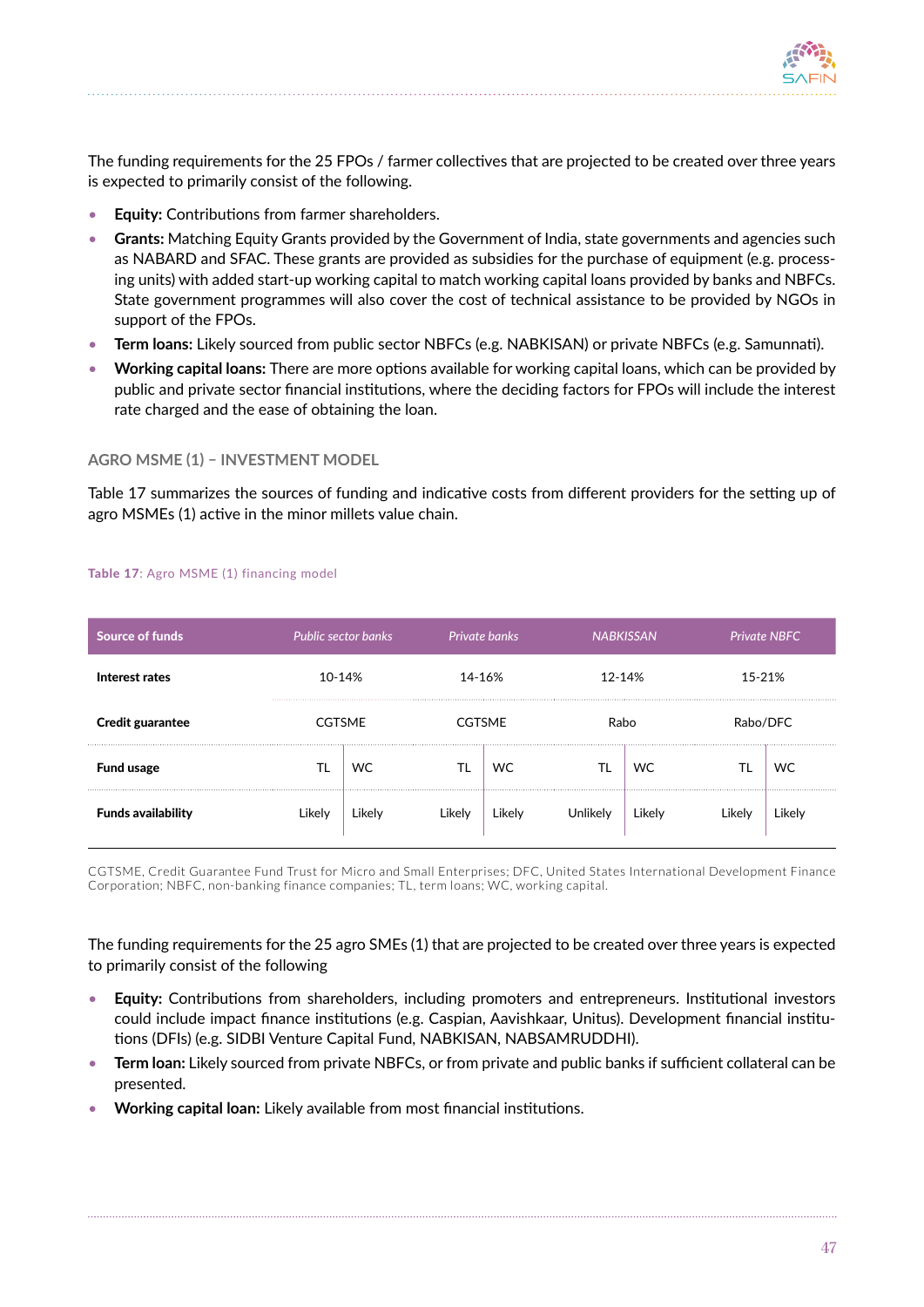The funding requirements for the 25 FPOs / farmer collectives that are projected to be created over three years is expected to primarily consist of the following.

- **Equity:** Contributions from farmer shareholders.
- **Grants:** Matching Equity Grants provided by the Government of India, state governments and agencies such as NABARD and SFAC. These grants are provided as subsidies for the purchase of equipment (e.g. processing units) with added start-up working capital to match working capital loans provided by banks and NBFCs. State government programmes will also cover the cost of technical assistance to be provided by NGOs in support of the FPOs.
- **Term loans:** Likely sourced from public sector NBFCs (e.g. NABKISAN) or private NBFCs (e.g. Samunnati).
- **Working capital loans:** There are more options available for working capital loans, which can be provided by public and private sector financial institutions, where the deciding factors for FPOs will include the interest rate charged and the ease of obtaining the loan.

### AGRO MSME (1) – INVESTMENT MODEL

Table 17 summarizes the sources of funding and indicative costs from different providers for the setting up of agro MSMEs (1) active in the minor millets value chain.

**Table 17**: Agro MSME (1) financing model

| Source of funds | *Public sector banks* | | *Private banks* | | *NABKISSAN* | | *Private NBFC* | |
|---|---|---|---|---|---|---|---|---|
| **Interest rates** | 10-14% | | 14-16% | | 12-14% | | 15-21% | |
| **Credit guarantee** | CGTSME | | CGTSME | | Rabo | | Rabo/DFC | |
| **Fund usage** | TL | WC | TL | WC | TL | WC | TL | WC |
| **Funds availability** | Likely | Likely | Likely | Likely | Unlikely | Likely | Likely | Likely |

CGTSME, Credit Guarantee Fund Trust for Micro and Small Enterprises; DFC, United States International Development Finance Corporation; NBFC, non-banking finance companies; TL, term loans; WC, working capital.

The funding requirements for the 25 agro SMEs (1) that are projected to be created over three years is expected to primarily consist of the following

- **Equity:** Contributions from shareholders, including promoters and entrepreneurs. Institutional investors could include impact finance institutions (e.g. Caspian, Aavishkaar, Unitus). Development financial institutions (DFIs) (e.g. SIDBI Venture Capital Fund, NABKISAN, NABSAMRUDDHI).
- **Term loan:** Likely sourced from private NBFCs, or from private and public banks if sufficient collateral can be presented.
- **Working capital loan:** Likely available from most financial institutions.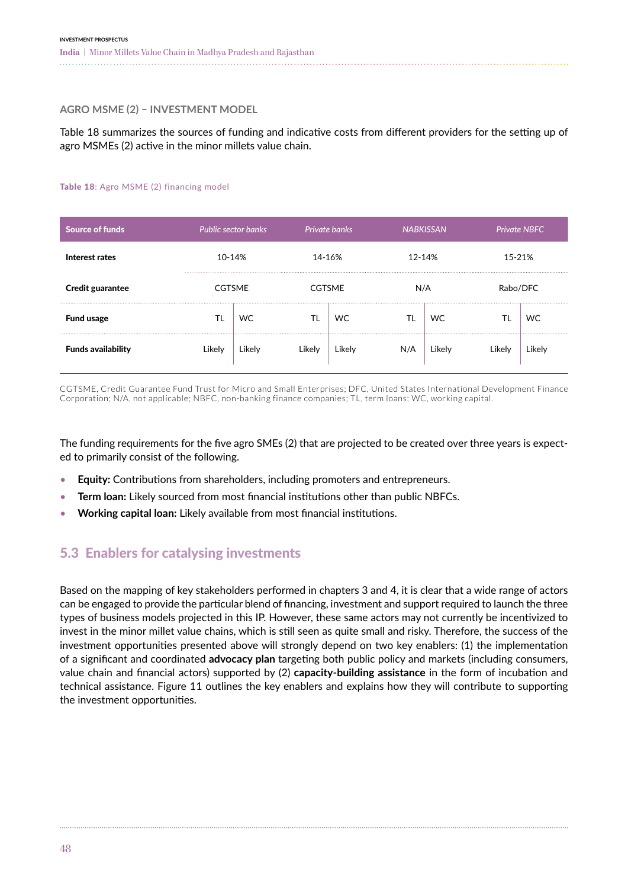### AGRO MSME (2) – INVESTMENT MODEL

Table 18 summarizes the sources of funding and indicative costs from different providers for the setting up of agro MSMEs (2) active in the minor millets value chain.

**Table 18**: Agro MSME (2) financing model

| Source of funds | *Public sector banks* | | *Private banks* | | *NABKISSAN* | | *Private NBFC* | |
|---|---|---|---|---|---|---|---|---|
| **Interest rates** | 10-14% | | 14-16% | | 12-14% | | 15-21% | |
| **Credit guarantee** | CGTSME | | CGTSME | | N/A | | Rabo/DFC | |
| **Fund usage** | TL | WC | TL | WC | TL | WC | TL | WC |
| **Funds availability** | Likely | Likely | Likely | Likely | N/A | Likely | Likely | Likely |

CGTSME, Credit Guarantee Fund Trust for Micro and Small Enterprises; DFC, United States International Development Finance Corporation; N/A, not applicable; NBFC, non-banking finance companies; TL, term loans; WC, working capital.

The funding requirements for the five agro SMEs (2) that are projected to be created over three years is expected to primarily consist of the following.

- **Equity:** Contributions from shareholders, including promoters and entrepreneurs.
- **Term loan:** Likely sourced from most financial institutions other than public NBFCs.
- **Working capital loan:** Likely available from most financial institutions.

## 5.3 Enablers for catalysing investments

Based on the mapping of key stakeholders performed in chapters 3 and 4, it is clear that a wide range of actors can be engaged to provide the particular blend of financing, investment and support required to launch the three types of business models projected in this IP. However, these same actors may not currently be incentivized to invest in the minor millet value chains, which is still seen as quite small and risky. Therefore, the success of the investment opportunities presented above will strongly depend on two key enablers: (1) the implementation of a significant and coordinated **advocacy plan** targeting both public policy and markets (including consumers, value chain and financial actors) supported by (2) **capacity-building assistance** in the form of incubation and technical assistance. Figure 11 outlines the key enablers and explains how they will contribute to supporting the investment opportunities.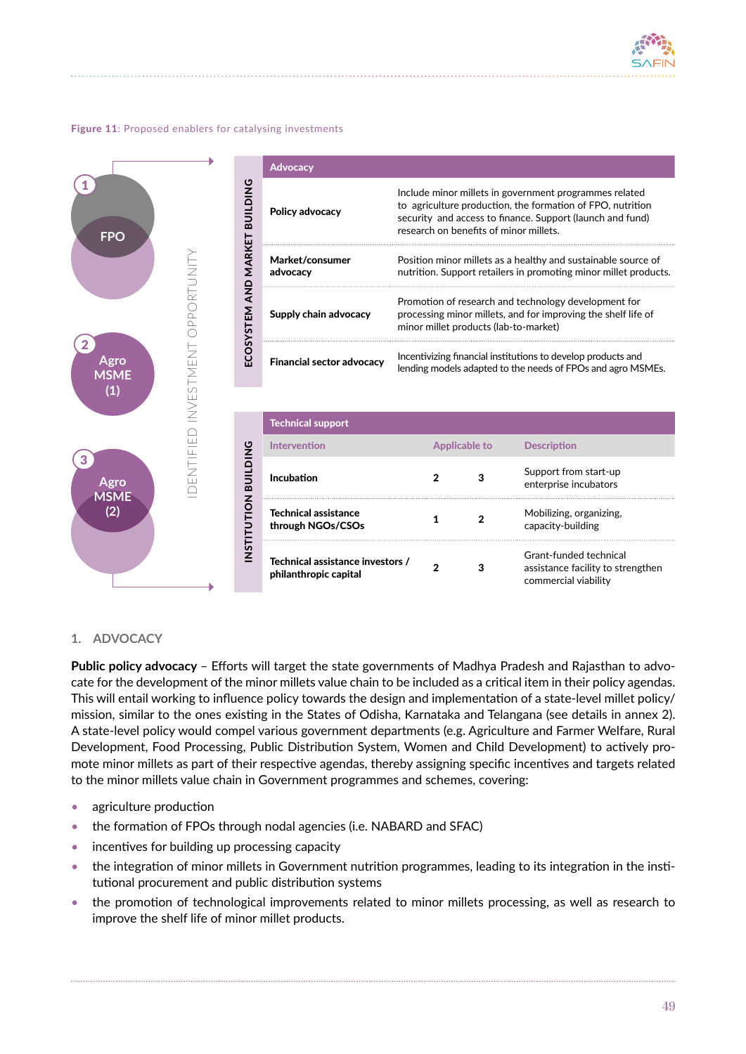**Figure 11**: Proposed enablers for catalysing investments

IDENTIFIED INVESTMENT OPPORTUNITY

1 FPO

2 Agro MSME (1)

3 Agro MSME (2)

**ECOSYSTEM AND MARKET BUILDING**

| Advocacy | |
|---|---|
| **Policy advocacy** | Include minor millets in government programmes related to agriculture production, the formation of FPO, nutrition security and access to finance. Support (launch and fund) research on benefits of minor millets. |
| **Market/consumer advocacy** | Position minor millets as a healthy and sustainable source of nutrition. Support retailers in promoting minor millet products. |
| **Supply chain advocacy** | Promotion of research and technology development for processing minor millets, and for improving the shelf life of minor millet products (lab-to-market). |
| **Financial sector advocacy** | Incentivizing financial institutions to develop products and lending models adapted to the needs of FPOs and agro MSMEs. |

**INSTITUTION BUILDING**

| Technical support | | | |
|---|---|---|---|
| Intervention | Applicable to | | Description |
| **Incubation** | 2 | 3 | Support from start-up enterprise incubators |
| **Technical assistance through NGOs/CSOs** | 1 | 2 | Mobilizing, organizing, capacity-building |
| **Technical assistance investors / philanthropic capital** | 2 | 3 | Grant-funded technical assistance facility to strengthen commercial viability |

## 1. ADVOCACY

**Public policy advocacy** – Efforts will target the state governments of Madhya Pradesh and Rajasthan to advocate for the development of the minor millets value chain to be included as a critical item in their policy agendas. This will entail working to influence policy towards the design and implementation of a state-level millet policy/ mission, similar to the ones existing in the States of Odisha, Karnataka and Telangana (see details in annex 2). A state-level policy would compel various government departments (e.g. Agriculture and Farmer Welfare, Rural Development, Food Processing, Public Distribution System, Women and Child Development) to actively promote minor millets as part of their respective agendas, thereby assigning specific incentives and targets related to the minor millets value chain in Government programmes and schemes, covering:

- agriculture production
- the formation of FPOs through nodal agencies (i.e. NABARD and SFAC)
- incentives for building up processing capacity
- the integration of minor millets in Government nutrition programmes, leading to its integration in the institutional procurement and public distribution systems
- the promotion of technological improvements related to minor millets processing, as well as research to improve the shelf life of minor millet products.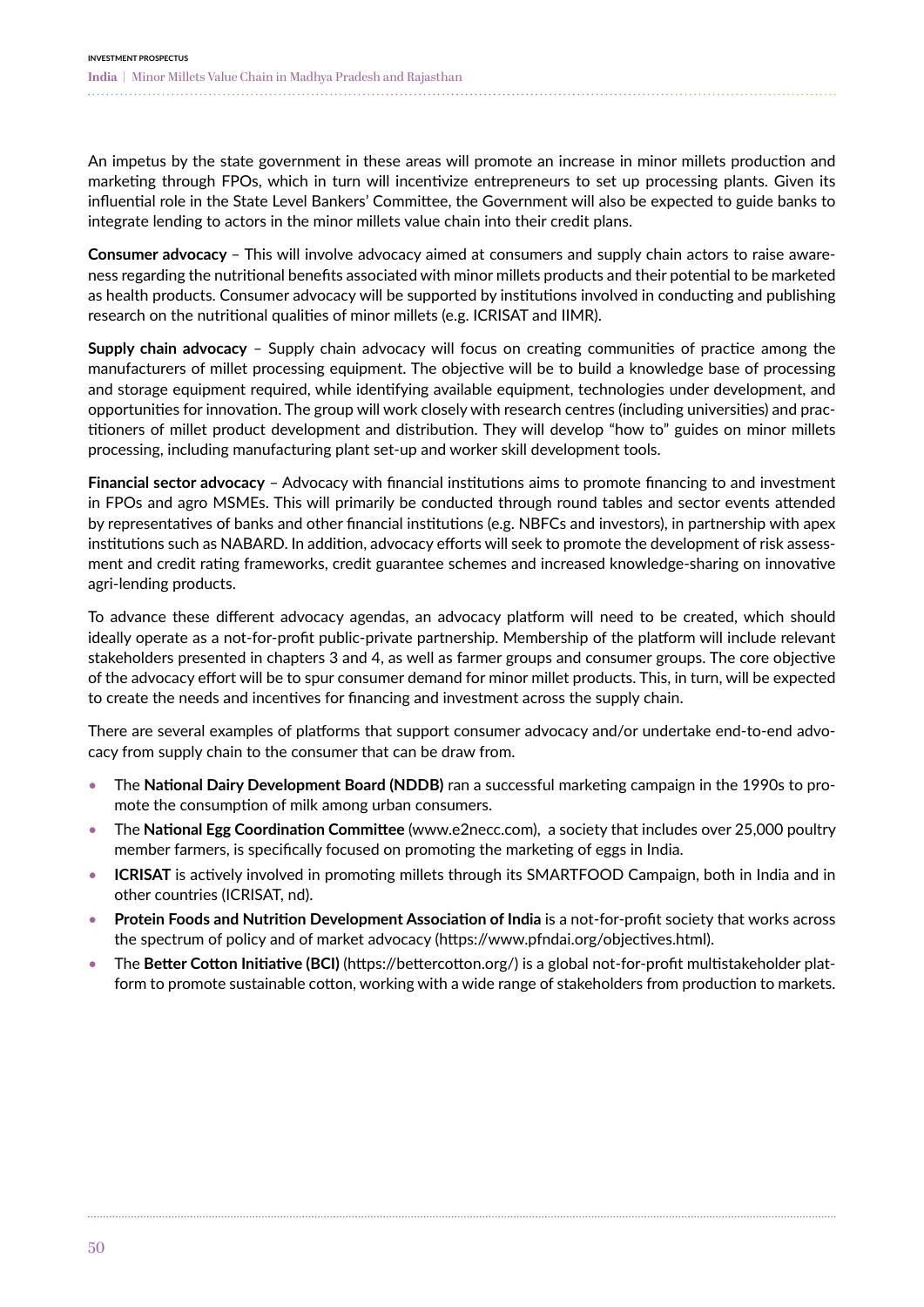An impetus by the state government in these areas will promote an increase in minor millets production and marketing through FPOs, which in turn will incentivize entrepreneurs to set up processing plants. Given its influential role in the State Level Bankers' Committee, the Government will also be expected to guide banks to integrate lending to actors in the minor millets value chain into their credit plans.

**Consumer advocacy** – This will involve advocacy aimed at consumers and supply chain actors to raise awareness regarding the nutritional benefits associated with minor millets products and their potential to be marketed as health products. Consumer advocacy will be supported by institutions involved in conducting and publishing research on the nutritional qualities of minor millets (e.g. ICRISAT and IIMR).

**Supply chain advocacy** – Supply chain advocacy will focus on creating communities of practice among the manufacturers of millet processing equipment. The objective will be to build a knowledge base of processing and storage equipment required, while identifying available equipment, technologies under development, and opportunities for innovation. The group will work closely with research centres (including universities) and practitioners of millet product development and distribution. They will develop "how to" guides on minor millets processing, including manufacturing plant set-up and worker skill development tools.

**Financial sector advocacy** – Advocacy with financial institutions aims to promote financing to and investment in FPOs and agro MSMEs. This will primarily be conducted through round tables and sector events attended by representatives of banks and other financial institutions (e.g. NBFCs and investors), in partnership with apex institutions such as NABARD. In addition, advocacy efforts will seek to promote the development of risk assessment and credit rating frameworks, credit guarantee schemes and increased knowledge-sharing on innovative agri-lending products.

To advance these different advocacy agendas, an advocacy platform will need to be created, which should ideally operate as a not-for-profit public-private partnership. Membership of the platform will include relevant stakeholders presented in chapters 3 and 4, as well as farmer groups and consumer groups. The core objective of the advocacy effort will be to spur consumer demand for minor millet products. This, in turn, will be expected to create the needs and incentives for financing and investment across the supply chain.

There are several examples of platforms that support consumer advocacy and/or undertake end-to-end advocacy from supply chain to the consumer that can be draw from.

- The **National Dairy Development Board (NDDB)** ran a successful marketing campaign in the 1990s to promote the consumption of milk among urban consumers.
- The **National Egg Coordination Committee** (www.e2necc.com), a society that includes over 25,000 poultry member farmers, is specifically focused on promoting the marketing of eggs in India.
- **ICRISAT** is actively involved in promoting millets through its SMARTFOOD Campaign, both in India and in other countries (ICRISAT, nd).
- **Protein Foods and Nutrition Development Association of India** is a not-for-profit society that works across the spectrum of policy and of market advocacy (https://www.pfndai.org/objectives.html).
- The **Better Cotton Initiative (BCI)** (https://bettercotton.org/) is a global not-for-profit multistakeholder platform to promote sustainable cotton, working with a wide range of stakeholders from production to markets.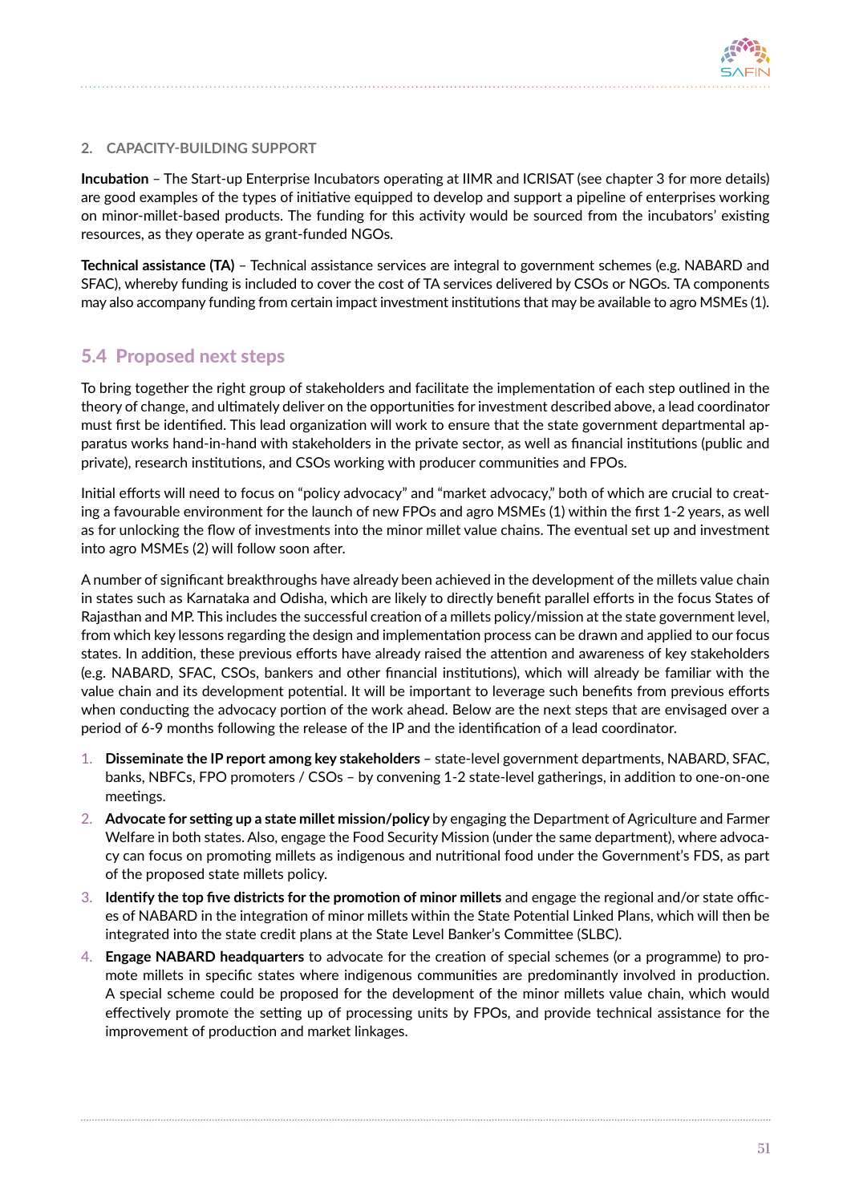### 2. CAPACITY-BUILDING SUPPORT

**Incubation** – The Start-up Enterprise Incubators operating at IIMR and ICRISAT (see chapter 3 for more details) are good examples of the types of initiative equipped to develop and support a pipeline of enterprises working on minor-millet-based products. The funding for this activity would be sourced from the incubators' existing resources, as they operate as grant-funded NGOs.

**Technical assistance (TA)** – Technical assistance services are integral to government schemes (e.g. NABARD and SFAC), whereby funding is included to cover the cost of TA services delivered by CSOs or NGOs. TA components may also accompany funding from certain impact investment institutions that may be available to agro MSMEs (1).

## 5.4 Proposed next steps

To bring together the right group of stakeholders and facilitate the implementation of each step outlined in the theory of change, and ultimately deliver on the opportunities for investment described above, a lead coordinator must first be identified. This lead organization will work to ensure that the state government departmental apparatus works hand-in-hand with stakeholders in the private sector, as well as financial institutions (public and private), research institutions, and CSOs working with producer communities and FPOs.

Initial efforts will need to focus on "policy advocacy" and "market advocacy," both of which are crucial to creating a favourable environment for the launch of new FPOs and agro MSMEs (1) within the first 1-2 years, as well as for unlocking the flow of investments into the minor millet value chains. The eventual set up and investment into agro MSMEs (2) will follow soon after.

A number of significant breakthroughs have already been achieved in the development of the millets value chain in states such as Karnataka and Odisha, which are likely to directly benefit parallel efforts in the focus States of Rajasthan and MP. This includes the successful creation of a millets policy/mission at the state government level, from which key lessons regarding the design and implementation process can be drawn and applied to our focus states. In addition, these previous efforts have already raised the attention and awareness of key stakeholders (e.g. NABARD, SFAC, CSOs, bankers and other financial institutions), which will already be familiar with the value chain and its development potential. It will be important to leverage such benefits from previous efforts when conducting the advocacy portion of the work ahead. Below are the next steps that are envisaged over a period of 6-9 months following the release of the IP and the identification of a lead coordinator.

1. **Disseminate the IP report among key stakeholders** – state-level government departments, NABARD, SFAC, banks, NBFCs, FPO promoters / CSOs – by convening 1-2 state-level gatherings, in addition to one-on-one meetings.
2. **Advocate for setting up a state millet mission/policy** by engaging the Department of Agriculture and Farmer Welfare in both states. Also, engage the Food Security Mission (under the same department), where advocacy can focus on promoting millets as indigenous and nutritional food under the Government's FDS, as part of the proposed state millets policy.
3. **Identify the top five districts for the promotion of minor millets** and engage the regional and/or state offices of NABARD in the integration of minor millets within the State Potential Linked Plans, which will then be integrated into the state credit plans at the State Level Banker's Committee (SLBC).
4. **Engage NABARD headquarters** to advocate for the creation of special schemes (or a programme) to promote millets in specific states where indigenous communities are predominantly involved in production. A special scheme could be proposed for the development of the minor millets value chain, which would effectively promote the setting up of processing units by FPOs, and provide technical assistance for the improvement of production and market linkages.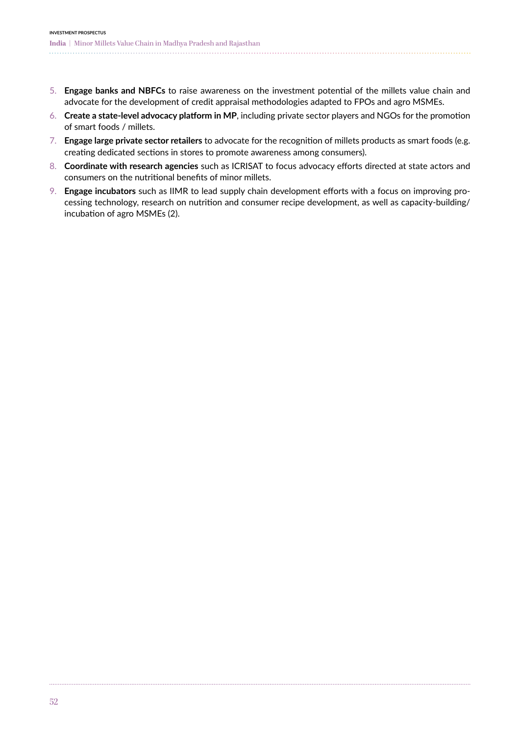5. **Engage banks and NBFCs** to raise awareness on the investment potential of the millets value chain and advocate for the development of credit appraisal methodologies adapted to FPOs and agro MSMEs.
6. **Create a state-level advocacy platform in MP**, including private sector players and NGOs for the promotion of smart foods / millets.
7. **Engage large private sector retailers** to advocate for the recognition of millets products as smart foods (e.g. creating dedicated sections in stores to promote awareness among consumers).
8. **Coordinate with research agencies** such as ICRISAT to focus advocacy efforts directed at state actors and consumers on the nutritional benefits of minor millets.
9. **Engage incubators** such as IIMR to lead supply chain development efforts with a focus on improving processing technology, research on nutrition and consumer recipe development, as well as capacity-building/ incubation of agro MSMEs (2).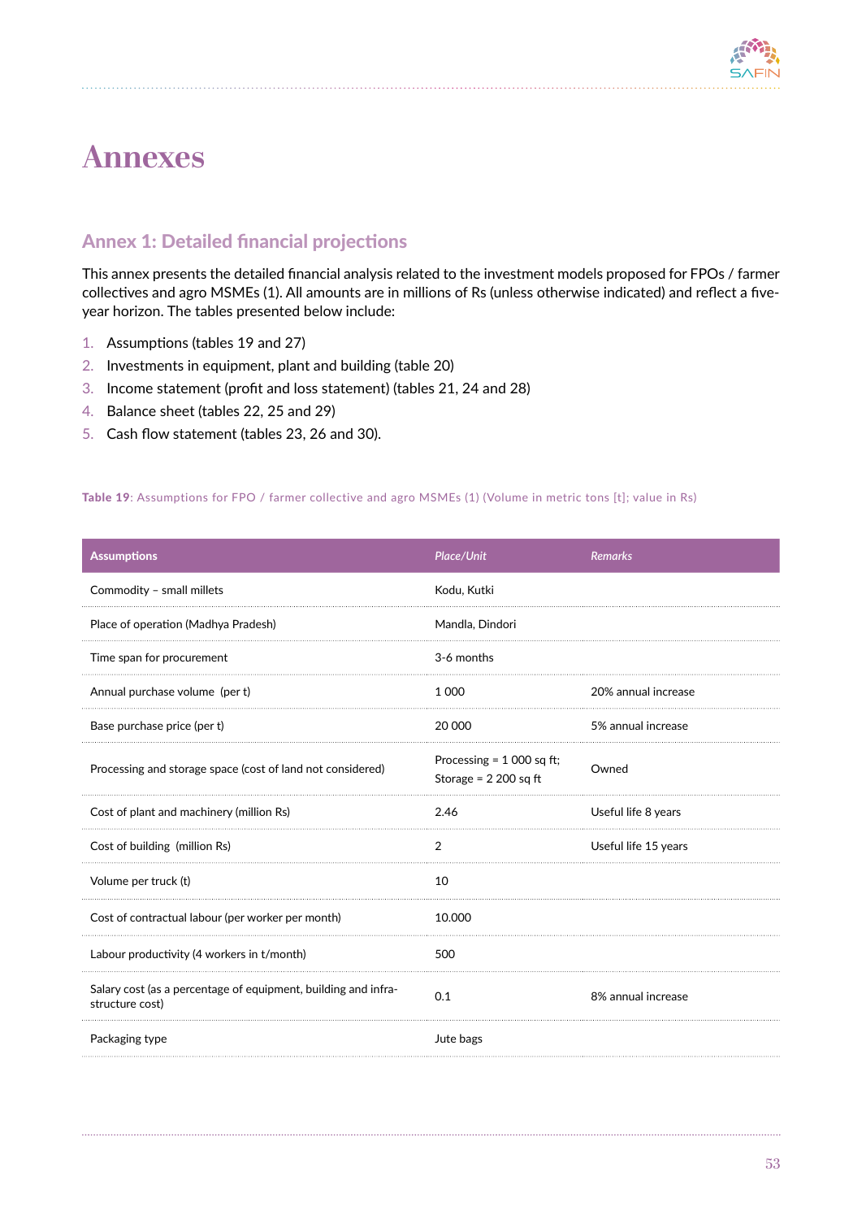# Annexes

## Annex 1: Detailed financial projections

This annex presents the detailed financial analysis related to the investment models proposed for FPOs / farmer collectives and agro MSMEs (1). All amounts are in millions of Rs (unless otherwise indicated) and reflect a five-year horizon. The tables presented below include:

1. Assumptions (tables 19 and 27)
2. Investments in equipment, plant and building (table 20)
3. Income statement (profit and loss statement) (tables 21, 24 and 28)
4. Balance sheet (tables 22, 25 and 29)
5. Cash flow statement (tables 23, 26 and 30).

**Table 19**: Assumptions for FPO / farmer collective and agro MSMEs (1) (Volume in metric tons [t]; value in Rs)

| Assumptions | *Place/Unit* | *Remarks* |
|---|---|---|
| Commodity – small millets | Kodu, Kutki | |
| Place of operation (Madhya Pradesh) | Mandla, Dindori | |
| Time span for procurement | 3-6 months | |
| Annual purchase volume (per t) | 1 000 | 20% annual increase |
| Base purchase price (per t) | 20 000 | 5% annual increase |
| Processing and storage space (cost of land not considered) | Processing = 1 000 sq ft; Storage = 2 200 sq ft | Owned |
| Cost of plant and machinery (million Rs) | 2.46 | Useful life 8 years |
| Cost of building (million Rs) | 2 | Useful life 15 years |
| Volume per truck (t) | 10 | |
| Cost of contractual labour (per worker per month) | 10.000 | |
| Labour productivity (4 workers in t/month) | 500 | |
| Salary cost (as a percentage of equipment, building and infra-structure cost) | 0.1 | 8% annual increase |
| Packaging type | Jute bags | |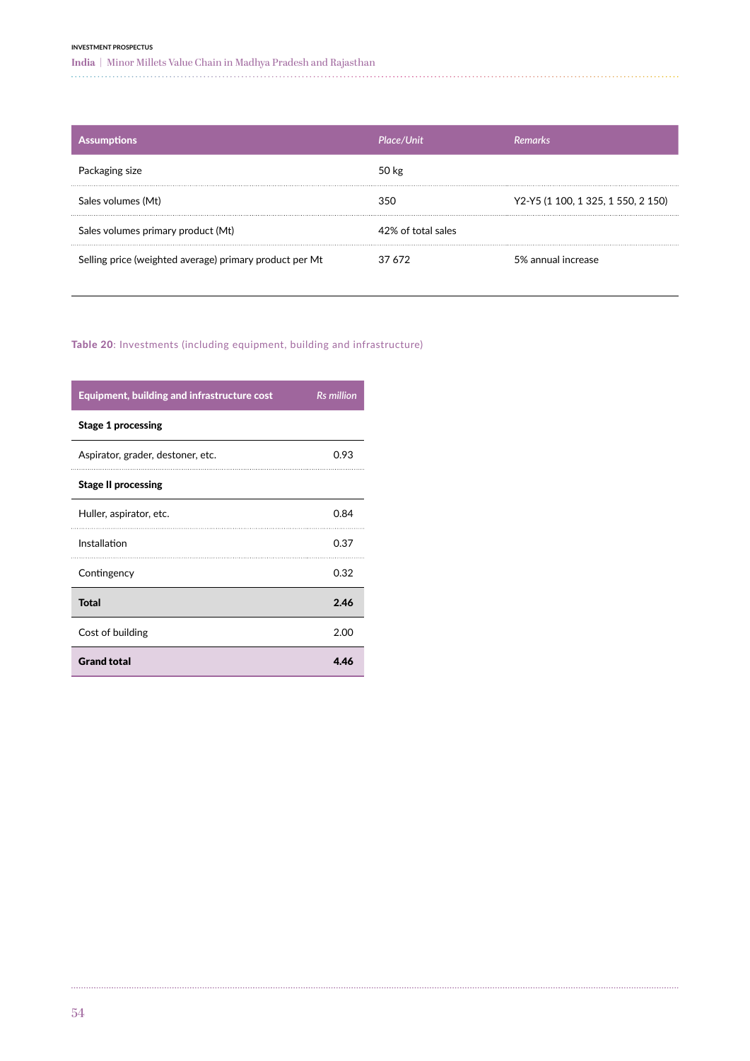| Assumptions | Place/Unit | Remarks |
|---|---|---|
| Packaging size | 50 kg | |
| Sales volumes (Mt) | 350 | Y2-Y5 (1 100, 1 325, 1 550, 2 150) |
| Sales volumes primary product (Mt) | 42% of total sales | |
| Selling price (weighted average) primary product per Mt | 37 672 | 5% annual increase |

**Table 20**: Investments (including equipment, building and infrastructure)

| Equipment, building and infrastructure cost | Rs million |
|---|---|
| **Stage 1 processing** | |
| Aspirator, grader, destoner, etc. | 0.93 |
| **Stage II processing** | |
| Huller, aspirator, etc. | 0.84 |
| Installation | 0.37 |
| Contingency | 0.32 |
| **Total** | **2.46** |
| Cost of building | 2.00 |
| **Grand total** | **4.46** |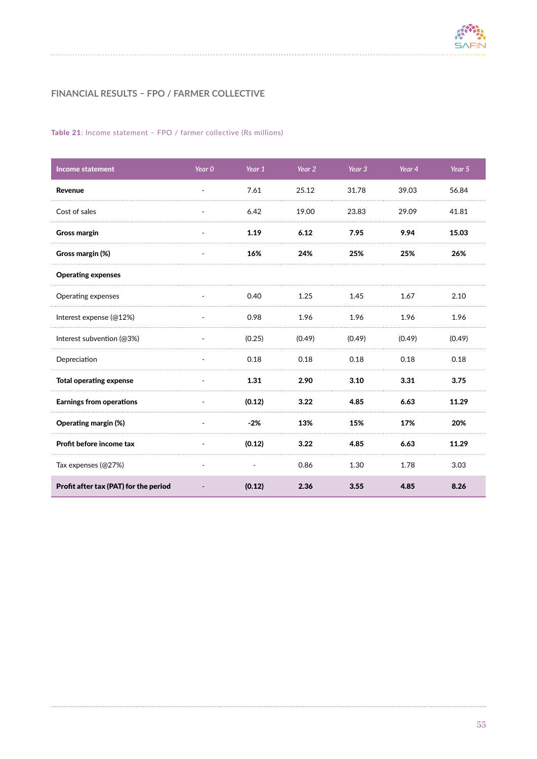## FINANCIAL RESULTS – FPO / FARMER COLLECTIVE

**Table 21**: Income statement – FPO / farmer collective (Rs millions)

| Income statement | *Year 0* | *Year 1* | *Year 2* | *Year 3* | *Year 4* | *Year 5* |
|---|---|---|---|---|---|---|
| **Revenue** | - | 7.61 | 25.12 | 31.78 | 39.03 | 56.84 |
| Cost of sales | - | 6.42 | 19.00 | 23.83 | 29.09 | 41.81 |
| **Gross margin** | - | **1.19** | **6.12** | **7.95** | **9.94** | **15.03** |
| **Gross margin (%)** | - | **16%** | **24%** | **25%** | **25%** | **26%** |
| **Operating expenses** | | | | | | |
| Operating expenses | - | 0.40 | 1.25 | 1.45 | 1.67 | 2.10 |
| Interest expense (@12%) | - | 0.98 | 1.96 | 1.96 | 1.96 | 1.96 |
| Interest subvention (@3%) | - | (0.25) | (0.49) | (0.49) | (0.49) | (0.49) |
| Depreciation | - | 0.18 | 0.18 | 0.18 | 0.18 | 0.18 |
| **Total operating expense** | - | **1.31** | **2.90** | **3.10** | **3.31** | **3.75** |
| **Earnings from operations** | - | **(0.12)** | **3.22** | **4.85** | **6.63** | **11.29** |
| **Operating margin (%)** | - | **-2%** | **13%** | **15%** | **17%** | **20%** |
| **Profit before income tax** | - | **(0.12)** | **3.22** | **4.85** | **6.63** | **11.29** |
| Tax expenses (@27%) | - | - | 0.86 | 1.30 | 1.78 | 3.03 |
| **Profit after tax (PAT) for the period** | - | **(0.12)** | **2.36** | **3.55** | **4.85** | **8.26** |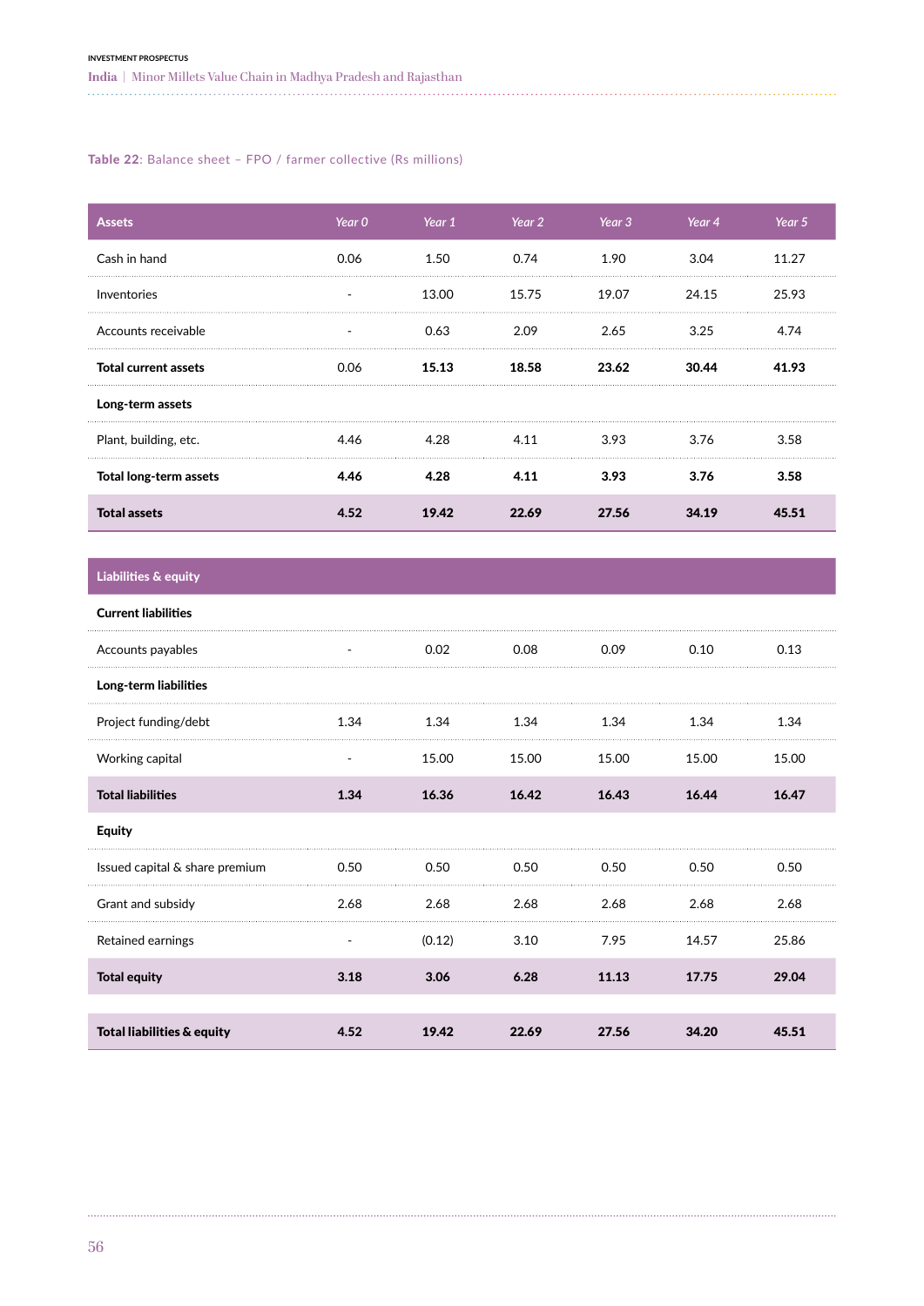**Table 22**: Balance sheet – FPO / farmer collective (Rs millions)

| Assets | Year 0 | Year 1 | Year 2 | Year 3 | Year 4 | Year 5 |
|---|---|---|---|---|---|---|
| Cash in hand | 0.06 | 1.50 | 0.74 | 1.90 | 3.04 | 11.27 |
| Inventories | - | 13.00 | 15.75 | 19.07 | 24.15 | 25.93 |
| Accounts receivable | - | 0.63 | 2.09 | 2.65 | 3.25 | 4.74 |
| **Total current assets** | 0.06 | **15.13** | **18.58** | **23.62** | **30.44** | **41.93** |
| **Long-term assets** | | | | | | |
| Plant, building, etc. | 4.46 | 4.28 | 4.11 | 3.93 | 3.76 | 3.58 |
| **Total long-term assets** | **4.46** | **4.28** | **4.11** | **3.93** | **3.76** | **3.58** |
| **Total assets** | **4.52** | **19.42** | **22.69** | **27.56** | **34.19** | **45.51** |
| **Liabilities & equity** | | | | | | |
| **Current liabilities** | | | | | | |
| Accounts payables | - | 0.02 | 0.08 | 0.09 | 0.10 | 0.13 |
| **Long-term liabilities** | | | | | | |
| Project funding/debt | 1.34 | 1.34 | 1.34 | 1.34 | 1.34 | 1.34 |
| Working capital | - | 15.00 | 15.00 | 15.00 | 15.00 | 15.00 |
| **Total liabilities** | **1.34** | **16.36** | **16.42** | **16.43** | **16.44** | **16.47** |
| **Equity** | | | | | | |
| Issued capital & share premium | 0.50 | 0.50 | 0.50 | 0.50 | 0.50 | 0.50 |
| Grant and subsidy | 2.68 | 2.68 | 2.68 | 2.68 | 2.68 | 2.68 |
| Retained earnings | - | (0.12) | 3.10 | 7.95 | 14.57 | 25.86 |
| **Total equity** | **3.18** | **3.06** | **6.28** | **11.13** | **17.75** | **29.04** |
| **Total liabilities & equity** | **4.52** | **19.42** | **22.69** | **27.56** | **34.20** | **45.51** |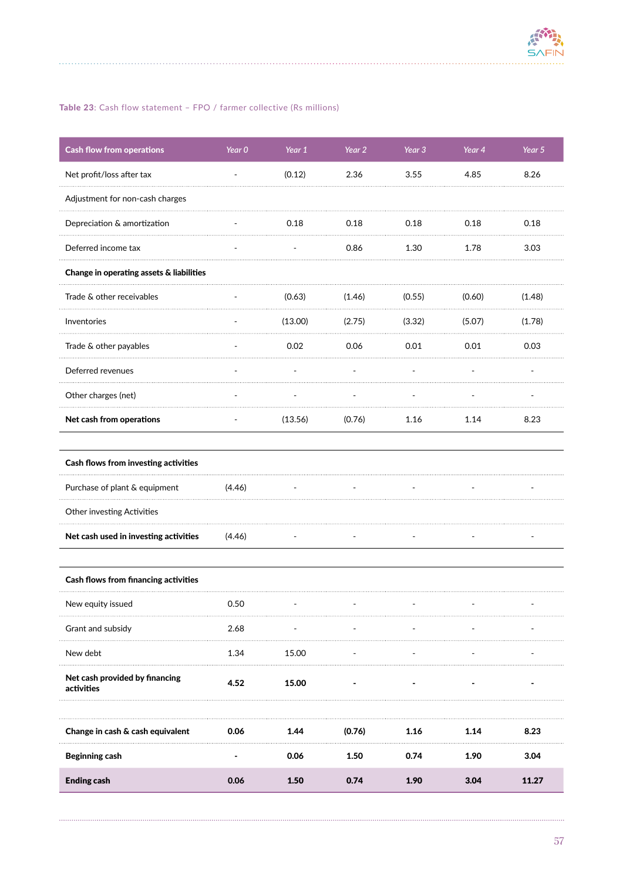**Table 23**: Cash flow statement – FPO / farmer collective (Rs millions)

| Cash flow from operations | Year 0 | Year 1 | Year 2 | Year 3 | Year 4 | Year 5 |
|---|---|---|---|---|---|---|
| Net profit/loss after tax | - | (0.12) | 2.36 | 3.55 | 4.85 | 8.26 |
| Adjustment for non-cash charges | | | | | | |
| Depreciation & amortization | - | 0.18 | 0.18 | 0.18 | 0.18 | 0.18 |
| Deferred income tax | - | - | 0.86 | 1.30 | 1.78 | 3.03 |
| **Change in operating assets & liabilities** | | | | | | |
| Trade & other receivables | - | (0.63) | (1.46) | (0.55) | (0.60) | (1.48) |
| Inventories | - | (13.00) | (2.75) | (3.32) | (5.07) | (1.78) |
| Trade & other payables | - | 0.02 | 0.06 | 0.01 | 0.01 | 0.03 |
| Deferred revenues | - | - | - | - | - | - |
| Other charges (net) | - | - | - | - | - | - |
| **Net cash from operations** | - | (13.56) | (0.76) | 1.16 | 1.14 | 8.23 |
| | | | | | | |
| **Cash flows from investing activities** | | | | | | |
| Purchase of plant & equipment | (4.46) | - | - | - | - | - |
| Other investing Activities | | | | | | |
| **Net cash used in investing activities** | (4.46) | - | - | - | - | - |
| | | | | | | |
| **Cash flows from financing activities** | | | | | | |
| New equity issued | 0.50 | - | - | - | - | - |
| Grant and subsidy | 2.68 | - | - | - | - | - |
| New debt | 1.34 | 15.00 | - | - | - | - |
| **Net cash provided by financing activities** | **4.52** | **15.00** | **-** | **-** | **-** | **-** |
| | | | | | | |
| **Change in cash & cash equivalent** | **0.06** | **1.44** | **(0.76)** | **1.16** | **1.14** | **8.23** |
| **Beginning cash** | **-** | **0.06** | **1.50** | **0.74** | **1.90** | **3.04** |
| **Ending cash** | **0.06** | **1.50** | **0.74** | **1.90** | **3.04** | **11.27** |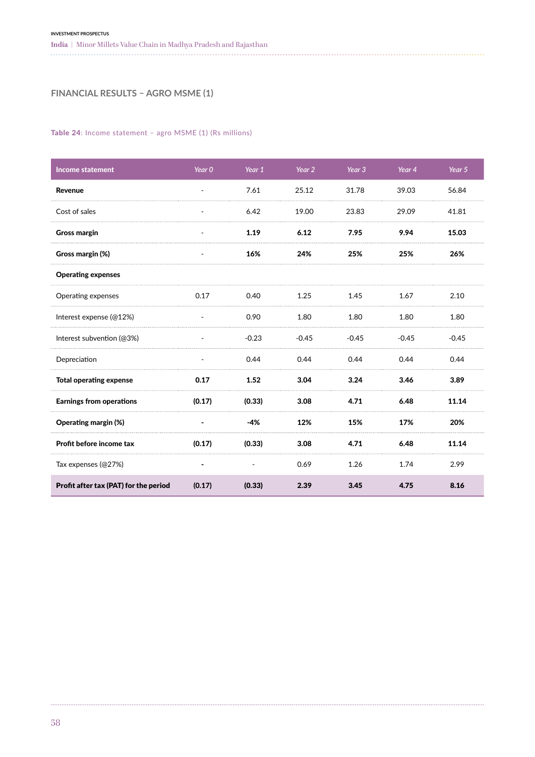## FINANCIAL RESULTS – AGRO MSME (1)

**Table 24**: Income statement – agro MSME (1) (Rs millions)

| Income statement | Year 0 | Year 1 | Year 2 | Year 3 | Year 4 | Year 5 |
|---|---|---|---|---|---|---|
| **Revenue** | - | 7.61 | 25.12 | 31.78 | 39.03 | 56.84 |
| Cost of sales | - | 6.42 | 19.00 | 23.83 | 29.09 | 41.81 |
| **Gross margin** | - | **1.19** | **6.12** | **7.95** | **9.94** | **15.03** |
| **Gross margin (%)** | - | **16%** | **24%** | **25%** | **25%** | **26%** |
| **Operating expenses** | | | | | | |
| Operating expenses | 0.17 | 0.40 | 1.25 | 1.45 | 1.67 | 2.10 |
| Interest expense (@12%) | - | 0.90 | 1.80 | 1.80 | 1.80 | 1.80 |
| Interest subvention (@3%) | - | -0.23 | -0.45 | -0.45 | -0.45 | -0.45 |
| Depreciation | - | 0.44 | 0.44 | 0.44 | 0.44 | 0.44 |
| **Total operating expense** | **0.17** | **1.52** | **3.04** | **3.24** | **3.46** | **3.89** |
| **Earnings from operations** | **(0.17)** | **(0.33)** | **3.08** | **4.71** | **6.48** | **11.14** |
| **Operating margin (%)** | **-** | **-4%** | **12%** | **15%** | **17%** | **20%** |
| **Profit before income tax** | **(0.17)** | **(0.33)** | **3.08** | **4.71** | **6.48** | **11.14** |
| Tax expenses (@27%) | **-** | - | 0.69 | 1.26 | 1.74 | 2.99 |
| **Profit after tax (PAT) for the period** | **(0.17)** | **(0.33)** | **2.39** | **3.45** | **4.75** | **8.16** |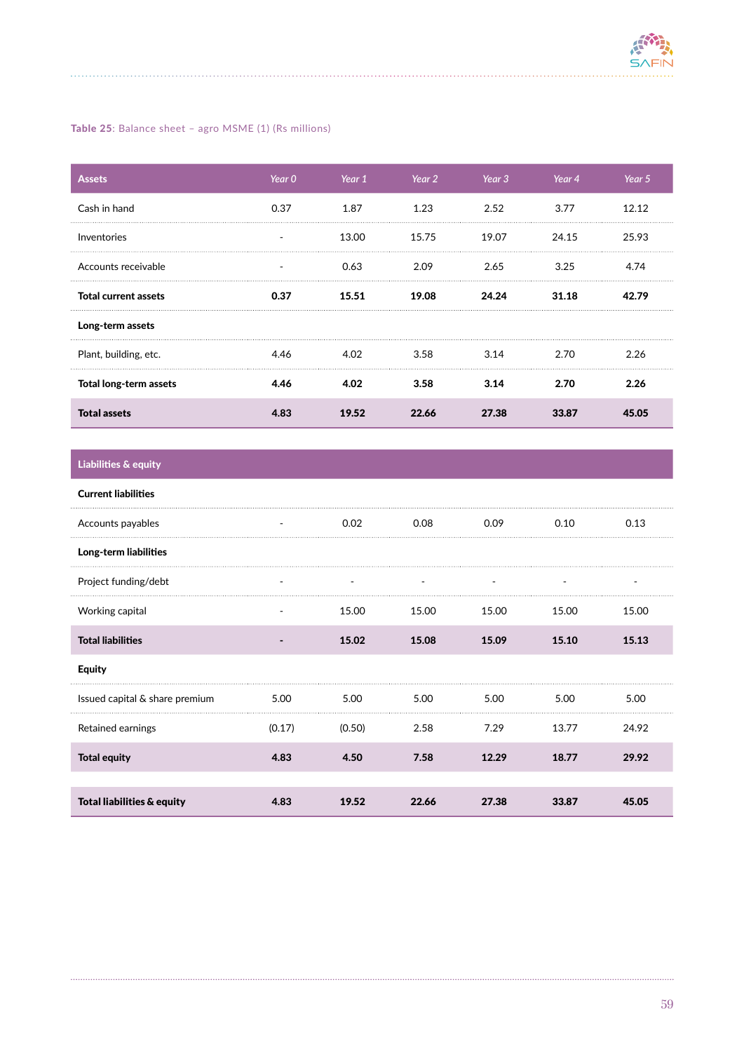**Table 25**: Balance sheet – agro MSME (1) (Rs millions)

| Assets | Year 0 | Year 1 | Year 2 | Year 3 | Year 4 | Year 5 |
|---|---|---|---|---|---|---|
| Cash in hand | 0.37 | 1.87 | 1.23 | 2.52 | 3.77 | 12.12 |
| Inventories | - | 13.00 | 15.75 | 19.07 | 24.15 | 25.93 |
| Accounts receivable | - | 0.63 | 2.09 | 2.65 | 3.25 | 4.74 |
| **Total current assets** | **0.37** | **15.51** | **19.08** | **24.24** | **31.18** | **42.79** |
| **Long-term assets** | | | | | | |
| Plant, building, etc. | 4.46 | 4.02 | 3.58 | 3.14 | 2.70 | 2.26 |
| **Total long-term assets** | **4.46** | **4.02** | **3.58** | **3.14** | **2.70** | **2.26** |
| **Total assets** | **4.83** | **19.52** | **22.66** | **27.38** | **33.87** | **45.05** |
| **Liabilities & equity** | | | | | | |
| **Current liabilities** | | | | | | |
| Accounts payables | - | 0.02 | 0.08 | 0.09 | 0.10 | 0.13 |
| **Long-term liabilities** | | | | | | |
| Project funding/debt | - | - | - | - | - | - |
| Working capital | - | 15.00 | 15.00 | 15.00 | 15.00 | 15.00 |
| **Total liabilities** | **-** | **15.02** | **15.08** | **15.09** | **15.10** | **15.13** |
| **Equity** | | | | | | |
| Issued capital & share premium | 5.00 | 5.00 | 5.00 | 5.00 | 5.00 | 5.00 |
| Retained earnings | (0.17) | (0.50) | 2.58 | 7.29 | 13.77 | 24.92 |
| **Total equity** | **4.83** | **4.50** | **7.58** | **12.29** | **18.77** | **29.92** |
| **Total liabilities & equity** | **4.83** | **19.52** | **22.66** | **27.38** | **33.87** | **45.05** |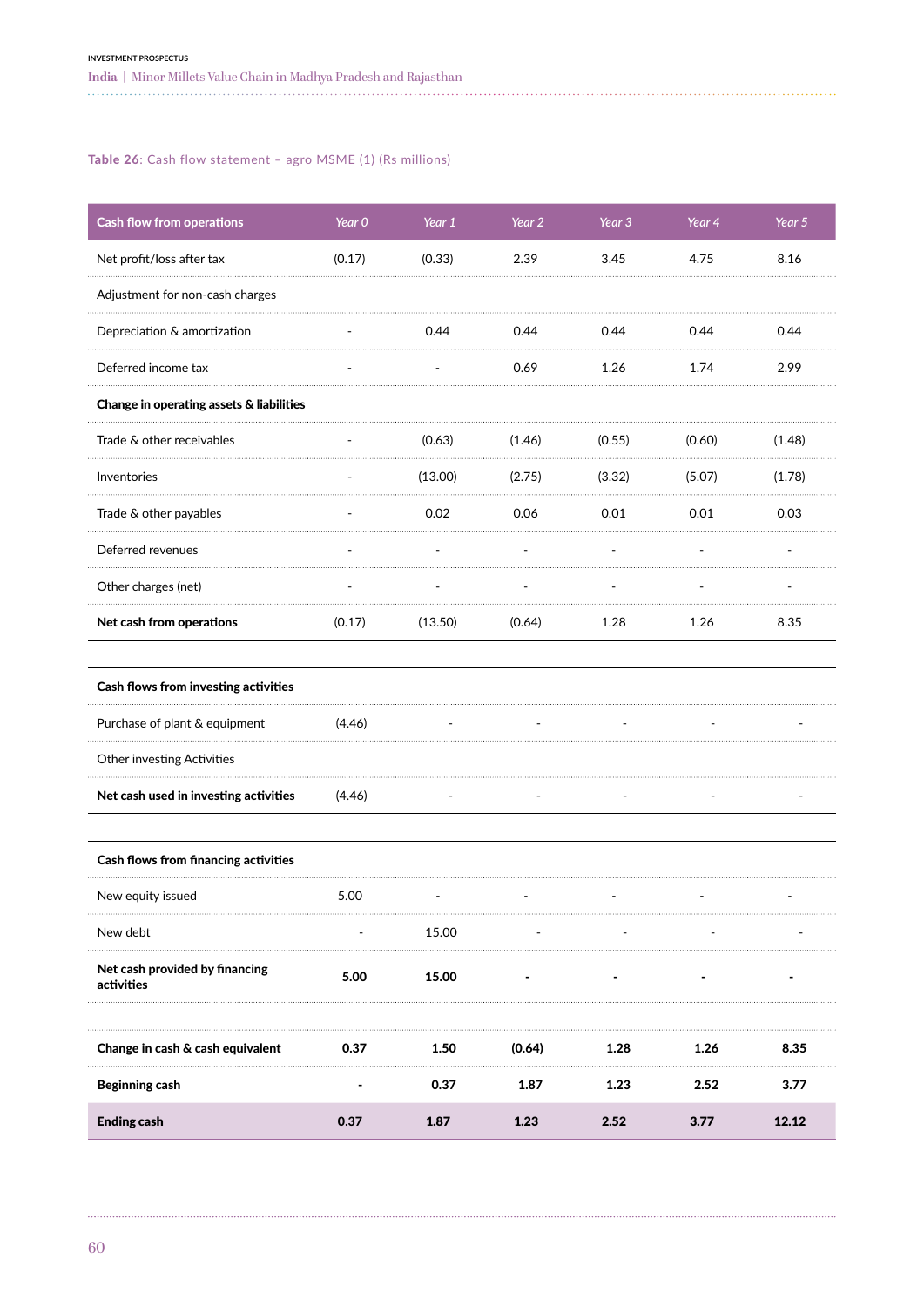Table 26: Cash flow statement – agro MSME (1) (Rs millions)

| Cash flow from operations | Year 0 | Year 1 | Year 2 | Year 3 | Year 4 | Year 5 |
|---|---|---|---|---|---|---|
| Net profit/loss after tax | (0.17) | (0.33) | 2.39 | 3.45 | 4.75 | 8.16 |
| Adjustment for non-cash charges | | | | | | |
| Depreciation & amortization | - | 0.44 | 0.44 | 0.44 | 0.44 | 0.44 |
| Deferred income tax | - | - | 0.69 | 1.26 | 1.74 | 2.99 |
| **Change in operating assets & liabilities** | | | | | | |
| Trade & other receivables | - | (0.63) | (1.46) | (0.55) | (0.60) | (1.48) |
| Inventories | - | (13.00) | (2.75) | (3.32) | (5.07) | (1.78) |
| Trade & other payables | - | 0.02 | 0.06 | 0.01 | 0.01 | 0.03 |
| Deferred revenues | - | - | - | - | - | - |
| Other charges (net) | - | - | - | - | - | - |
| **Net cash from operations** | (0.17) | (13.50) | (0.64) | 1.28 | 1.26 | 8.35 |
| | | | | | | |
| **Cash flows from investing activities** | | | | | | |
| Purchase of plant & equipment | (4.46) | - | - | - | - | - |
| Other investing Activities | | | | | | |
| **Net cash used in investing activities** | (4.46) | - | - | - | - | - |
| | | | | | | |
| **Cash flows from financing activities** | | | | | | |
| New equity issued | 5.00 | - | - | - | - | - |
| New debt | - | 15.00 | - | - | - | - |
| **Net cash provided by financing activities** | **5.00** | **15.00** | **-** | **-** | **-** | **-** |
| | | | | | | |
| **Change in cash & cash equivalent** | **0.37** | **1.50** | **(0.64)** | **1.28** | **1.26** | **8.35** |
| **Beginning cash** | **-** | **0.37** | **1.87** | **1.23** | **2.52** | **3.77** |
| **Ending cash** | **0.37** | **1.87** | **1.23** | **2.52** | **3.77** | **12.12** |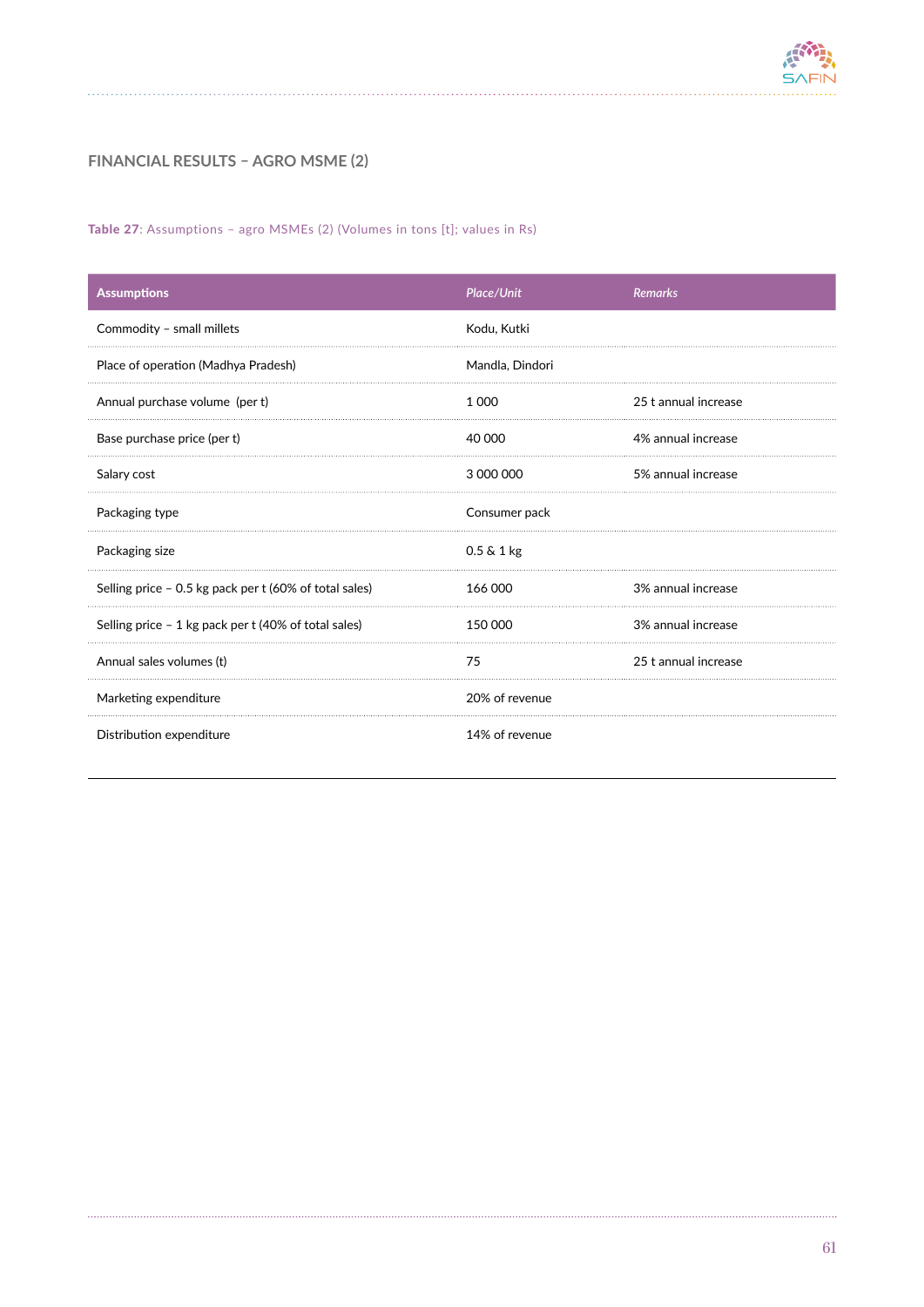## FINANCIAL RESULTS – AGRO MSME (2)

**Table 27**: Assumptions – agro MSMEs (2) (Volumes in tons [t]; values in Rs)

| Assumptions | *Place/Unit* | *Remarks* |
|---|---|---|
| Commodity – small millets | Kodu, Kutki | |
| Place of operation (Madhya Pradesh) | Mandla, Dindori | |
| Annual purchase volume (per t) | 1 000 | 25 t annual increase |
| Base purchase price (per t) | 40 000 | 4% annual increase |
| Salary cost | 3 000 000 | 5% annual increase |
| Packaging type | Consumer pack | |
| Packaging size | 0.5 & 1 kg | |
| Selling price – 0.5 kg pack per t (60% of total sales) | 166 000 | 3% annual increase |
| Selling price – 1 kg pack per t (40% of total sales) | 150 000 | 3% annual increase |
| Annual sales volumes (t) | 75 | 25 t annual increase |
| Marketing expenditure | 20% of revenue | |
| Distribution expenditure | 14% of revenue | |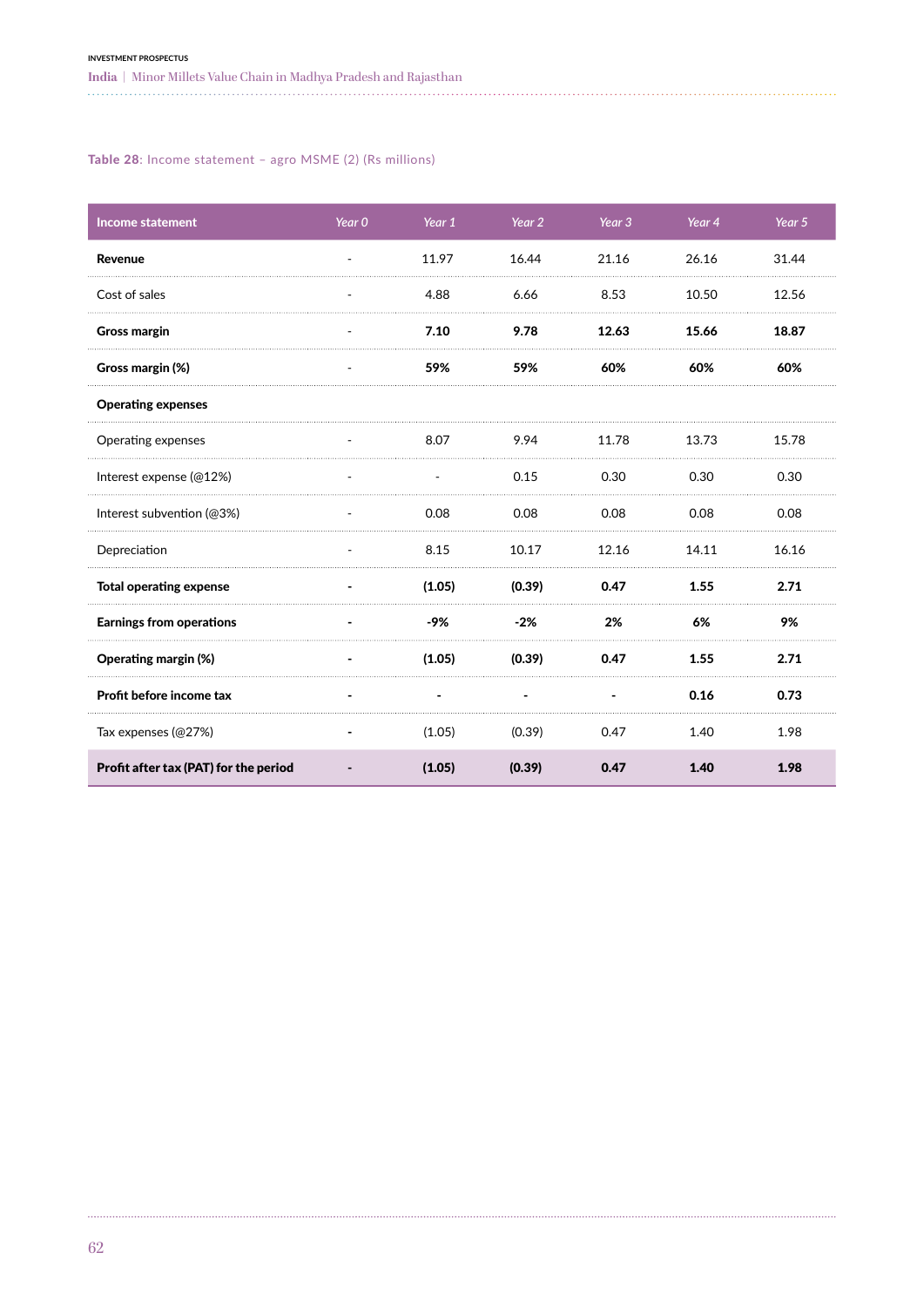**Table 28**: Income statement – agro MSME (2) (Rs millions)

| Income statement | Year 0 | Year 1 | Year 2 | Year 3 | Year 4 | Year 5 |
|---|---|---|---|---|---|---|
| **Revenue** | - | 11.97 | 16.44 | 21.16 | 26.16 | 31.44 |
| Cost of sales | - | 4.88 | 6.66 | 8.53 | 10.50 | 12.56 |
| **Gross margin** | - | **7.10** | **9.78** | **12.63** | **15.66** | **18.87** |
| **Gross margin (%)** | - | **59%** | **59%** | **60%** | **60%** | **60%** |
| **Operating expenses** | | | | | | |
| Operating expenses | - | 8.07 | 9.94 | 11.78 | 13.73 | 15.78 |
| Interest expense (@12%) | - | - | 0.15 | 0.30 | 0.30 | 0.30 |
| Interest subvention (@3%) | - | 0.08 | 0.08 | 0.08 | 0.08 | 0.08 |
| Depreciation | - | 8.15 | 10.17 | 12.16 | 14.11 | 16.16 |
| **Total operating expense** | **-** | **(1.05)** | **(0.39)** | **0.47** | **1.55** | **2.71** |
| **Earnings from operations** | **-** | **-9%** | **-2%** | **2%** | **6%** | **9%** |
| **Operating margin (%)** | **-** | **(1.05)** | **(0.39)** | **0.47** | **1.55** | **2.71** |
| **Profit before income tax** | **-** | **-** | **-** | **-** | **0.16** | **0.73** |
| Tax expenses (@27%) | - | (1.05) | (0.39) | 0.47 | 1.40 | 1.98 |
| **Profit after tax (PAT) for the period** | **-** | **(1.05)** | **(0.39)** | **0.47** | **1.40** | **1.98** |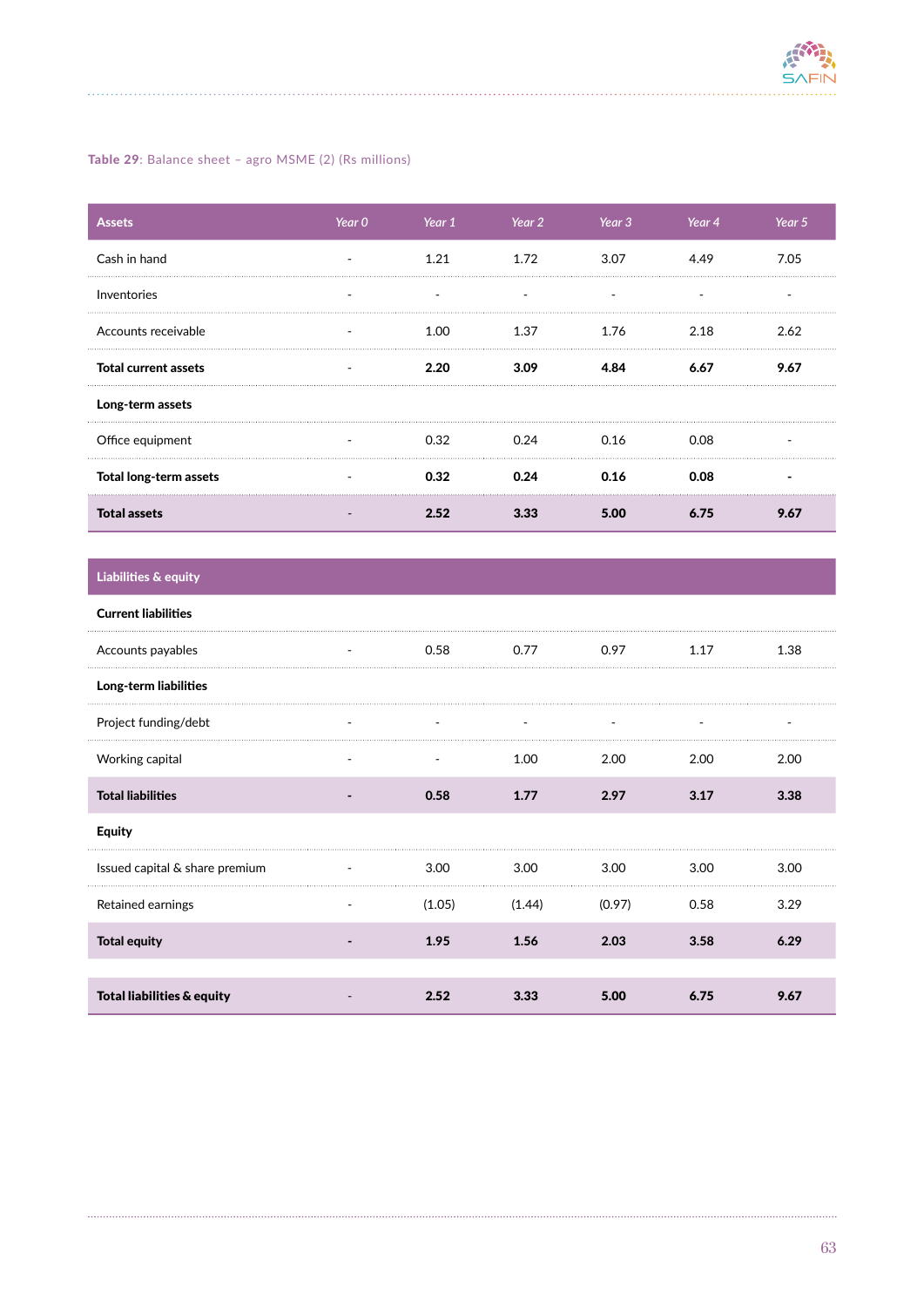**Table 29**: Balance sheet – agro MSME (2) (Rs millions)

| Assets | Year 0 | Year 1 | Year 2 | Year 3 | Year 4 | Year 5 |
|---|---|---|---|---|---|---|
| Cash in hand | - | 1.21 | 1.72 | 3.07 | 4.49 | 7.05 |
| Inventories | - | - | - | - | - | - |
| Accounts receivable | - | 1.00 | 1.37 | 1.76 | 2.18 | 2.62 |
| **Total current assets** | - | **2.20** | **3.09** | **4.84** | **6.67** | **9.67** |
| **Long-term assets** | | | | | | |
| Office equipment | - | 0.32 | 0.24 | 0.16 | 0.08 | - |
| **Total long-term assets** | - | **0.32** | **0.24** | **0.16** | **0.08** | **-** |
| **Total assets** | - | **2.52** | **3.33** | **5.00** | **6.75** | **9.67** |
| **Liabilities & equity** | | | | | | |
| **Current liabilities** | | | | | | |
| Accounts payables | - | 0.58 | 0.77 | 0.97 | 1.17 | 1.38 |
| **Long-term liabilities** | | | | | | |
| Project funding/debt | - | - | - | - | - | - |
| Working capital | - | - | 1.00 | 2.00 | 2.00 | 2.00 |
| **Total liabilities** | **-** | **0.58** | **1.77** | **2.97** | **3.17** | **3.38** |
| **Equity** | | | | | | |
| Issued capital & share premium | - | 3.00 | 3.00 | 3.00 | 3.00 | 3.00 |
| Retained earnings | - | (1.05) | (1.44) | (0.97) | 0.58 | 3.29 |
| **Total equity** | **-** | **1.95** | **1.56** | **2.03** | **3.58** | **6.29** |
| **Total liabilities & equity** | - | **2.52** | **3.33** | **5.00** | **6.75** | **9.67** |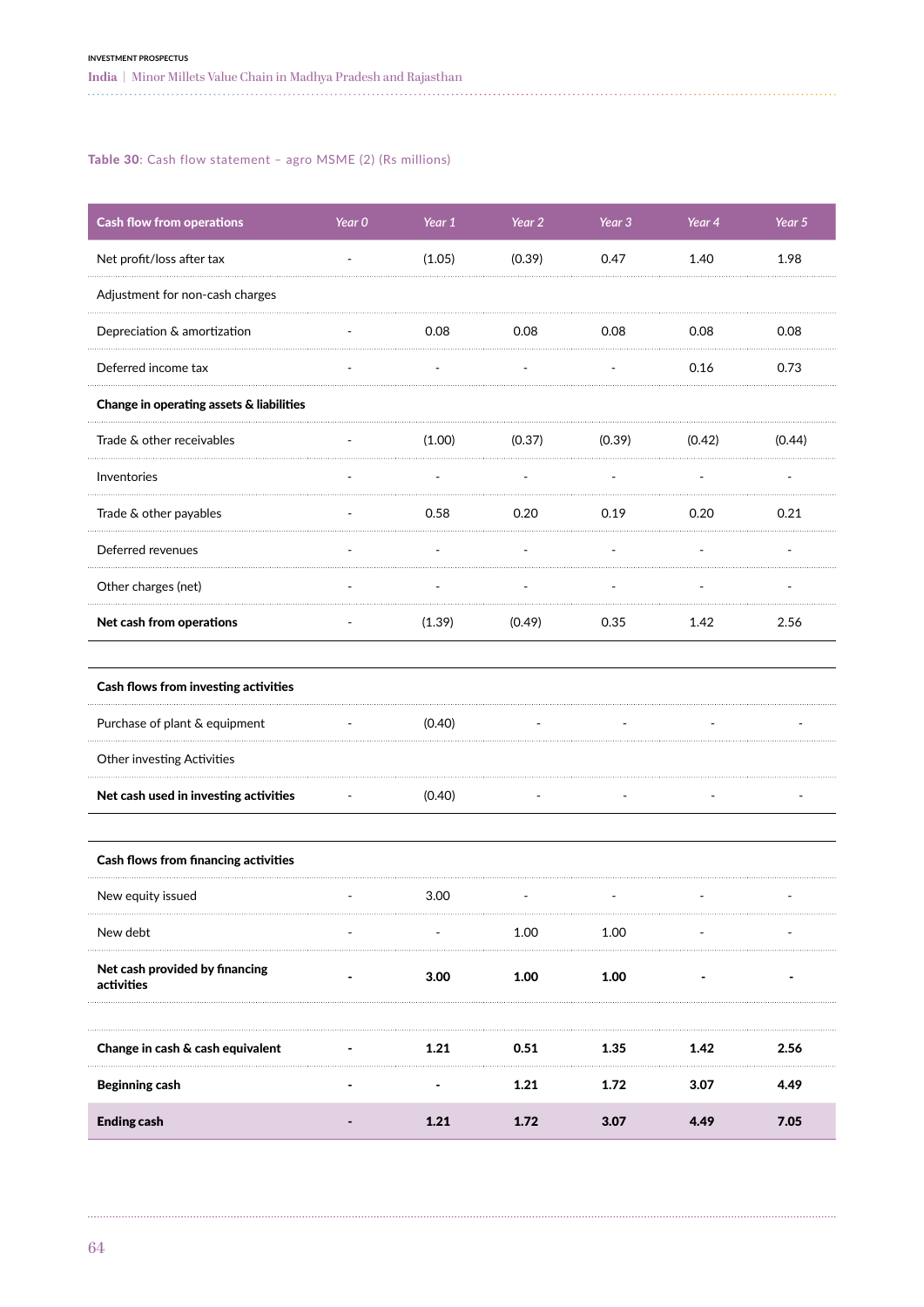**Table 30**: Cash flow statement – agro MSME (2) (Rs millions)

| Cash flow from operations | Year 0 | Year 1 | Year 2 | Year 3 | Year 4 | Year 5 |
|---|---|---|---|---|---|---|
| Net profit/loss after tax | - | (1.05) | (0.39) | 0.47 | 1.40 | 1.98 |
| Adjustment for non-cash charges | | | | | | |
| Depreciation & amortization | - | 0.08 | 0.08 | 0.08 | 0.08 | 0.08 |
| Deferred income tax | - | - | - | - | 0.16 | 0.73 |
| **Change in operating assets & liabilities** | | | | | | |
| Trade & other receivables | - | (1.00) | (0.37) | (0.39) | (0.42) | (0.44) |
| Inventories | - | - | - | - | - | - |
| Trade & other payables | - | 0.58 | 0.20 | 0.19 | 0.20 | 0.21 |
| Deferred revenues | - | - | - | - | - | - |
| Other charges (net) | - | - | - | - | - | - |
| **Net cash from operations** | - | (1.39) | (0.49) | 0.35 | 1.42 | 2.56 |
| | | | | | | |
| **Cash flows from investing activities** | | | | | | |
| Purchase of plant & equipment | - | (0.40) | - | - | - | - |
| Other investing Activities | | | | | | |
| **Net cash used in investing activities** | - | (0.40) | - | - | - | - |
| | | | | | | |
| **Cash flows from financing activities** | | | | | | |
| New equity issued | - | 3.00 | - | - | - | - |
| New debt | - | - | 1.00 | 1.00 | - | - |
| **Net cash provided by financing activities** | **-** | **3.00** | **1.00** | **1.00** | **-** | **-** |
| | | | | | | |
| **Change in cash & cash equivalent** | **-** | **1.21** | **0.51** | **1.35** | **1.42** | **2.56** |
| **Beginning cash** | **-** | **-** | **1.21** | **1.72** | **3.07** | **4.49** |
| **Ending cash** | **-** | **1.21** | **1.72** | **3.07** | **4.49** | **7.05** |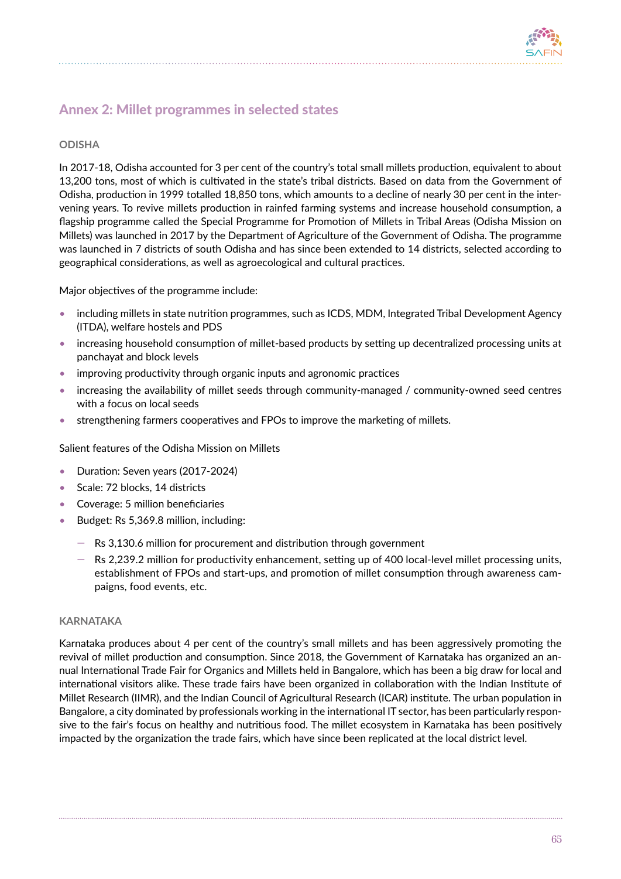## Annex 2: Millet programmes in selected states

### ODISHA

In 2017-18, Odisha accounted for 3 per cent of the country's total small millets production, equivalent to about 13,200 tons, most of which is cultivated in the state's tribal districts. Based on data from the Government of Odisha, production in 1999 totalled 18,850 tons, which amounts to a decline of nearly 30 per cent in the intervening years. To revive millets production in rainfed farming systems and increase household consumption, a flagship programme called the Special Programme for Promotion of Millets in Tribal Areas (Odisha Mission on Millets) was launched in 2017 by the Department of Agriculture of the Government of Odisha. The programme was launched in 7 districts of south Odisha and has since been extended to 14 districts, selected according to geographical considerations, as well as agroecological and cultural practices.

Major objectives of the programme include:

- including millets in state nutrition programmes, such as ICDS, MDM, Integrated Tribal Development Agency (ITDA), welfare hostels and PDS
- increasing household consumption of millet-based products by setting up decentralized processing units at panchayat and block levels
- improving productivity through organic inputs and agronomic practices
- increasing the availability of millet seeds through community-managed / community-owned seed centres with a focus on local seeds
- strengthening farmers cooperatives and FPOs to improve the marketing of millets.

Salient features of the Odisha Mission on Millets

- Duration: Seven years (2017-2024)
- Scale: 72 blocks, 14 districts
- Coverage: 5 million beneficiaries
- Budget: Rs 5,369.8 million, including:
  - Rs 3,130.6 million for procurement and distribution through government
  - Rs 2,239.2 million for productivity enhancement, setting up of 400 local-level millet processing units, establishment of FPOs and start-ups, and promotion of millet consumption through awareness campaigns, food events, etc.

### KARNATAKA

Karnataka produces about 4 per cent of the country's small millets and has been aggressively promoting the revival of millet production and consumption. Since 2018, the Government of Karnataka has organized an annual International Trade Fair for Organics and Millets held in Bangalore, which has been a big draw for local and international visitors alike. These trade fairs have been organized in collaboration with the Indian Institute of Millet Research (IIMR), and the Indian Council of Agricultural Research (ICAR) institute. The urban population in Bangalore, a city dominated by professionals working in the international IT sector, has been particularly responsive to the fair's focus on healthy and nutritious food. The millet ecosystem in Karnataka has been positively impacted by the organization the trade fairs, which have since been replicated at the local district level.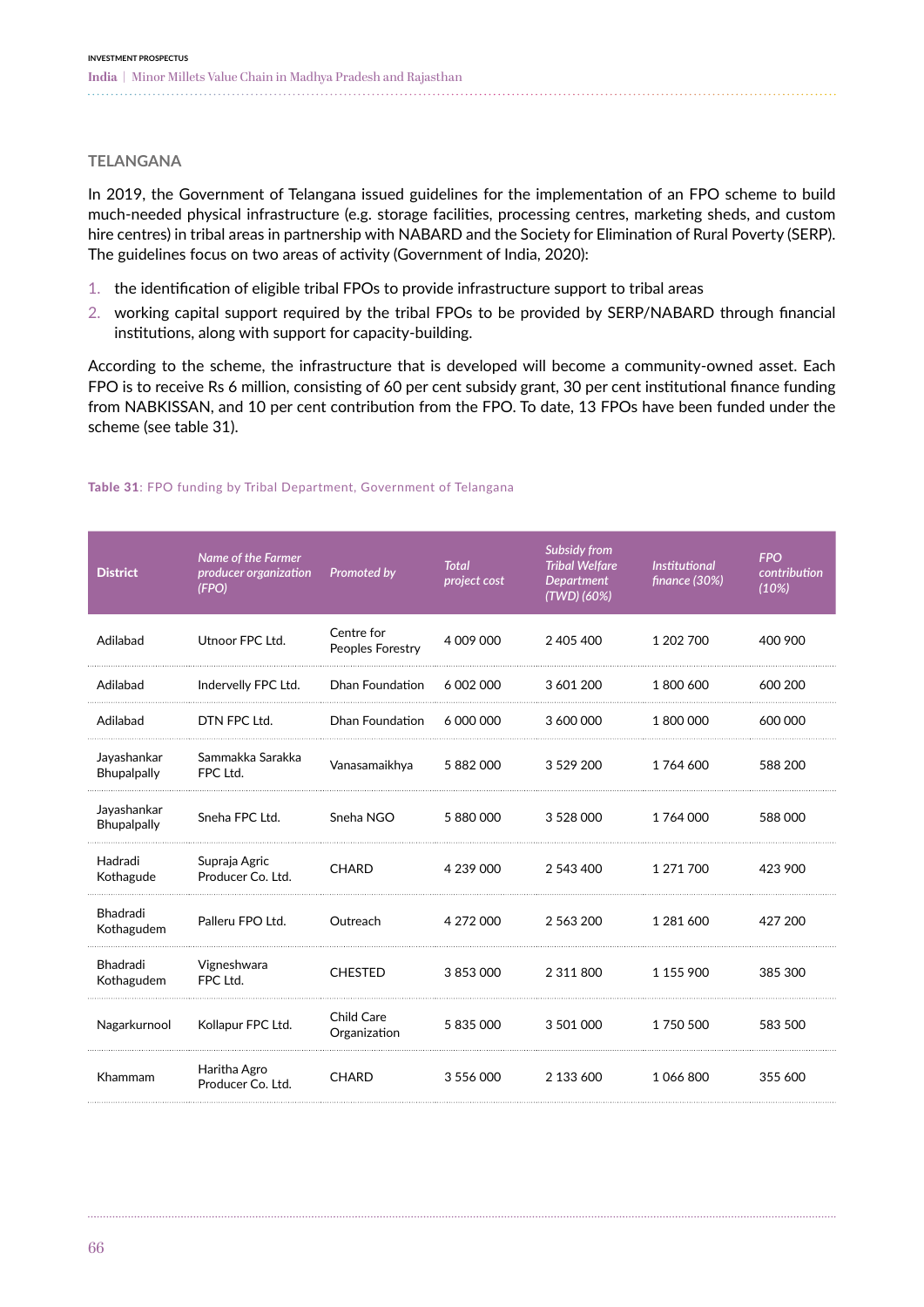## TELANGANA

In 2019, the Government of Telangana issued guidelines for the implementation of an FPO scheme to build much-needed physical infrastructure (e.g. storage facilities, processing centres, marketing sheds, and custom hire centres) in tribal areas in partnership with NABARD and the Society for Elimination of Rural Poverty (SERP). The guidelines focus on two areas of activity (Government of India, 2020):

1. the identification of eligible tribal FPOs to provide infrastructure support to tribal areas
2. working capital support required by the tribal FPOs to be provided by SERP/NABARD through financial institutions, along with support for capacity-building.

According to the scheme, the infrastructure that is developed will become a community-owned asset. Each FPO is to receive Rs 6 million, consisting of 60 per cent subsidy grant, 30 per cent institutional finance funding from NABKISSAN, and 10 per cent contribution from the FPO. To date, 13 FPOs have been funded under the scheme (see table 31).

**Table 31**: FPO funding by Tribal Department, Government of Telangana

| District | *Name of the Farmer producer organization (FPO)* | *Promoted by* | *Total project cost* | *Subsidy from Tribal Welfare Department (TWD) (60%)* | *Institutional finance (30%)* | *FPO contribution (10%)* |
|---|---|---|---|---|---|---|
| Adilabad | Utnoor FPC Ltd. | Centre for Peoples Forestry | 4 009 000 | 2 405 400 | 1 202 700 | 400 900 |
| Adilabad | Indervelly FPC Ltd. | Dhan Foundation | 6 002 000 | 3 601 200 | 1 800 600 | 600 200 |
| Adilabad | DTN FPC Ltd. | Dhan Foundation | 6 000 000 | 3 600 000 | 1 800 000 | 600 000 |
| Jayashankar Bhupalpally | Sammakka Sarakka FPC Ltd. | Vanasamaikhya | 5 882 000 | 3 529 200 | 1 764 600 | 588 200 |
| Jayashankar Bhupalpally | Sneha FPC Ltd. | Sneha NGO | 5 880 000 | 3 528 000 | 1 764 000 | 588 000 |
| Hadradi Kothagude | Supraja Agric Producer Co. Ltd. | CHARD | 4 239 000 | 2 543 400 | 1 271 700 | 423 900 |
| Bhadradi Kothagudem | Palleru FPO Ltd. | Outreach | 4 272 000 | 2 563 200 | 1 281 600 | 427 200 |
| Bhadradi Kothagudem | Vigneshwara FPC Ltd. | CHESTED | 3 853 000 | 2 311 800 | 1 155 900 | 385 300 |
| Nagarkurnool | Kollapur FPC Ltd. | Child Care Organization | 5 835 000 | 3 501 000 | 1 750 500 | 583 500 |
| Khammam | Haritha Agro Producer Co. Ltd. | CHARD | 3 556 000 | 2 133 600 | 1 066 800 | 355 600 |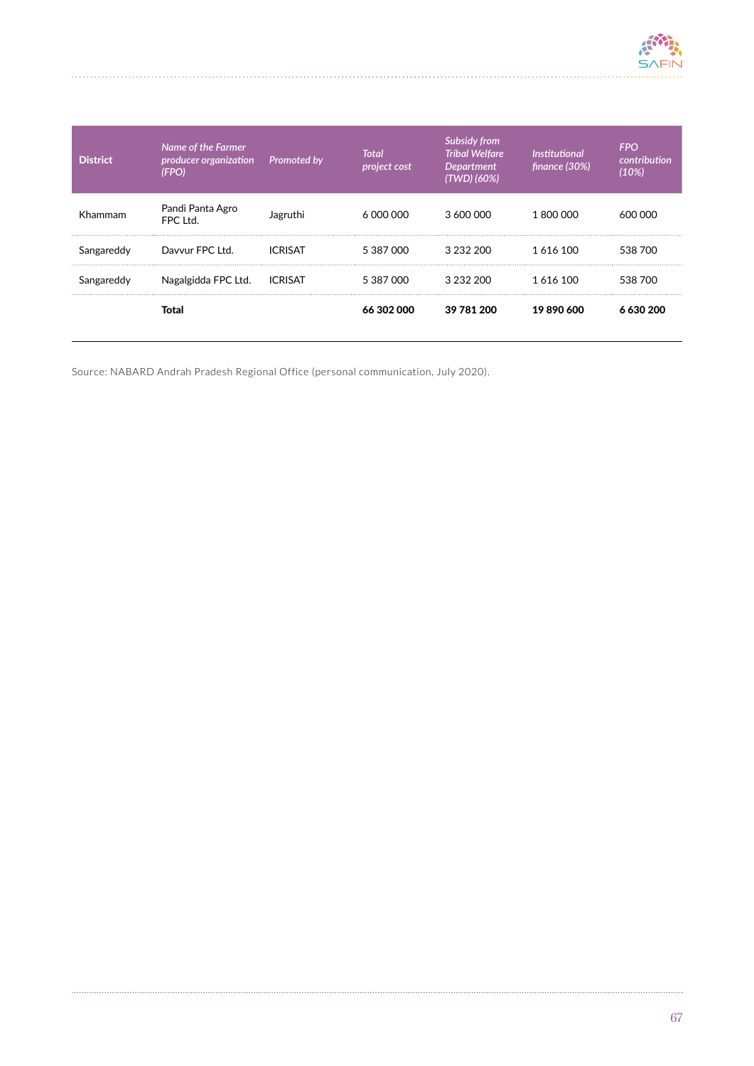| District | *Name of the Farmer producer organization (FPO)* | *Promoted by* | *Total project cost* | *Subsidy from Tribal Welfare Department (TWD) (60%)* | *Institutional finance (30%)* | *FPO contribution (10%)* |
|---|---|---|---|---|---|---|
| Khammam | Pandi Panta Agro FPC Ltd. | Jagruthi | 6 000 000 | 3 600 000 | 1 800 000 | 600 000 |
| Sangareddy | Davvur FPC Ltd. | ICRISAT | 5 387 000 | 3 232 200 | 1 616 100 | 538 700 |
| Sangareddy | Nagalgidda FPC Ltd. | ICRISAT | 5 387 000 | 3 232 200 | 1 616 100 | 538 700 |
| | **Total** | | **66 302 000** | **39 781 200** | **19 890 600** | **6 630 200** |

Source: NABARD Andrah Pradesh Regional Office (personal communication, July 2020).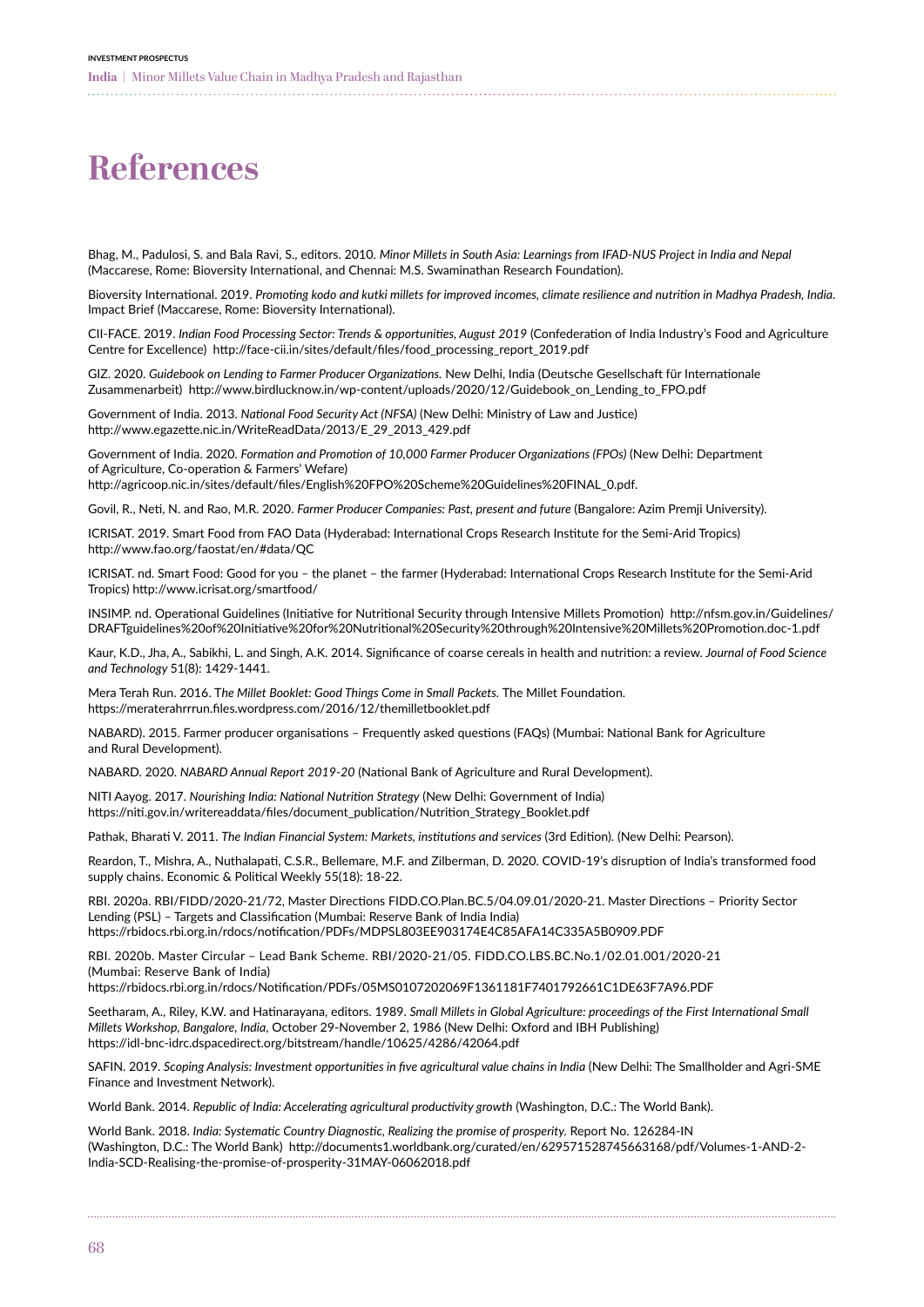# References

Bhag, M., Padulosi, S. and Bala Ravi, S., editors. 2010. *Minor Millets in South Asia: Learnings from IFAD-NUS Project in India and Nepal* (Maccarese, Rome: Bioversity International, and Chennai: M.S. Swaminathan Research Foundation).

Bioversity International. 2019. *Promoting kodo and kutki millets for improved incomes, climate resilience and nutrition in Madhya Pradesh, India.* Impact Brief (Maccarese, Rome: Bioversity International).

CII-FACE. 2019. *Indian Food Processing Sector: Trends & opportunities, August 2019* (Confederation of India Industry's Food and Agriculture Centre for Excellence) http://face-cii.in/sites/default/files/food_processing_report_2019.pdf

GIZ. 2020. *Guidebook on Lending to Farmer Producer Organizations.* New Delhi, India (Deutsche Gesellschaft für Internationale Zusammenarbeit) http://www.birdlucknow.in/wp-content/uploads/2020/12/Guidebook_on_Lending_to_FPO.pdf

Government of India. 2013. *National Food Security Act (NFSA)* (New Delhi: Ministry of Law and Justice) http://www.egazette.nic.in/WriteReadData/2013/E_29_2013_429.pdf

Government of India. 2020. *Formation and Promotion of 10,000 Farmer Producer Organizations (FPOs)* (New Delhi: Department of Agriculture, Co-operation & Farmers' Wefare) http://agricoop.nic.in/sites/default/files/English%20FPO%20Scheme%20Guidelines%20FINAL_0.pdf.

Govil, R., Neti, N. and Rao, M.R. 2020. *Farmer Producer Companies: Past, present and future* (Bangalore: Azim Premji University).

ICRISAT. 2019. Smart Food from FAO Data (Hyderabad: International Crops Research Institute for the Semi-Arid Tropics) http://www.fao.org/faostat/en/#data/QC

ICRISAT. nd. Smart Food: Good for you – the planet – the farmer (Hyderabad: International Crops Research Institute for the Semi-Arid Tropics) http://www.icrisat.org/smartfood/

INSIMP. nd. Operational Guidelines (Initiative for Nutritional Security through Intensive Millets Promotion) http://nfsm.gov.in/Guidelines/DRAFTguidelines%20of%20Initiative%20for%20Nutritional%20Security%20through%20Intensive%20Millets%20Promotion.doc-1.pdf

Kaur, K.D., Jha, A., Sabikhi, L. and Singh, A.K. 2014. Significance of coarse cereals in health and nutrition: a review. *Journal of Food Science and Technology* 51(8): 1429-1441.

Mera Terah Run. 2016. *The Millet Booklet: Good Things Come in Small Packets.* The Millet Foundation. https://meraterahrrrun.files.wordpress.com/2016/12/themilletbooklet.pdf

NABARD). 2015. Farmer producer organisations – Frequently asked questions (FAQs) (Mumbai: National Bank for Agriculture and Rural Development).

NABARD. 2020. *NABARD Annual Report 2019-20* (National Bank of Agriculture and Rural Development).

NITI Aayog. 2017. *Nourishing India: National Nutrition Strategy* (New Delhi: Government of India) https://niti.gov.in/writereaddata/files/document_publication/Nutrition_Strategy_Booklet.pdf

Pathak, Bharati V. 2011. *The Indian Financial System: Markets, institutions and services* (3rd Edition). (New Delhi: Pearson).

Reardon, T., Mishra, A., Nuthalapati, C.S.R., Bellemare, M.F. and Zilberman, D. 2020. COVID-19's disruption of India's transformed food supply chains. Economic & Political Weekly 55(18): 18-22.

RBI. 2020a. RBI/FIDD/2020-21/72, Master Directions FIDD.CO.Plan.BC.5/04.09.01/2020-21. Master Directions – Priority Sector Lending (PSL) – Targets and Classification (Mumbai: Reserve Bank of India India) https://rbidocs.rbi.org.in/rdocs/notification/PDFs/MDPSL803EE903174E4C85AFA14C335A5B0909.PDF

RBI. 2020b. Master Circular – Lead Bank Scheme. RBI/2020-21/05. FIDD.CO.LBS.BC.No.1/02.01.001/2020-21 (Mumbai: Reserve Bank of India) https://rbidocs.rbi.org.in/rdocs/Notification/PDFs/05MS0107202069F1361181F7401792661C1DE63F7A96.PDF

Seetharam, A., Riley, K.W. and Hatinarayana, editors. 1989. *Small Millets in Global Agriculture: proceedings of the First International Small Millets Workshop, Bangalore, India*, October 29-November 2, 1986 (New Delhi: Oxford and IBH Publishing) https://idl-bnc-idrc.dspacedirect.org/bitstream/handle/10625/4286/42064.pdf

SAFIN. 2019. *Scoping Analysis: Investment opportunities in five agricultural value chains in India* (New Delhi: The Smallholder and Agri-SME Finance and Investment Network).

World Bank. 2014. *Republic of India: Accelerating agricultural productivity growth* (Washington, D.C.: The World Bank).

World Bank. 2018. *India: Systematic Country Diagnostic, Realizing the promise of prosperity.* Report No. 126284-IN (Washington, D.C.: The World Bank) http://documents1.worldbank.org/curated/en/629571528745663168/pdf/Volumes-1-AND-2-India-SCD-Realising-the-promise-of-prosperity-31MAY-06062018.pdf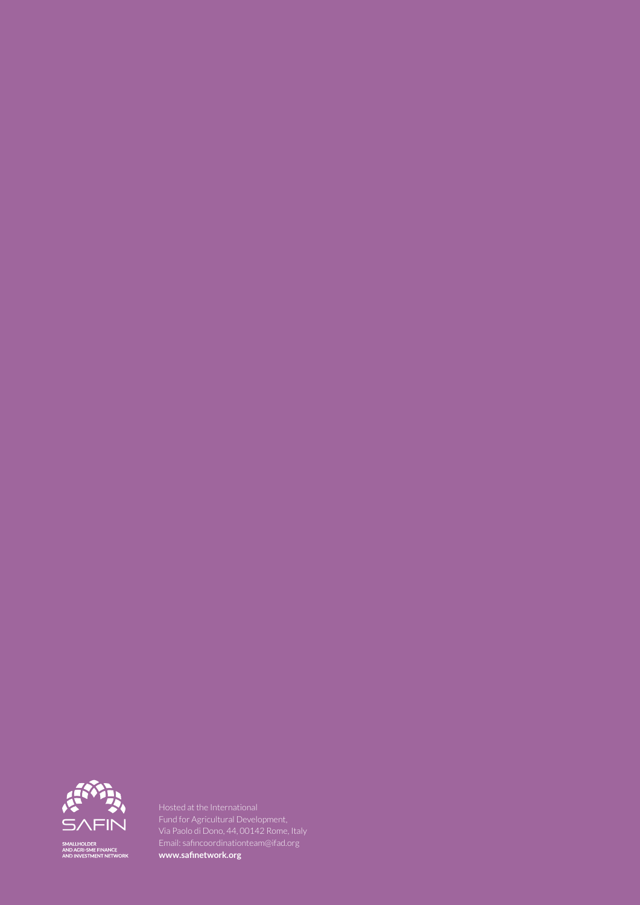SAFIN

SMALLHOLDER
AND AGRI-SME FINANCE
AND INVESTMENT NETWORK

Hosted at the International
Fund for Agricultural Development,
Via Paolo di Dono, 44, 00142 Rome, Italy
Email: safincoordinationteam@ifad.org
**www.safinetwork.org**